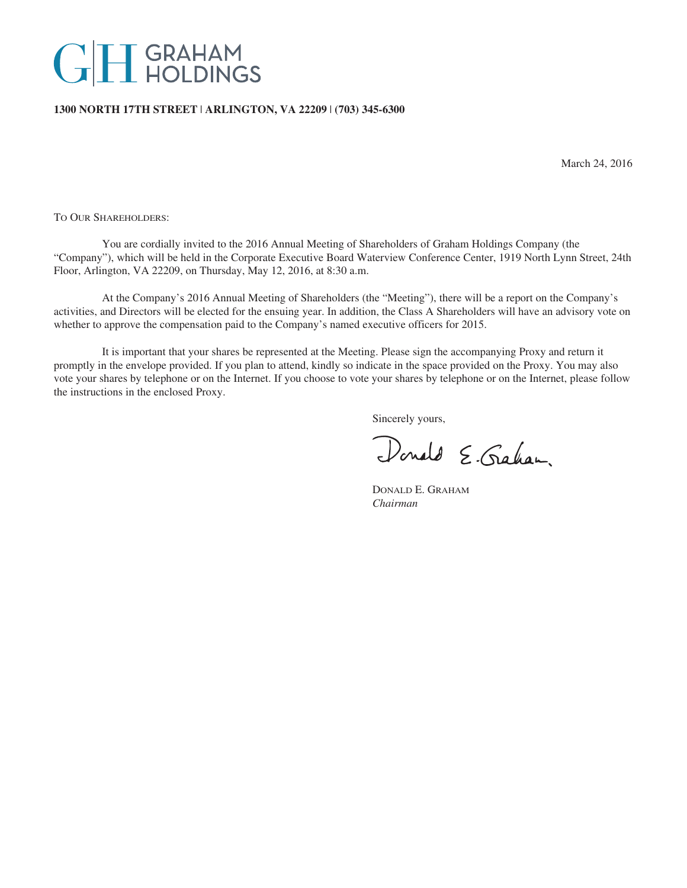# GRAHAM HOLDINGS

**1300 NORTH 17TH STREET | ARLINGTON, VA 22209 | (703) 345-6300**

March 24, 2016

TO OUR SHAREHOLDERS:

You are cordially invited to the 2016 Annual Meeting of Shareholders of Graham Holdings Company (the "Company"), which will be held in the Corporate Executive Board Waterview Conference Center, 1919 North Lynn Street, 24th Floor, Arlington, VA 22209, on Thursday, May 12, 2016, at 8:30 a.m.

At the Company's 2016 Annual Meeting of Shareholders (the "Meeting"), there will be a report on the Company's activities, and Directors will be elected for the ensuing year. In addition, the Class A Shareholders will have an advisory vote on whether to approve the compensation paid to the Company's named executive officers for 2015.

It is important that your shares be represented at the Meeting. Please sign the accompanying Proxy and return it promptly in the envelope provided. If you plan to attend, kindly so indicate in the space provided on the Proxy. You may also vote your shares by telephone or on the Internet. If you choose to vote your shares by telephone or on the Internet, please follow the instructions in the enclosed Proxy.

Sincerely yours,

Donald E. Graham

DONALD E. GRAHAM
*Chairman*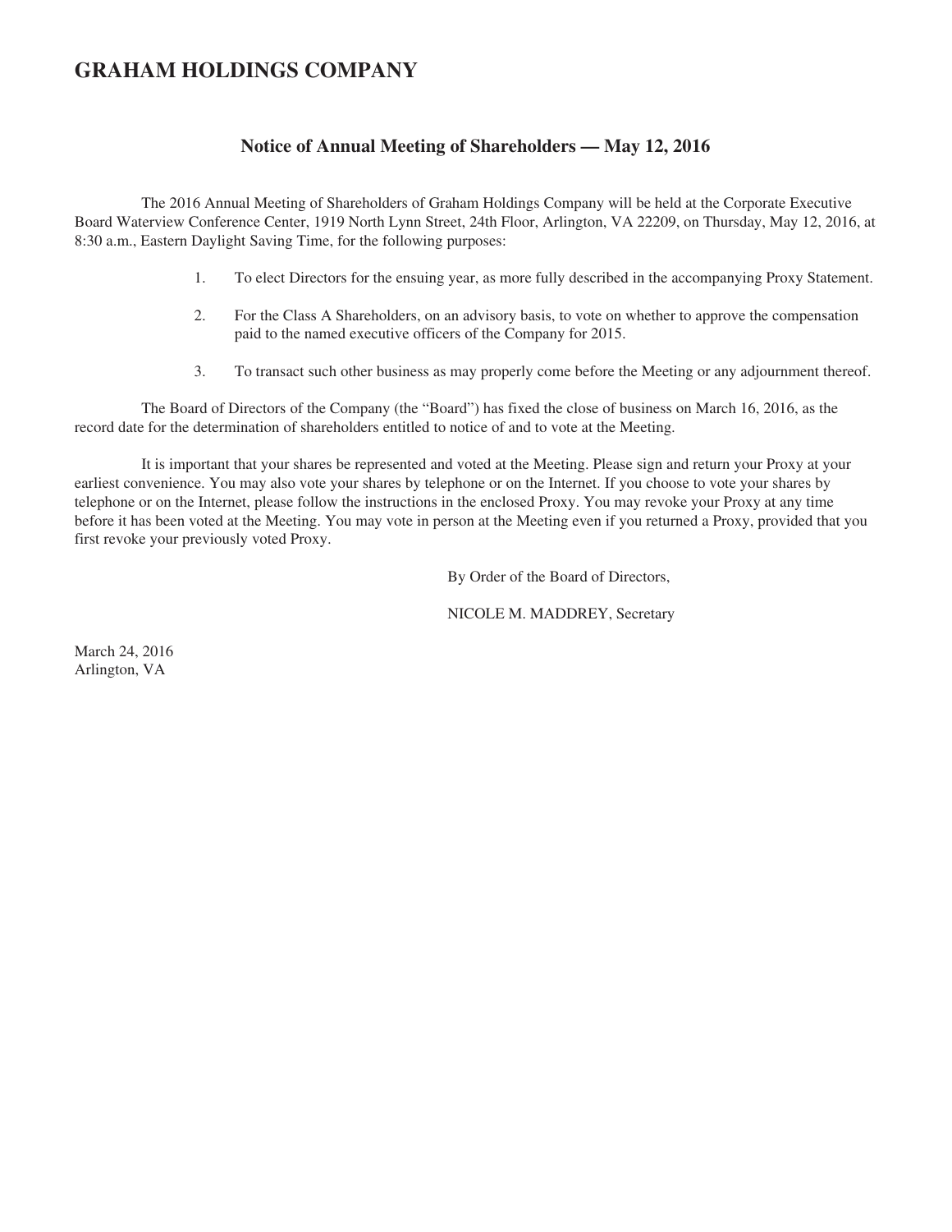# GRAHAM HOLDINGS COMPANY

## Notice of Annual Meeting of Shareholders — May 12, 2016

The 2016 Annual Meeting of Shareholders of Graham Holdings Company will be held at the Corporate Executive Board Waterview Conference Center, 1919 North Lynn Street, 24th Floor, Arlington, VA 22209, on Thursday, May 12, 2016, at 8:30 a.m., Eastern Daylight Saving Time, for the following purposes:

1. To elect Directors for the ensuing year, as more fully described in the accompanying Proxy Statement.
2. For the Class A Shareholders, on an advisory basis, to vote on whether to approve the compensation paid to the named executive officers of the Company for 2015.
3. To transact such other business as may properly come before the Meeting or any adjournment thereof.

The Board of Directors of the Company (the "Board") has fixed the close of business on March 16, 2016, as the record date for the determination of shareholders entitled to notice of and to vote at the Meeting.

It is important that your shares be represented and voted at the Meeting. Please sign and return your Proxy at your earliest convenience. You may also vote your shares by telephone or on the Internet. If you choose to vote your shares by telephone or on the Internet, please follow the instructions in the enclosed Proxy. You may revoke your Proxy at any time before it has been voted at the Meeting. You may vote in person at the Meeting even if you returned a Proxy, provided that you first revoke your previously voted Proxy.

By Order of the Board of Directors,

NICOLE M. MADDREY, Secretary

March 24, 2016
Arlington, VA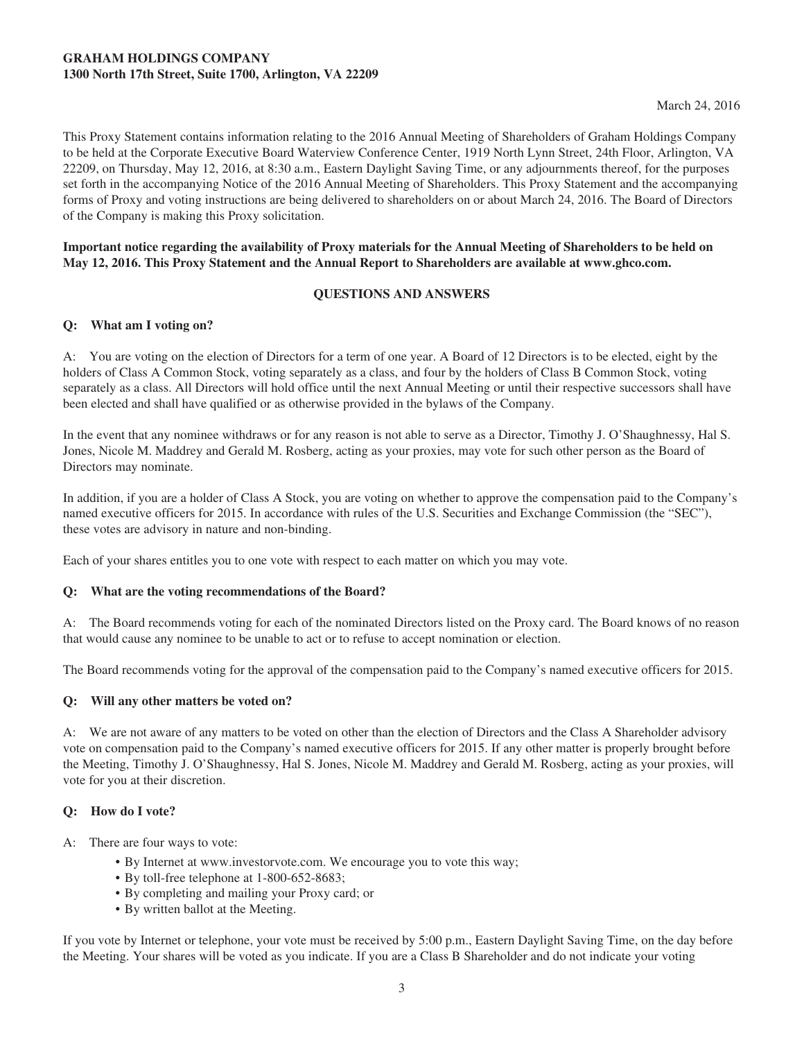**GRAHAM HOLDINGS COMPANY**
**1300 North 17th Street, Suite 1700, Arlington, VA 22209**

March 24, 2016

This Proxy Statement contains information relating to the 2016 Annual Meeting of Shareholders of Graham Holdings Company to be held at the Corporate Executive Board Waterview Conference Center, 1919 North Lynn Street, 24th Floor, Arlington, VA 22209, on Thursday, May 12, 2016, at 8:30 a.m., Eastern Daylight Saving Time, or any adjournments thereof, for the purposes set forth in the accompanying Notice of the 2016 Annual Meeting of Shareholders. This Proxy Statement and the accompanying forms of Proxy and voting instructions are being delivered to shareholders on or about March 24, 2016. The Board of Directors of the Company is making this Proxy solicitation.

**Important notice regarding the availability of Proxy materials for the Annual Meeting of Shareholders to be held on May 12, 2016. This Proxy Statement and the Annual Report to Shareholders are available at www.ghco.com.**

## QUESTIONS AND ANSWERS

**Q: What am I voting on?**

A: You are voting on the election of Directors for a term of one year. A Board of 12 Directors is to be elected, eight by the holders of Class A Common Stock, voting separately as a class, and four by the holders of Class B Common Stock, voting separately as a class. All Directors will hold office until the next Annual Meeting or until their respective successors shall have been elected and shall have qualified or as otherwise provided in the bylaws of the Company.

In the event that any nominee withdraws or for any reason is not able to serve as a Director, Timothy J. O'Shaughnessy, Hal S. Jones, Nicole M. Maddrey and Gerald M. Rosberg, acting as your proxies, may vote for such other person as the Board of Directors may nominate.

In addition, if you are a holder of Class A Stock, you are voting on whether to approve the compensation paid to the Company's named executive officers for 2015. In accordance with rules of the U.S. Securities and Exchange Commission (the "SEC"), these votes are advisory in nature and non-binding.

Each of your shares entitles you to one vote with respect to each matter on which you may vote.

**Q: What are the voting recommendations of the Board?**

A: The Board recommends voting for each of the nominated Directors listed on the Proxy card. The Board knows of no reason that would cause any nominee to be unable to act or to refuse to accept nomination or election.

The Board recommends voting for the approval of the compensation paid to the Company's named executive officers for 2015.

**Q: Will any other matters be voted on?**

A: We are not aware of any matters to be voted on other than the election of Directors and the Class A Shareholder advisory vote on compensation paid to the Company's named executive officers for 2015. If any other matter is properly brought before the Meeting, Timothy J. O'Shaughnessy, Hal S. Jones, Nicole M. Maddrey and Gerald M. Rosberg, acting as your proxies, will vote for you at their discretion.

**Q: How do I vote?**

A: There are four ways to vote:

- By Internet at www.investorvote.com. We encourage you to vote this way;
- By toll-free telephone at 1-800-652-8683;
- By completing and mailing your Proxy card; or
- By written ballot at the Meeting.

If you vote by Internet or telephone, your vote must be received by 5:00 p.m., Eastern Daylight Saving Time, on the day before the Meeting. Your shares will be voted as you indicate. If you are a Class B Shareholder and do not indicate your voting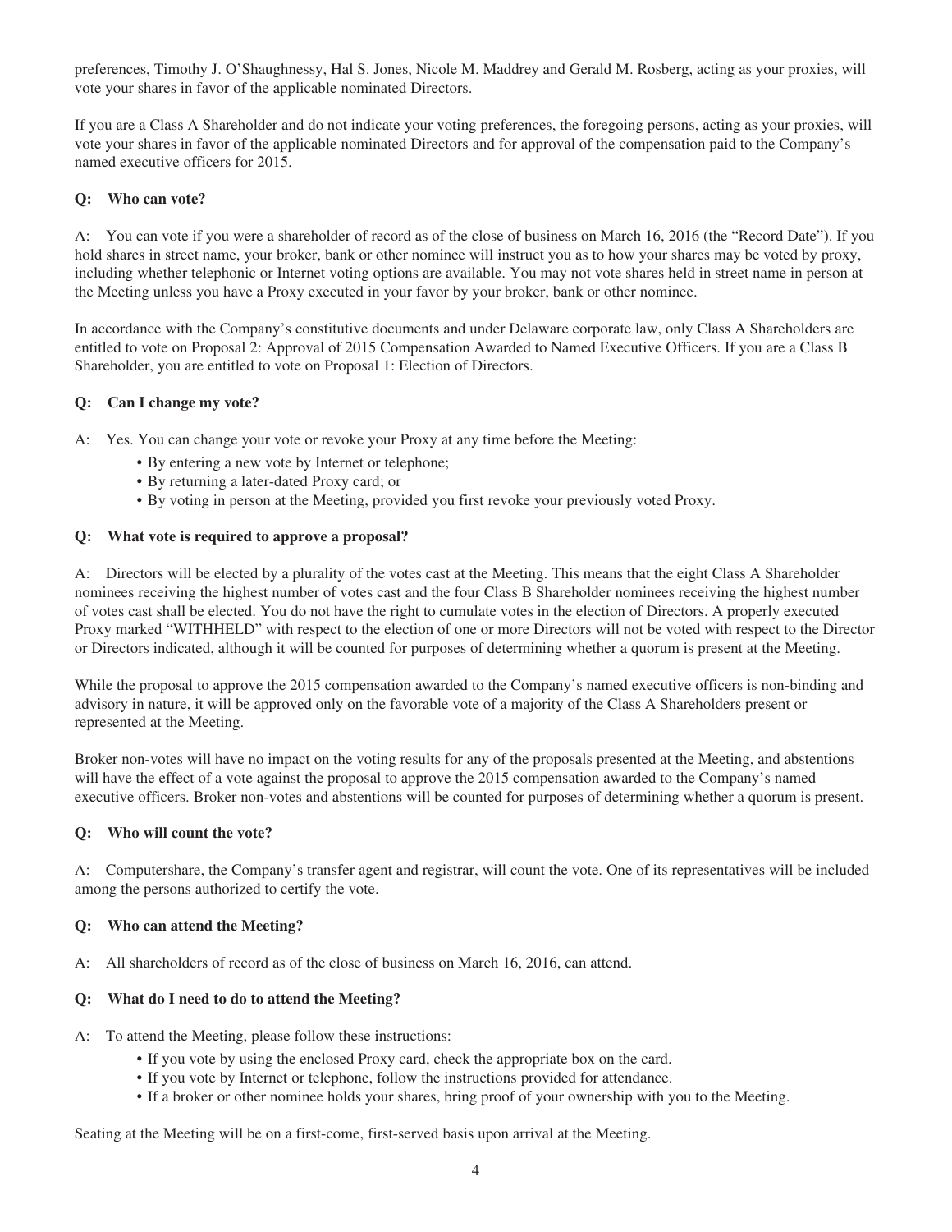preferences, Timothy J. O'Shaughnessy, Hal S. Jones, Nicole M. Maddrey and Gerald M. Rosberg, acting as your proxies, will vote your shares in favor of the applicable nominated Directors.

If you are a Class A Shareholder and do not indicate your voting preferences, the foregoing persons, acting as your proxies, will vote your shares in favor of the applicable nominated Directors and for approval of the compensation paid to the Company's named executive officers for 2015.

**Q: Who can vote?**

A: You can vote if you were a shareholder of record as of the close of business on March 16, 2016 (the "Record Date"). If you hold shares in street name, your broker, bank or other nominee will instruct you as to how your shares may be voted by proxy, including whether telephonic or Internet voting options are available. You may not vote shares held in street name in person at the Meeting unless you have a Proxy executed in your favor by your broker, bank or other nominee.

In accordance with the Company's constitutive documents and under Delaware corporate law, only Class A Shareholders are entitled to vote on Proposal 2: Approval of 2015 Compensation Awarded to Named Executive Officers. If you are a Class B Shareholder, you are entitled to vote on Proposal 1: Election of Directors.

**Q: Can I change my vote?**

A: Yes. You can change your vote or revoke your Proxy at any time before the Meeting:

- By entering a new vote by Internet or telephone;
- By returning a later-dated Proxy card; or
- By voting in person at the Meeting, provided you first revoke your previously voted Proxy.

**Q: What vote is required to approve a proposal?**

A: Directors will be elected by a plurality of the votes cast at the Meeting. This means that the eight Class A Shareholder nominees receiving the highest number of votes cast and the four Class B Shareholder nominees receiving the highest number of votes cast shall be elected. You do not have the right to cumulate votes in the election of Directors. A properly executed Proxy marked "WITHHELD" with respect to the election of one or more Directors will not be voted with respect to the Director or Directors indicated, although it will be counted for purposes of determining whether a quorum is present at the Meeting.

While the proposal to approve the 2015 compensation awarded to the Company's named executive officers is non-binding and advisory in nature, it will be approved only on the favorable vote of a majority of the Class A Shareholders present or represented at the Meeting.

Broker non-votes will have no impact on the voting results for any of the proposals presented at the Meeting, and abstentions will have the effect of a vote against the proposal to approve the 2015 compensation awarded to the Company's named executive officers. Broker non-votes and abstentions will be counted for purposes of determining whether a quorum is present.

**Q: Who will count the vote?**

A: Computershare, the Company's transfer agent and registrar, will count the vote. One of its representatives will be included among the persons authorized to certify the vote.

**Q: Who can attend the Meeting?**

A: All shareholders of record as of the close of business on March 16, 2016, can attend.

**Q: What do I need to do to attend the Meeting?**

A: To attend the Meeting, please follow these instructions:

- If you vote by using the enclosed Proxy card, check the appropriate box on the card.
- If you vote by Internet or telephone, follow the instructions provided for attendance.
- If a broker or other nominee holds your shares, bring proof of your ownership with you to the Meeting.

Seating at the Meeting will be on a first-come, first-served basis upon arrival at the Meeting.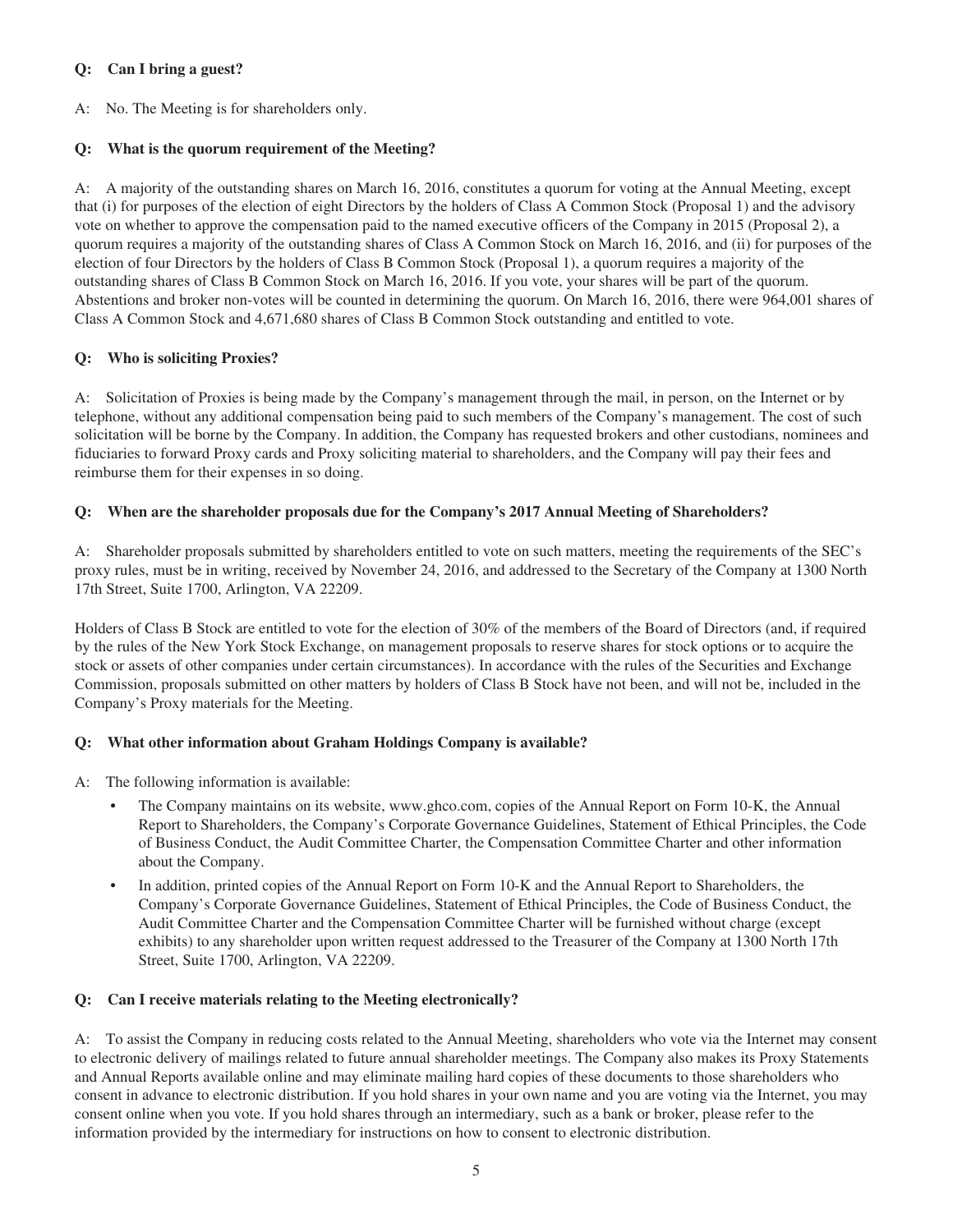**Q: Can I bring a guest?**

A: No. The Meeting is for shareholders only.

**Q: What is the quorum requirement of the Meeting?**

A: A majority of the outstanding shares on March 16, 2016, constitutes a quorum for voting at the Annual Meeting, except that (i) for purposes of the election of eight Directors by the holders of Class A Common Stock (Proposal 1) and the advisory vote on whether to approve the compensation paid to the named executive officers of the Company in 2015 (Proposal 2), a quorum requires a majority of the outstanding shares of Class A Common Stock on March 16, 2016, and (ii) for purposes of the election of four Directors by the holders of Class B Common Stock (Proposal 1), a quorum requires a majority of the outstanding shares of Class B Common Stock on March 16, 2016. If you vote, your shares will be part of the quorum. Abstentions and broker non-votes will be counted in determining the quorum. On March 16, 2016, there were 964,001 shares of Class A Common Stock and 4,671,680 shares of Class B Common Stock outstanding and entitled to vote.

**Q: Who is soliciting Proxies?**

A: Solicitation of Proxies is being made by the Company's management through the mail, in person, on the Internet or by telephone, without any additional compensation being paid to such members of the Company's management. The cost of such solicitation will be borne by the Company. In addition, the Company has requested brokers and other custodians, nominees and fiduciaries to forward Proxy cards and Proxy soliciting material to shareholders, and the Company will pay their fees and reimburse them for their expenses in so doing.

**Q: When are the shareholder proposals due for the Company's 2017 Annual Meeting of Shareholders?**

A: Shareholder proposals submitted by shareholders entitled to vote on such matters, meeting the requirements of the SEC's proxy rules, must be in writing, received by November 24, 2016, and addressed to the Secretary of the Company at 1300 North 17th Street, Suite 1700, Arlington, VA 22209.

Holders of Class B Stock are entitled to vote for the election of 30% of the members of the Board of Directors (and, if required by the rules of the New York Stock Exchange, on management proposals to reserve shares for stock options or to acquire the stock or assets of other companies under certain circumstances). In accordance with the rules of the Securities and Exchange Commission, proposals submitted on other matters by holders of Class B Stock have not been, and will not be, included in the Company's Proxy materials for the Meeting.

**Q: What other information about Graham Holdings Company is available?**

A: The following information is available:

- The Company maintains on its website, www.ghco.com, copies of the Annual Report on Form 10-K, the Annual Report to Shareholders, the Company's Corporate Governance Guidelines, Statement of Ethical Principles, the Code of Business Conduct, the Audit Committee Charter, the Compensation Committee Charter and other information about the Company.
- In addition, printed copies of the Annual Report on Form 10-K and the Annual Report to Shareholders, the Company's Corporate Governance Guidelines, Statement of Ethical Principles, the Code of Business Conduct, the Audit Committee Charter and the Compensation Committee Charter will be furnished without charge (except exhibits) to any shareholder upon written request addressed to the Treasurer of the Company at 1300 North 17th Street, Suite 1700, Arlington, VA 22209.

**Q: Can I receive materials relating to the Meeting electronically?**

A: To assist the Company in reducing costs related to the Annual Meeting, shareholders who vote via the Internet may consent to electronic delivery of mailings related to future annual shareholder meetings. The Company also makes its Proxy Statements and Annual Reports available online and may eliminate mailing hard copies of these documents to those shareholders who consent in advance to electronic distribution. If you hold shares in your own name and you are voting via the Internet, you may consent online when you vote. If you hold shares through an intermediary, such as a bank or broker, please refer to the information provided by the intermediary for instructions on how to consent to electronic distribution.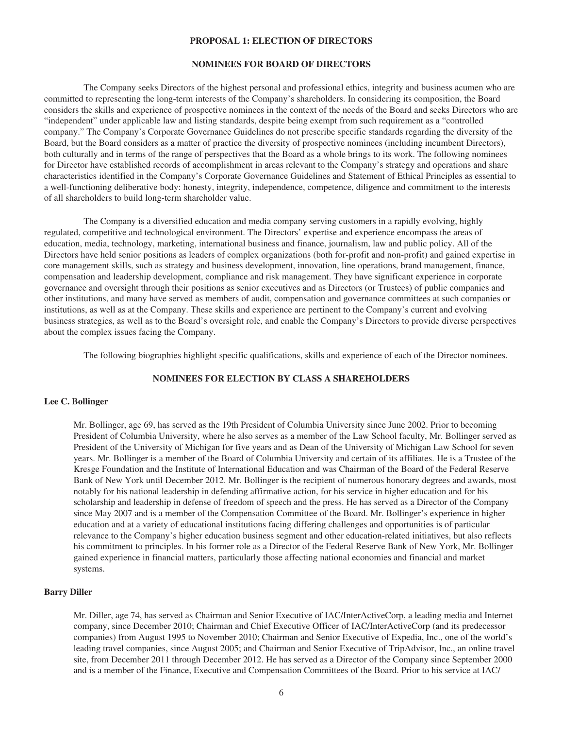# PROPOSAL 1: ELECTION OF DIRECTORS

## NOMINEES FOR BOARD OF DIRECTORS

The Company seeks Directors of the highest personal and professional ethics, integrity and business acumen who are committed to representing the long-term interests of the Company's shareholders. In considering its composition, the Board considers the skills and experience of prospective nominees in the context of the needs of the Board and seeks Directors who are "independent" under applicable law and listing standards, despite being exempt from such requirement as a "controlled company." The Company's Corporate Governance Guidelines do not prescribe specific standards regarding the diversity of the Board, but the Board considers as a matter of practice the diversity of prospective nominees (including incumbent Directors), both culturally and in terms of the range of perspectives that the Board as a whole brings to its work. The following nominees for Director have established records of accomplishment in areas relevant to the Company's strategy and operations and share characteristics identified in the Company's Corporate Governance Guidelines and Statement of Ethical Principles as essential to a well-functioning deliberative body: honesty, integrity, independence, competence, diligence and commitment to the interests of all shareholders to build long-term shareholder value.

The Company is a diversified education and media company serving customers in a rapidly evolving, highly regulated, competitive and technological environment. The Directors' expertise and experience encompass the areas of education, media, technology, marketing, international business and finance, journalism, law and public policy. All of the Directors have held senior positions as leaders of complex organizations (both for-profit and non-profit) and gained expertise in core management skills, such as strategy and business development, innovation, line operations, brand management, finance, compensation and leadership development, compliance and risk management. They have significant experience in corporate governance and oversight through their positions as senior executives and as Directors (or Trustees) of public companies and other institutions, and many have served as members of audit, compensation and governance committees at such companies or institutions, as well as at the Company. These skills and experience are pertinent to the Company's current and evolving business strategies, as well as to the Board's oversight role, and enable the Company's Directors to provide diverse perspectives about the complex issues facing the Company.

The following biographies highlight specific qualifications, skills and experience of each of the Director nominees.

## NOMINEES FOR ELECTION BY CLASS A SHAREHOLDERS

### Lee C. Bollinger

Mr. Bollinger, age 69, has served as the 19th President of Columbia University since June 2002. Prior to becoming President of Columbia University, where he also serves as a member of the Law School faculty, Mr. Bollinger served as President of the University of Michigan for five years and as Dean of the University of Michigan Law School for seven years. Mr. Bollinger is a member of the Board of Columbia University and certain of its affiliates. He is a Trustee of the Kresge Foundation and the Institute of International Education and was Chairman of the Board of the Federal Reserve Bank of New York until December 2012. Mr. Bollinger is the recipient of numerous honorary degrees and awards, most notably for his national leadership in defending affirmative action, for his service in higher education and for his scholarship and leadership in defense of freedom of speech and the press. He has served as a Director of the Company since May 2007 and is a member of the Compensation Committee of the Board. Mr. Bollinger's experience in higher education and at a variety of educational institutions facing differing challenges and opportunities is of particular relevance to the Company's higher education business segment and other education-related initiatives, but also reflects his commitment to principles. In his former role as a Director of the Federal Reserve Bank of New York, Mr. Bollinger gained experience in financial matters, particularly those affecting national economies and financial and market systems.

### Barry Diller

Mr. Diller, age 74, has served as Chairman and Senior Executive of IAC/InterActiveCorp, a leading media and Internet company, since December 2010; Chairman and Chief Executive Officer of IAC/InterActiveCorp (and its predecessor companies) from August 1995 to November 2010; Chairman and Senior Executive of Expedia, Inc., one of the world's leading travel companies, since August 2005; and Chairman and Senior Executive of TripAdvisor, Inc., an online travel site, from December 2011 through December 2012. He has served as a Director of the Company since September 2000 and is a member of the Finance, Executive and Compensation Committees of the Board. Prior to his service at IAC/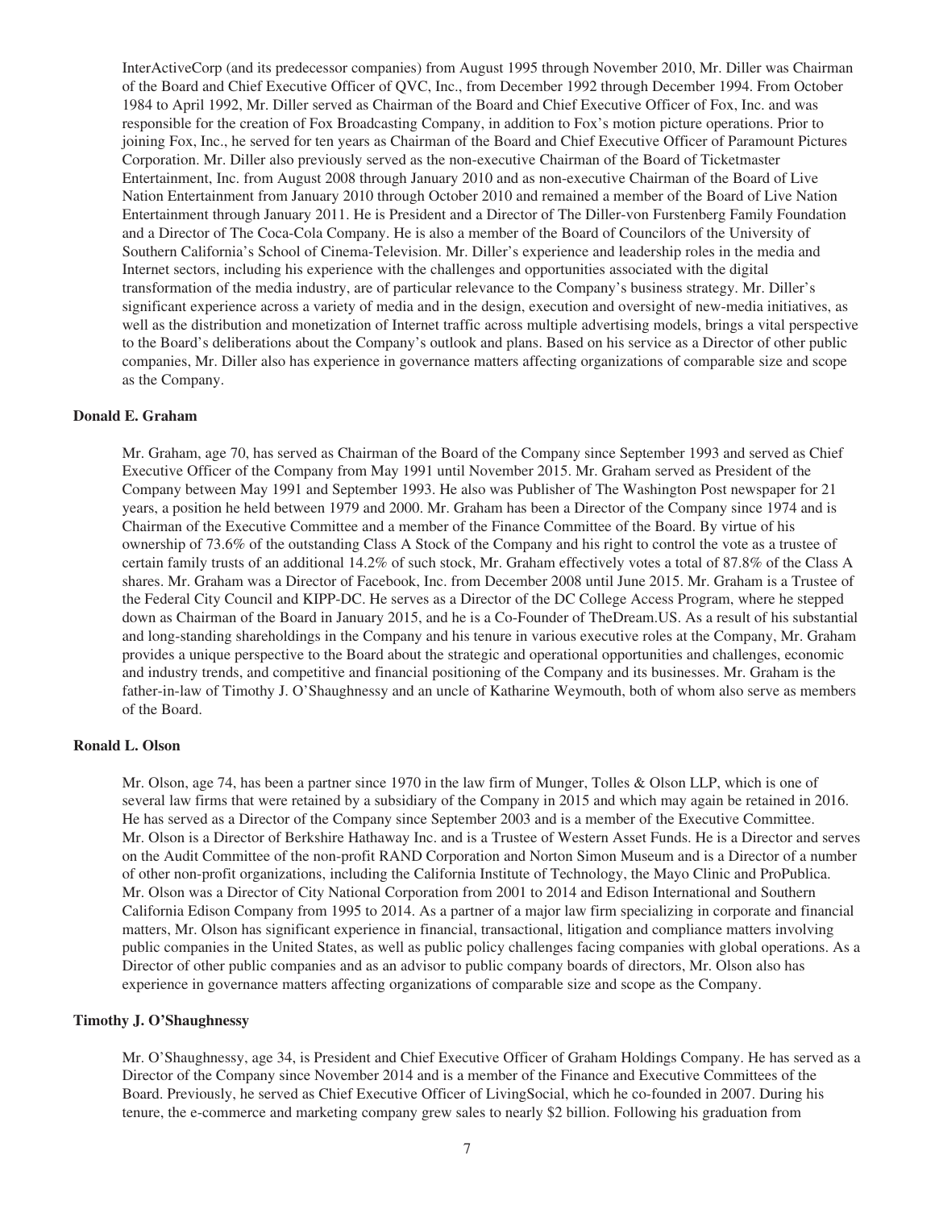InterActiveCorp (and its predecessor companies) from August 1995 through November 2010, Mr. Diller was Chairman of the Board and Chief Executive Officer of QVC, Inc., from December 1992 through December 1994. From October 1984 to April 1992, Mr. Diller served as Chairman of the Board and Chief Executive Officer of Fox, Inc. and was responsible for the creation of Fox Broadcasting Company, in addition to Fox's motion picture operations. Prior to joining Fox, Inc., he served for ten years as Chairman of the Board and Chief Executive Officer of Paramount Pictures Corporation. Mr. Diller also previously served as the non-executive Chairman of the Board of Ticketmaster Entertainment, Inc. from August 2008 through January 2010 and as non-executive Chairman of the Board of Live Nation Entertainment from January 2010 through October 2010 and remained a member of the Board of Live Nation Entertainment through January 2011. He is President and a Director of The Diller-von Furstenberg Family Foundation and a Director of The Coca-Cola Company. He is also a member of the Board of Councilors of the University of Southern California's School of Cinema-Television. Mr. Diller's experience and leadership roles in the media and Internet sectors, including his experience with the challenges and opportunities associated with the digital transformation of the media industry, are of particular relevance to the Company's business strategy. Mr. Diller's significant experience across a variety of media and in the design, execution and oversight of new-media initiatives, as well as the distribution and monetization of Internet traffic across multiple advertising models, brings a vital perspective to the Board's deliberations about the Company's outlook and plans. Based on his service as a Director of other public companies, Mr. Diller also has experience in governance matters affecting organizations of comparable size and scope as the Company.

### Donald E. Graham

Mr. Graham, age 70, has served as Chairman of the Board of the Company since September 1993 and served as Chief Executive Officer of the Company from May 1991 until November 2015. Mr. Graham served as President of the Company between May 1991 and September 1993. He also was Publisher of The Washington Post newspaper for 21 years, a position he held between 1979 and 2000. Mr. Graham has been a Director of the Company since 1974 and is Chairman of the Executive Committee and a member of the Finance Committee of the Board. By virtue of his ownership of 73.6% of the outstanding Class A Stock of the Company and his right to control the vote as a trustee of certain family trusts of an additional 14.2% of such stock, Mr. Graham effectively votes a total of 87.8% of the Class A shares. Mr. Graham was a Director of Facebook, Inc. from December 2008 until June 2015. Mr. Graham is a Trustee of the Federal City Council and KIPP-DC. He serves as a Director of the DC College Access Program, where he stepped down as Chairman of the Board in January 2015, and he is a Co-Founder of TheDream.US. As a result of his substantial and long-standing shareholdings in the Company and his tenure in various executive roles at the Company, Mr. Graham provides a unique perspective to the Board about the strategic and operational opportunities and challenges, economic and industry trends, and competitive and financial positioning of the Company and its businesses. Mr. Graham is the father-in-law of Timothy J. O'Shaughnessy and an uncle of Katharine Weymouth, both of whom also serve as members of the Board.

### Ronald L. Olson

Mr. Olson, age 74, has been a partner since 1970 in the law firm of Munger, Tolles & Olson LLP, which is one of several law firms that were retained by a subsidiary of the Company in 2015 and which may again be retained in 2016. He has served as a Director of the Company since September 2003 and is a member of the Executive Committee. Mr. Olson is a Director of Berkshire Hathaway Inc. and is a Trustee of Western Asset Funds. He is a Director and serves on the Audit Committee of the non-profit RAND Corporation and Norton Simon Museum and is a Director of a number of other non-profit organizations, including the California Institute of Technology, the Mayo Clinic and ProPublica. Mr. Olson was a Director of City National Corporation from 2001 to 2014 and Edison International and Southern California Edison Company from 1995 to 2014. As a partner of a major law firm specializing in corporate and financial matters, Mr. Olson has significant experience in financial, transactional, litigation and compliance matters involving public companies in the United States, as well as public policy challenges facing companies with global operations. As a Director of other public companies and as an advisor to public company boards of directors, Mr. Olson also has experience in governance matters affecting organizations of comparable size and scope as the Company.

### Timothy J. O'Shaughnessy

Mr. O'Shaughnessy, age 34, is President and Chief Executive Officer of Graham Holdings Company. He has served as a Director of the Company since November 2014 and is a member of the Finance and Executive Committees of the Board. Previously, he served as Chief Executive Officer of LivingSocial, which he co-founded in 2007. During his tenure, the e-commerce and marketing company grew sales to nearly $2 billion. Following his graduation from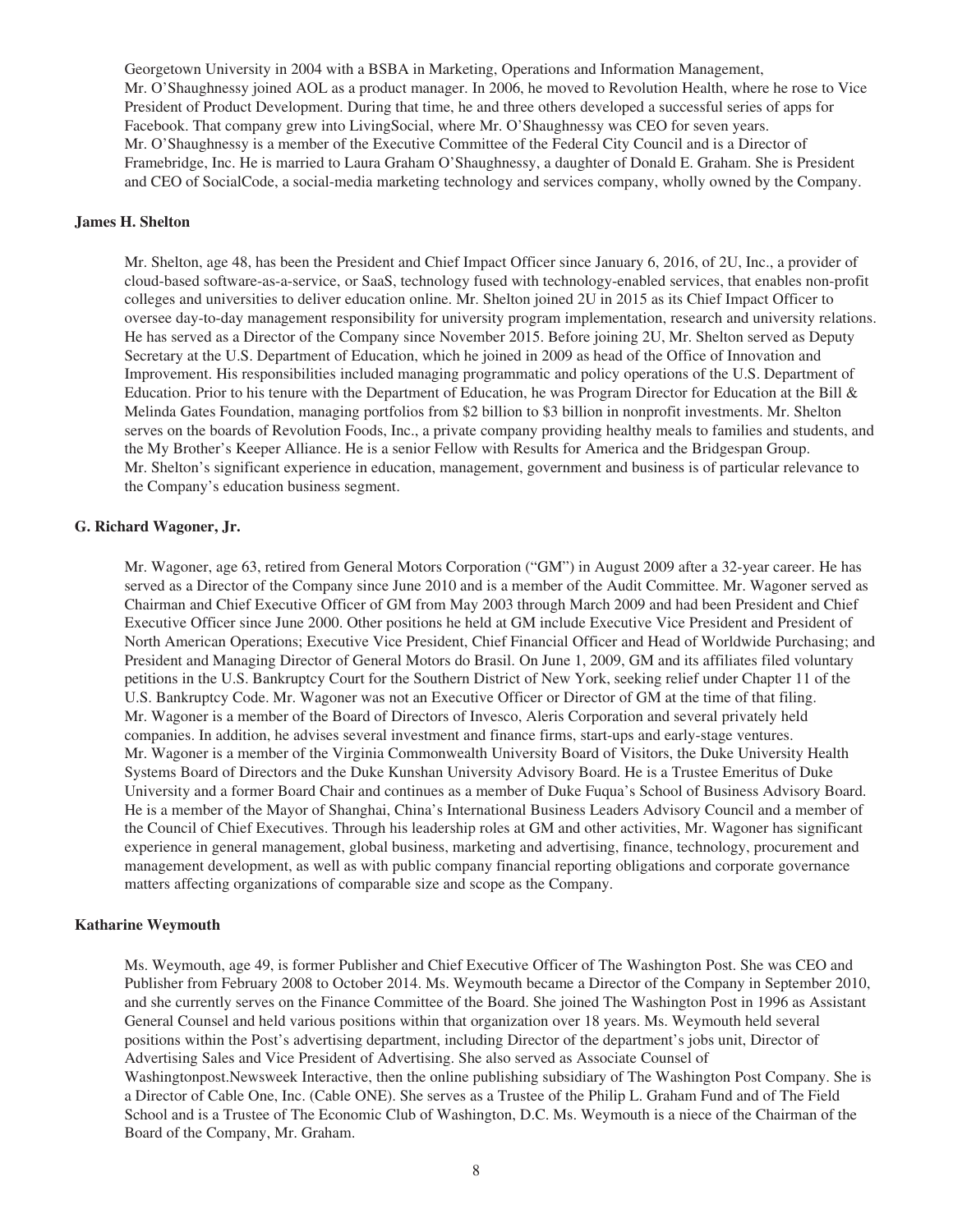Georgetown University in 2004 with a BSBA in Marketing, Operations and Information Management, Mr. O'Shaughnessy joined AOL as a product manager. In 2006, he moved to Revolution Health, where he rose to Vice President of Product Development. During that time, he and three others developed a successful series of apps for Facebook. That company grew into LivingSocial, where Mr. O'Shaughnessy was CEO for seven years. Mr. O'Shaughnessy is a member of the Executive Committee of the Federal City Council and is a Director of Framebridge, Inc. He is married to Laura Graham O'Shaughnessy, a daughter of Donald E. Graham. She is President and CEO of SocialCode, a social-media marketing technology and services company, wholly owned by the Company.

**James H. Shelton**

Mr. Shelton, age 48, has been the President and Chief Impact Officer since January 6, 2016, of 2U, Inc., a provider of cloud-based software-as-a-service, or SaaS, technology fused with technology-enabled services, that enables non-profit colleges and universities to deliver education online. Mr. Shelton joined 2U in 2015 as its Chief Impact Officer to oversee day-to-day management responsibility for university program implementation, research and university relations. He has served as a Director of the Company since November 2015. Before joining 2U, Mr. Shelton served as Deputy Secretary at the U.S. Department of Education, which he joined in 2009 as head of the Office of Innovation and Improvement. His responsibilities included managing programmatic and policy operations of the U.S. Department of Education. Prior to his tenure with the Department of Education, he was Program Director for Education at the Bill & Melinda Gates Foundation, managing portfolios from $2 billion to $3 billion in nonprofit investments. Mr. Shelton serves on the boards of Revolution Foods, Inc., a private company providing healthy meals to families and students, and the My Brother's Keeper Alliance. He is a senior Fellow with Results for America and the Bridgespan Group. Mr. Shelton's significant experience in education, management, government and business is of particular relevance to the Company's education business segment.

**G. Richard Wagoner, Jr.**

Mr. Wagoner, age 63, retired from General Motors Corporation ("GM") in August 2009 after a 32-year career. He has served as a Director of the Company since June 2010 and is a member of the Audit Committee. Mr. Wagoner served as Chairman and Chief Executive Officer of GM from May 2003 through March 2009 and had been President and Chief Executive Officer since June 2000. Other positions he held at GM include Executive Vice President and President of North American Operations; Executive Vice President, Chief Financial Officer and Head of Worldwide Purchasing; and President and Managing Director of General Motors do Brasil. On June 1, 2009, GM and its affiliates filed voluntary petitions in the U.S. Bankruptcy Court for the Southern District of New York, seeking relief under Chapter 11 of the U.S. Bankruptcy Code. Mr. Wagoner was not an Executive Officer or Director of GM at the time of that filing. Mr. Wagoner is a member of the Board of Directors of Invesco, Aleris Corporation and several privately held companies. In addition, he advises several investment and finance firms, start-ups and early-stage ventures. Mr. Wagoner is a member of the Virginia Commonwealth University Board of Visitors, the Duke University Health Systems Board of Directors and the Duke Kunshan University Advisory Board. He is a Trustee Emeritus of Duke University and a former Board Chair and continues as a member of Duke Fuqua's School of Business Advisory Board. He is a member of the Mayor of Shanghai, China's International Business Leaders Advisory Council and a member of the Council of Chief Executives. Through his leadership roles at GM and other activities, Mr. Wagoner has significant experience in general management, global business, marketing and advertising, finance, technology, procurement and management development, as well as with public company financial reporting obligations and corporate governance matters affecting organizations of comparable size and scope as the Company.

**Katharine Weymouth**

Ms. Weymouth, age 49, is former Publisher and Chief Executive Officer of The Washington Post. She was CEO and Publisher from February 2008 to October 2014. Ms. Weymouth became a Director of the Company in September 2010, and she currently serves on the Finance Committee of the Board. She joined The Washington Post in 1996 as Assistant General Counsel and held various positions within that organization over 18 years. Ms. Weymouth held several positions within the Post's advertising department, including Director of the department's jobs unit, Director of Advertising Sales and Vice President of Advertising. She also served as Associate Counsel of Washingtonpost.Newsweek Interactive, then the online publishing subsidiary of The Washington Post Company. She is a Director of Cable One, Inc. (Cable ONE). She serves as a Trustee of the Philip L. Graham Fund and of The Field School and is a Trustee of The Economic Club of Washington, D.C. Ms. Weymouth is a niece of the Chairman of the Board of the Company, Mr. Graham.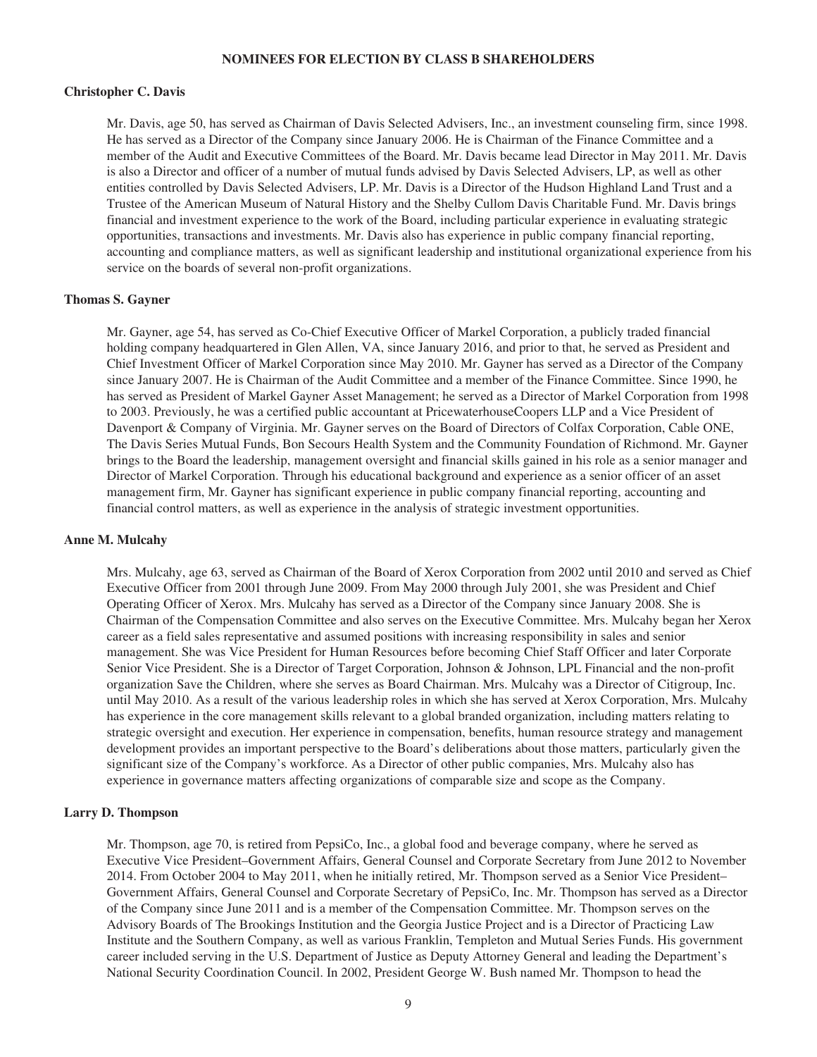## NOMINEES FOR ELECTION BY CLASS B SHAREHOLDERS

### Christopher C. Davis

Mr. Davis, age 50, has served as Chairman of Davis Selected Advisers, Inc., an investment counseling firm, since 1998. He has served as a Director of the Company since January 2006. He is Chairman of the Finance Committee and a member of the Audit and Executive Committees of the Board. Mr. Davis became lead Director in May 2011. Mr. Davis is also a Director and officer of a number of mutual funds advised by Davis Selected Advisers, LP, as well as other entities controlled by Davis Selected Advisers, LP. Mr. Davis is a Director of the Hudson Highland Land Trust and a Trustee of the American Museum of Natural History and the Shelby Cullom Davis Charitable Fund. Mr. Davis brings financial and investment experience to the work of the Board, including particular experience in evaluating strategic opportunities, transactions and investments. Mr. Davis also has experience in public company financial reporting, accounting and compliance matters, as well as significant leadership and institutional organizational experience from his service on the boards of several non-profit organizations.

### Thomas S. Gayner

Mr. Gayner, age 54, has served as Co-Chief Executive Officer of Markel Corporation, a publicly traded financial holding company headquartered in Glen Allen, VA, since January 2016, and prior to that, he served as President and Chief Investment Officer of Markel Corporation since May 2010. Mr. Gayner has served as a Director of the Company since January 2007. He is Chairman of the Audit Committee and a member of the Finance Committee. Since 1990, he has served as President of Markel Gayner Asset Management; he served as a Director of Markel Corporation from 1998 to 2003. Previously, he was a certified public accountant at PricewaterhouseCoopers LLP and a Vice President of Davenport & Company of Virginia. Mr. Gayner serves on the Board of Directors of Colfax Corporation, Cable ONE, The Davis Series Mutual Funds, Bon Secours Health System and the Community Foundation of Richmond. Mr. Gayner brings to the Board the leadership, management oversight and financial skills gained in his role as a senior manager and Director of Markel Corporation. Through his educational background and experience as a senior officer of an asset management firm, Mr. Gayner has significant experience in public company financial reporting, accounting and financial control matters, as well as experience in the analysis of strategic investment opportunities.

### Anne M. Mulcahy

Mrs. Mulcahy, age 63, served as Chairman of the Board of Xerox Corporation from 2002 until 2010 and served as Chief Executive Officer from 2001 through June 2009. From May 2000 through July 2001, she was President and Chief Operating Officer of Xerox. Mrs. Mulcahy has served as a Director of the Company since January 2008. She is Chairman of the Compensation Committee and also serves on the Executive Committee. Mrs. Mulcahy began her Xerox career as a field sales representative and assumed positions with increasing responsibility in sales and senior management. She was Vice President for Human Resources before becoming Chief Staff Officer and later Corporate Senior Vice President. She is a Director of Target Corporation, Johnson & Johnson, LPL Financial and the non-profit organization Save the Children, where she serves as Board Chairman. Mrs. Mulcahy was a Director of Citigroup, Inc. until May 2010. As a result of the various leadership roles in which she has served at Xerox Corporation, Mrs. Mulcahy has experience in the core management skills relevant to a global branded organization, including matters relating to strategic oversight and execution. Her experience in compensation, benefits, human resource strategy and management development provides an important perspective to the Board's deliberations about those matters, particularly given the significant size of the Company's workforce. As a Director of other public companies, Mrs. Mulcahy also has experience in governance matters affecting organizations of comparable size and scope as the Company.

### Larry D. Thompson

Mr. Thompson, age 70, is retired from PepsiCo, Inc., a global food and beverage company, where he served as Executive Vice President–Government Affairs, General Counsel and Corporate Secretary from June 2012 to November 2014. From October 2004 to May 2011, when he initially retired, Mr. Thompson served as a Senior Vice President–Government Affairs, General Counsel and Corporate Secretary of PepsiCo, Inc. Mr. Thompson has served as a Director of the Company since June 2011 and is a member of the Compensation Committee. Mr. Thompson serves on the Advisory Boards of The Brookings Institution and the Georgia Justice Project and is a Director of Practicing Law Institute and the Southern Company, as well as various Franklin, Templeton and Mutual Series Funds. His government career included serving in the U.S. Department of Justice as Deputy Attorney General and leading the Department's National Security Coordination Council. In 2002, President George W. Bush named Mr. Thompson to head the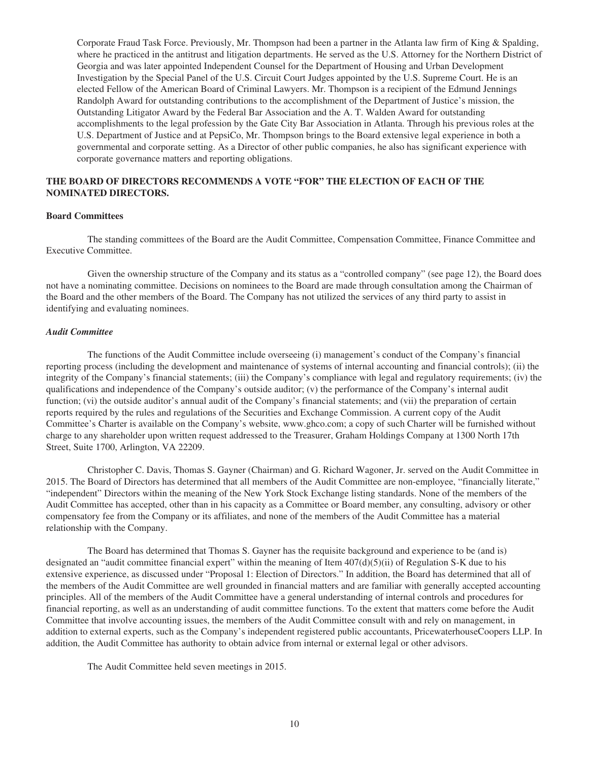Corporate Fraud Task Force. Previously, Mr. Thompson had been a partner in the Atlanta law firm of King & Spalding, where he practiced in the antitrust and litigation departments. He served as the U.S. Attorney for the Northern District of Georgia and was later appointed Independent Counsel for the Department of Housing and Urban Development Investigation by the Special Panel of the U.S. Circuit Court Judges appointed by the U.S. Supreme Court. He is an elected Fellow of the American Board of Criminal Lawyers. Mr. Thompson is a recipient of the Edmund Jennings Randolph Award for outstanding contributions to the accomplishment of the Department of Justice's mission, the Outstanding Litigator Award by the Federal Bar Association and the A. T. Walden Award for outstanding accomplishments to the legal profession by the Gate City Bar Association in Atlanta. Through his previous roles at the U.S. Department of Justice and at PepsiCo, Mr. Thompson brings to the Board extensive legal experience in both a governmental and corporate setting. As a Director of other public companies, he also has significant experience with corporate governance matters and reporting obligations.

**THE BOARD OF DIRECTORS RECOMMENDS A VOTE "FOR" THE ELECTION OF EACH OF THE NOMINATED DIRECTORS.**

**Board Committees**

The standing committees of the Board are the Audit Committee, Compensation Committee, Finance Committee and Executive Committee.

Given the ownership structure of the Company and its status as a "controlled company" (see page 12), the Board does not have a nominating committee. Decisions on nominees to the Board are made through consultation among the Chairman of the Board and the other members of the Board. The Company has not utilized the services of any third party to assist in identifying and evaluating nominees.

***Audit Committee***

The functions of the Audit Committee include overseeing (i) management's conduct of the Company's financial reporting process (including the development and maintenance of systems of internal accounting and financial controls); (ii) the integrity of the Company's financial statements; (iii) the Company's compliance with legal and regulatory requirements; (iv) the qualifications and independence of the Company's outside auditor; (v) the performance of the Company's internal audit function; (vi) the outside auditor's annual audit of the Company's financial statements; and (vii) the preparation of certain reports required by the rules and regulations of the Securities and Exchange Commission. A current copy of the Audit Committee's Charter is available on the Company's website, www.ghco.com; a copy of such Charter will be furnished without charge to any shareholder upon written request addressed to the Treasurer, Graham Holdings Company at 1300 North 17th Street, Suite 1700, Arlington, VA 22209.

Christopher C. Davis, Thomas S. Gayner (Chairman) and G. Richard Wagoner, Jr. served on the Audit Committee in 2015. The Board of Directors has determined that all members of the Audit Committee are non-employee, "financially literate," "independent" Directors within the meaning of the New York Stock Exchange listing standards. None of the members of the Audit Committee has accepted, other than in his capacity as a Committee or Board member, any consulting, advisory or other compensatory fee from the Company or its affiliates, and none of the members of the Audit Committee has a material relationship with the Company.

The Board has determined that Thomas S. Gayner has the requisite background and experience to be (and is) designated an "audit committee financial expert" within the meaning of Item 407(d)(5)(ii) of Regulation S-K due to his extensive experience, as discussed under "Proposal 1: Election of Directors." In addition, the Board has determined that all of the members of the Audit Committee are well grounded in financial matters and are familiar with generally accepted accounting principles. All of the members of the Audit Committee have a general understanding of internal controls and procedures for financial reporting, as well as an understanding of audit committee functions. To the extent that matters come before the Audit Committee that involve accounting issues, the members of the Audit Committee consult with and rely on management, in addition to external experts, such as the Company's independent registered public accountants, PricewaterhouseCoopers LLP. In addition, the Audit Committee has authority to obtain advice from internal or external legal or other advisors.

The Audit Committee held seven meetings in 2015.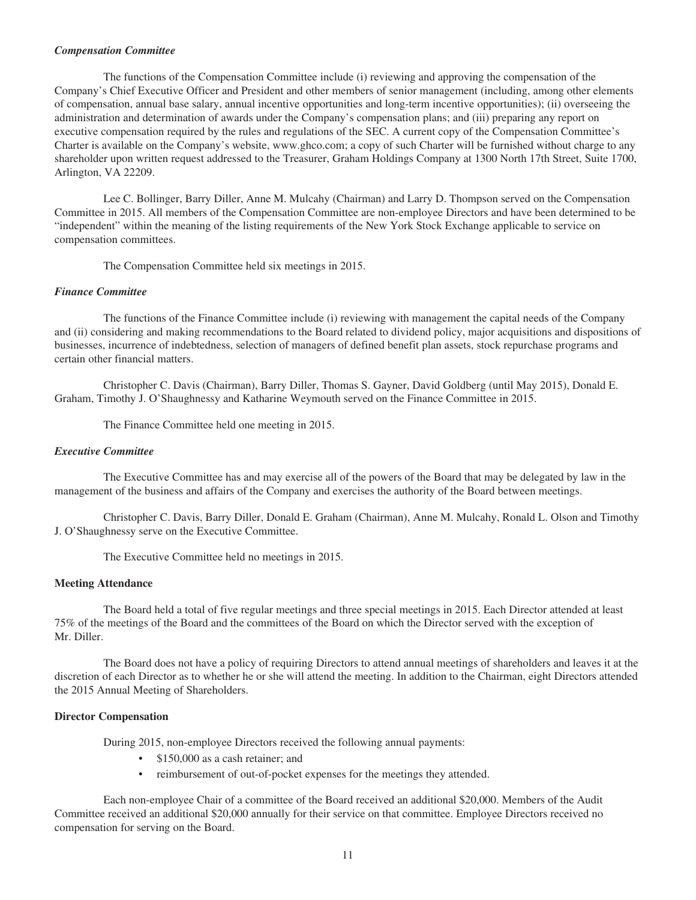***Compensation Committee***

The functions of the Compensation Committee include (i) reviewing and approving the compensation of the Company's Chief Executive Officer and President and other members of senior management (including, among other elements of compensation, annual base salary, annual incentive opportunities and long-term incentive opportunities); (ii) overseeing the administration and determination of awards under the Company's compensation plans; and (iii) preparing any report on executive compensation required by the rules and regulations of the SEC. A current copy of the Compensation Committee's Charter is available on the Company's website, www.ghco.com; a copy of such Charter will be furnished without charge to any shareholder upon written request addressed to the Treasurer, Graham Holdings Company at 1300 North 17th Street, Suite 1700, Arlington, VA 22209.

Lee C. Bollinger, Barry Diller, Anne M. Mulcahy (Chairman) and Larry D. Thompson served on the Compensation Committee in 2015. All members of the Compensation Committee are non-employee Directors and have been determined to be "independent" within the meaning of the listing requirements of the New York Stock Exchange applicable to service on compensation committees.

The Compensation Committee held six meetings in 2015.

***Finance Committee***

The functions of the Finance Committee include (i) reviewing with management the capital needs of the Company and (ii) considering and making recommendations to the Board related to dividend policy, major acquisitions and dispositions of businesses, incurrence of indebtedness, selection of managers of defined benefit plan assets, stock repurchase programs and certain other financial matters.

Christopher C. Davis (Chairman), Barry Diller, Thomas S. Gayner, David Goldberg (until May 2015), Donald E. Graham, Timothy J. O'Shaughnessy and Katharine Weymouth served on the Finance Committee in 2015.

The Finance Committee held one meeting in 2015.

***Executive Committee***

The Executive Committee has and may exercise all of the powers of the Board that may be delegated by law in the management of the business and affairs of the Company and exercises the authority of the Board between meetings.

Christopher C. Davis, Barry Diller, Donald E. Graham (Chairman), Anne M. Mulcahy, Ronald L. Olson and Timothy J. O'Shaughnessy serve on the Executive Committee.

The Executive Committee held no meetings in 2015.

**Meeting Attendance**

The Board held a total of five regular meetings and three special meetings in 2015. Each Director attended at least 75% of the meetings of the Board and the committees of the Board on which the Director served with the exception of Mr. Diller.

The Board does not have a policy of requiring Directors to attend annual meetings of shareholders and leaves it at the discretion of each Director as to whether he or she will attend the meeting. In addition to the Chairman, eight Directors attended the 2015 Annual Meeting of Shareholders.

**Director Compensation**

During 2015, non-employee Directors received the following annual payments:

- $150,000 as a cash retainer; and
- reimbursement of out-of-pocket expenses for the meetings they attended.

Each non-employee Chair of a committee of the Board received an additional $20,000. Members of the Audit Committee received an additional $20,000 annually for their service on that committee. Employee Directors received no compensation for serving on the Board.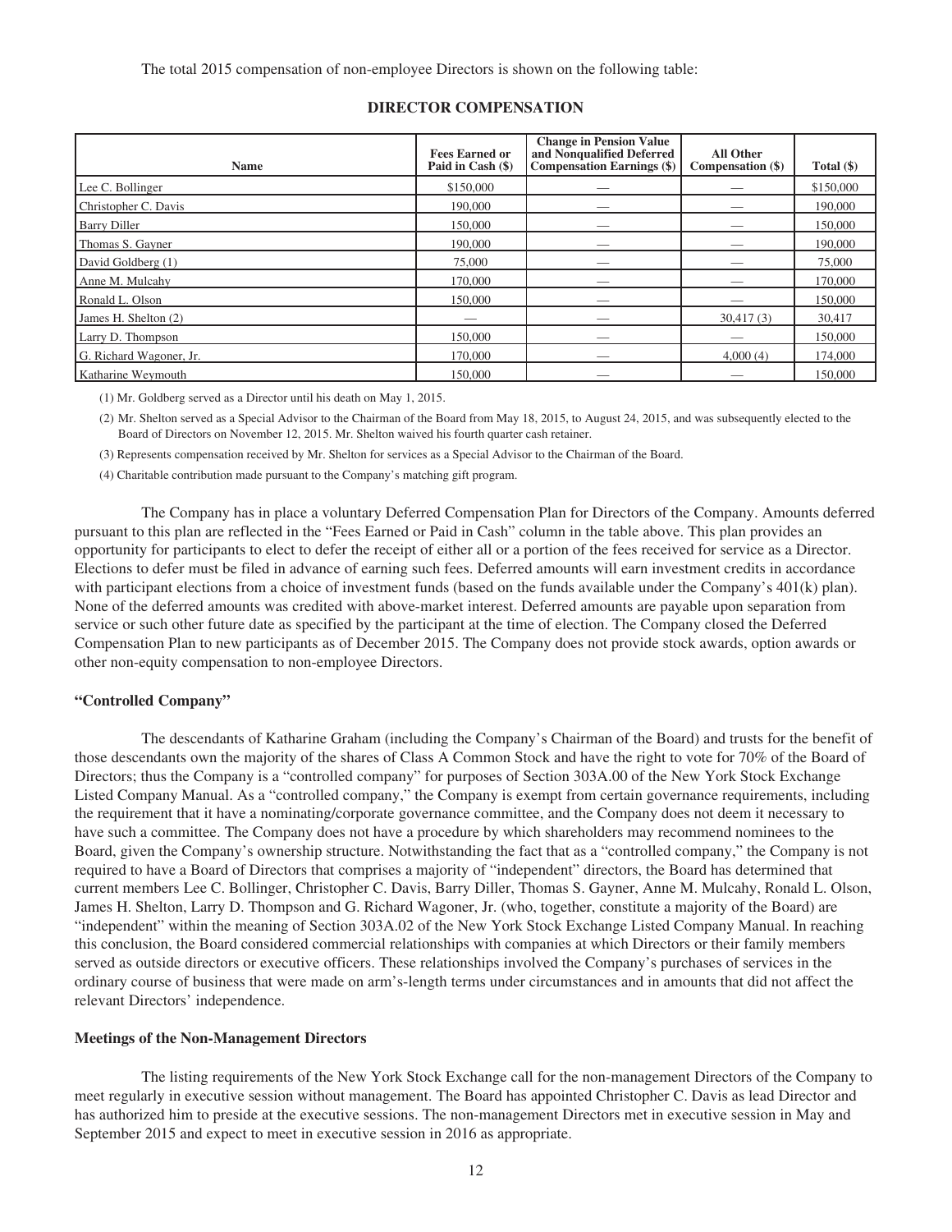The total 2015 compensation of non-employee Directors is shown on the following table:

**DIRECTOR COMPENSATION**

| Name | Fees Earned or Paid in Cash ($) | Change in Pension Value and Nonqualified Deferred Compensation Earnings ($) | All Other Compensation ($) | Total ($) |
|---|---|---|---|---|
| Lee C. Bollinger | $150,000 | — | — | $150,000 |
| Christopher C. Davis | 190,000 | — | — | 190,000 |
| Barry Diller | 150,000 | — | — | 150,000 |
| Thomas S. Gayner | 190,000 | — | — | 190,000 |
| David Goldberg (1) | 75,000 | — | — | 75,000 |
| Anne M. Mulcahy | 170,000 | — | — | 170,000 |
| Ronald L. Olson | 150,000 | — | — | 150,000 |
| James H. Shelton (2) | — | — | 30,417 (3) | 30,417 |
| Larry D. Thompson | 150,000 | — | — | 150,000 |
| G. Richard Wagoner, Jr. | 170,000 | — | 4,000 (4) | 174,000 |
| Katharine Weymouth | 150,000 | — | — | 150,000 |

(1) Mr. Goldberg served as a Director until his death on May 1, 2015.

(2) Mr. Shelton served as a Special Advisor to the Chairman of the Board from May 18, 2015, to August 24, 2015, and was subsequently elected to the Board of Directors on November 12, 2015. Mr. Shelton waived his fourth quarter cash retainer.

(3) Represents compensation received by Mr. Shelton for services as a Special Advisor to the Chairman of the Board.

(4) Charitable contribution made pursuant to the Company's matching gift program.

The Company has in place a voluntary Deferred Compensation Plan for Directors of the Company. Amounts deferred pursuant to this plan are reflected in the "Fees Earned or Paid in Cash" column in the table above. This plan provides an opportunity for participants to elect to defer the receipt of either all or a portion of the fees received for service as a Director. Elections to defer must be filed in advance of earning such fees. Deferred amounts will earn investment credits in accordance with participant elections from a choice of investment funds (based on the funds available under the Company's 401(k) plan). None of the deferred amounts was credited with above-market interest. Deferred amounts are payable upon separation from service or such other future date as specified by the participant at the time of election. The Company closed the Deferred Compensation Plan to new participants as of December 2015. The Company does not provide stock awards, option awards or other non-equity compensation to non-employee Directors.

### "Controlled Company"

The descendants of Katharine Graham (including the Company's Chairman of the Board) and trusts for the benefit of those descendants own the majority of the shares of Class A Common Stock and have the right to vote for 70% of the Board of Directors; thus the Company is a "controlled company" for purposes of Section 303A.00 of the New York Stock Exchange Listed Company Manual. As a "controlled company," the Company is exempt from certain governance requirements, including the requirement that it have a nominating/corporate governance committee, and the Company does not deem it necessary to have such a committee. The Company does not have a procedure by which shareholders may recommend nominees to the Board, given the Company's ownership structure. Notwithstanding the fact that as a "controlled company," the Company is not required to have a Board of Directors that comprises a majority of "independent" directors, the Board has determined that current members Lee C. Bollinger, Christopher C. Davis, Barry Diller, Thomas S. Gayner, Anne M. Mulcahy, Ronald L. Olson, James H. Shelton, Larry D. Thompson and G. Richard Wagoner, Jr. (who, together, constitute a majority of the Board) are "independent" within the meaning of Section 303A.02 of the New York Stock Exchange Listed Company Manual. In reaching this conclusion, the Board considered commercial relationships with companies at which Directors or their family members served as outside directors or executive officers. These relationships involved the Company's purchases of services in the ordinary course of business that were made on arm's-length terms under circumstances and in amounts that did not affect the relevant Directors' independence.

### Meetings of the Non-Management Directors

The listing requirements of the New York Stock Exchange call for the non-management Directors of the Company to meet regularly in executive session without management. The Board has appointed Christopher C. Davis as lead Director and has authorized him to preside at the executive sessions. The non-management Directors met in executive session in May and September 2015 and expect to meet in executive session in 2016 as appropriate.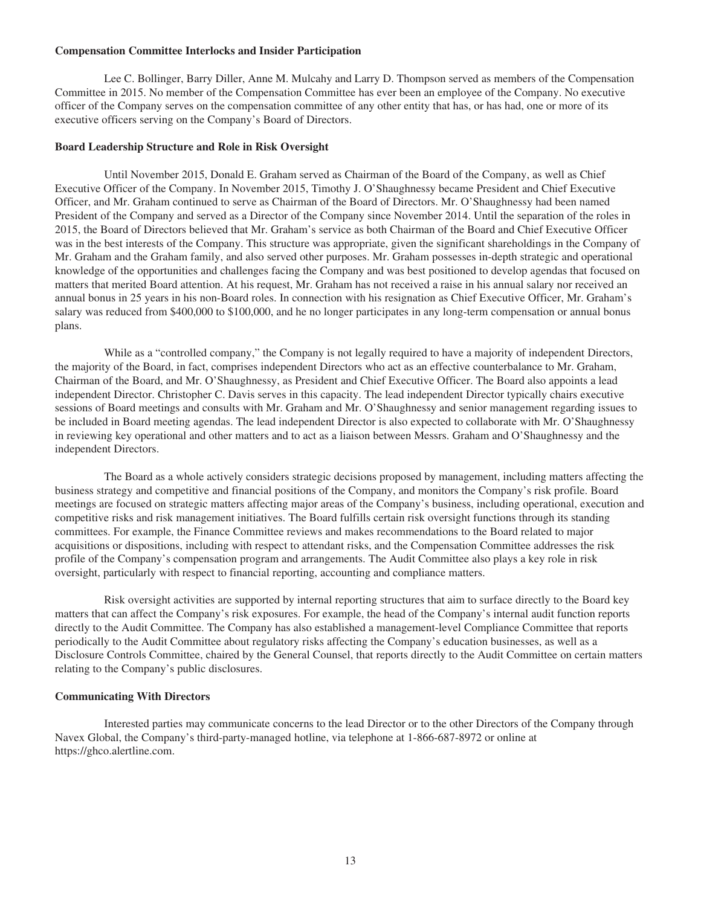**Compensation Committee Interlocks and Insider Participation**

Lee C. Bollinger, Barry Diller, Anne M. Mulcahy and Larry D. Thompson served as members of the Compensation Committee in 2015. No member of the Compensation Committee has ever been an employee of the Company. No executive officer of the Company serves on the compensation committee of any other entity that has, or has had, one or more of its executive officers serving on the Company's Board of Directors.

**Board Leadership Structure and Role in Risk Oversight**

Until November 2015, Donald E. Graham served as Chairman of the Board of the Company, as well as Chief Executive Officer of the Company. In November 2015, Timothy J. O'Shaughnessy became President and Chief Executive Officer, and Mr. Graham continued to serve as Chairman of the Board of Directors. Mr. O'Shaughnessy had been named President of the Company and served as a Director of the Company since November 2014. Until the separation of the roles in 2015, the Board of Directors believed that Mr. Graham's service as both Chairman of the Board and Chief Executive Officer was in the best interests of the Company. This structure was appropriate, given the significant shareholdings in the Company of Mr. Graham and the Graham family, and also served other purposes. Mr. Graham possesses in-depth strategic and operational knowledge of the opportunities and challenges facing the Company and was best positioned to develop agendas that focused on matters that merited Board attention. At his request, Mr. Graham has not received a raise in his annual salary nor received an annual bonus in 25 years in his non-Board roles. In connection with his resignation as Chief Executive Officer, Mr. Graham's salary was reduced from $400,000 to $100,000, and he no longer participates in any long-term compensation or annual bonus plans.

While as a "controlled company," the Company is not legally required to have a majority of independent Directors, the majority of the Board, in fact, comprises independent Directors who act as an effective counterbalance to Mr. Graham, Chairman of the Board, and Mr. O'Shaughnessy, as President and Chief Executive Officer. The Board also appoints a lead independent Director. Christopher C. Davis serves in this capacity. The lead independent Director typically chairs executive sessions of Board meetings and consults with Mr. Graham and Mr. O'Shaughnessy and senior management regarding issues to be included in Board meeting agendas. The lead independent Director is also expected to collaborate with Mr. O'Shaughnessy in reviewing key operational and other matters and to act as a liaison between Messrs. Graham and O'Shaughnessy and the independent Directors.

The Board as a whole actively considers strategic decisions proposed by management, including matters affecting the business strategy and competitive and financial positions of the Company, and monitors the Company's risk profile. Board meetings are focused on strategic matters affecting major areas of the Company's business, including operational, execution and competitive risks and risk management initiatives. The Board fulfills certain risk oversight functions through its standing committees. For example, the Finance Committee reviews and makes recommendations to the Board related to major acquisitions or dispositions, including with respect to attendant risks, and the Compensation Committee addresses the risk profile of the Company's compensation program and arrangements. The Audit Committee also plays a key role in risk oversight, particularly with respect to financial reporting, accounting and compliance matters.

Risk oversight activities are supported by internal reporting structures that aim to surface directly to the Board key matters that can affect the Company's risk exposures. For example, the head of the Company's internal audit function reports directly to the Audit Committee. The Company has also established a management-level Compliance Committee that reports periodically to the Audit Committee about regulatory risks affecting the Company's education businesses, as well as a Disclosure Controls Committee, chaired by the General Counsel, that reports directly to the Audit Committee on certain matters relating to the Company's public disclosures.

**Communicating With Directors**

Interested parties may communicate concerns to the lead Director or to the other Directors of the Company through Navex Global, the Company's third-party-managed hotline, via telephone at 1-866-687-8972 or online at https://ghco.alertline.com.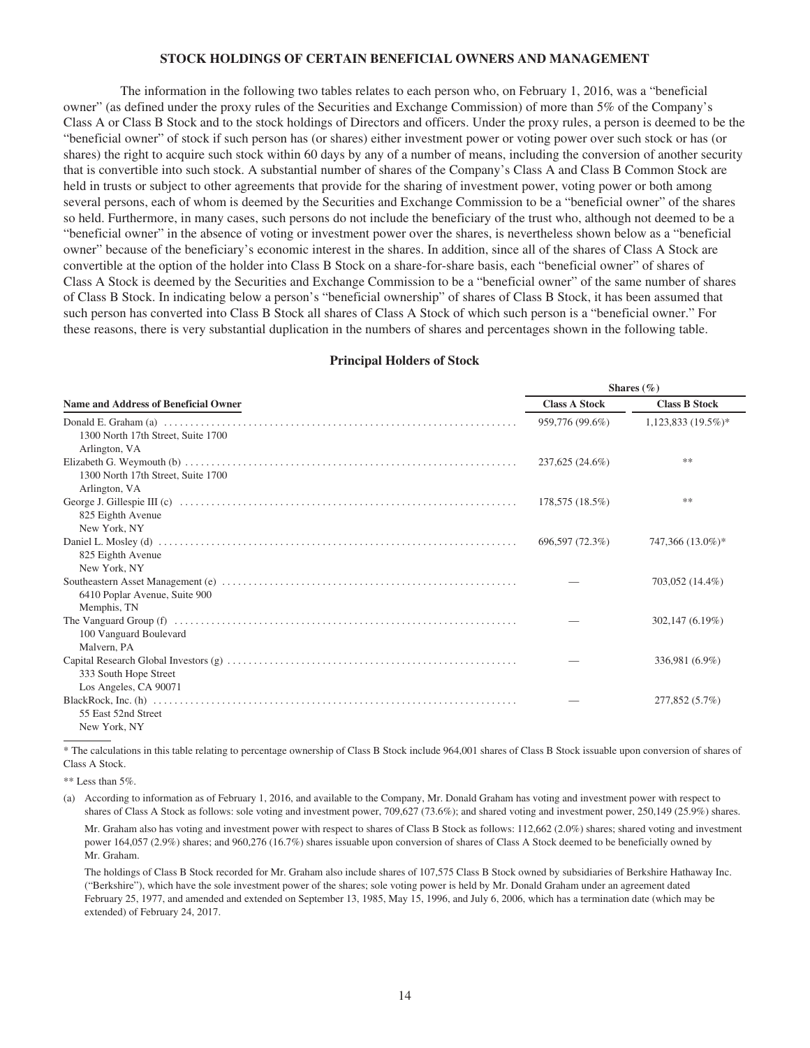## STOCK HOLDINGS OF CERTAIN BENEFICIAL OWNERS AND MANAGEMENT

The information in the following two tables relates to each person who, on February 1, 2016, was a "beneficial owner" (as defined under the proxy rules of the Securities and Exchange Commission) of more than 5% of the Company's Class A or Class B Stock and to the stock holdings of Directors and officers. Under the proxy rules, a person is deemed to be the "beneficial owner" of stock if such person has (or shares) either investment power or voting power over such stock or has (or shares) the right to acquire such stock within 60 days by any of a number of means, including the conversion of another security that is convertible into such stock. A substantial number of shares of the Company's Class A and Class B Common Stock are held in trusts or subject to other agreements that provide for the sharing of investment power, voting power or both among several persons, each of whom is deemed by the Securities and Exchange Commission to be a "beneficial owner" of the shares so held. Furthermore, in many cases, such persons do not include the beneficiary of the trust who, although not deemed to be a "beneficial owner" in the absence of voting or investment power over the shares, is nevertheless shown below as a "beneficial owner" because of the beneficiary's economic interest in the shares. In addition, since all of the shares of Class A Stock are convertible at the option of the holder into Class B Stock on a share-for-share basis, each "beneficial owner" of shares of Class A Stock is deemed by the Securities and Exchange Commission to be a "beneficial owner" of the same number of shares of Class B Stock. In indicating below a person's "beneficial ownership" of shares of Class B Stock, it has been assumed that such person has converted into Class B Stock all shares of Class A Stock of which such person is a "beneficial owner." For these reasons, there is very substantial duplication in the numbers of shares and percentages shown in the following table.

### Principal Holders of Stock

| | Shares (%) | |
|---|---|---|
| **Name and Address of Beneficial Owner** | **Class A Stock** | **Class B Stock** |
| Donald E. Graham (a)<br>1300 North 17th Street, Suite 1700<br>Arlington, VA | 959,776 (99.6%) | 1,123,833 (19.5%)* |
| Elizabeth G. Weymouth (b)<br>1300 North 17th Street, Suite 1700<br>Arlington, VA | 237,625 (24.6%) | ** |
| George J. Gillespie III (c)<br>825 Eighth Avenue<br>New York, NY | 178,575 (18.5%) | ** |
| Daniel L. Mosley (d)<br>825 Eighth Avenue<br>New York, NY | 696,597 (72.3%) | 747,366 (13.0%)* |
| Southeastern Asset Management (e)<br>6410 Poplar Avenue, Suite 900<br>Memphis, TN | — | 703,052 (14.4%) |
| The Vanguard Group (f)<br>100 Vanguard Boulevard<br>Malvern, PA | — | 302,147 (6.19%) |
| Capital Research Global Investors (g)<br>333 South Hope Street<br>Los Angeles, CA 90071 | — | 336,981 (6.9%) |
| BlackRock, Inc. (h)<br>55 East 52nd Street<br>New York, NY | — | 277,852 (5.7%) |

\* The calculations in this table relating to percentage ownership of Class B Stock include 964,001 shares of Class B Stock issuable upon conversion of shares of Class A Stock.

** Less than 5%.

(a) According to information as of February 1, 2016, and available to the Company, Mr. Donald Graham has voting and investment power with respect to shares of Class A Stock as follows: sole voting and investment power, 709,627 (73.6%); and shared voting and investment power, 250,149 (25.9%) shares.

Mr. Graham also has voting and investment power with respect to shares of Class B Stock as follows: 112,662 (2.0%) shares; shared voting and investment power 164,057 (2.9%) shares; and 960,276 (16.7%) shares issuable upon conversion of shares of Class A Stock deemed to be beneficially owned by Mr. Graham.

The holdings of Class B Stock recorded for Mr. Graham also include shares of 107,575 Class B Stock owned by subsidiaries of Berkshire Hathaway Inc. ("Berkshire"), which have the sole investment power of the shares; sole voting power is held by Mr. Donald Graham under an agreement dated February 25, 1977, and amended and extended on September 13, 1985, May 15, 1996, and July 6, 2006, which has a termination date (which may be extended) of February 24, 2017.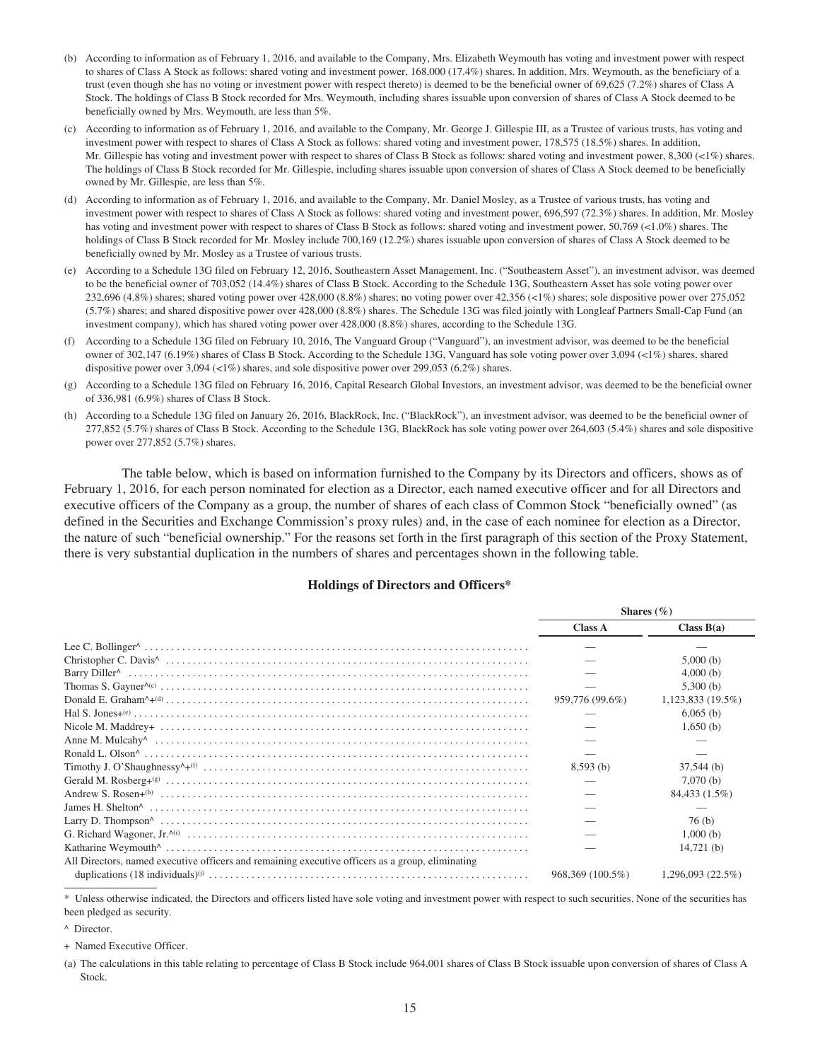(b) According to information as of February 1, 2016, and available to the Company, Mrs. Elizabeth Weymouth has voting and investment power with respect to shares of Class A Stock as follows: shared voting and investment power, 168,000 (17.4%) shares. In addition, Mrs. Weymouth, as the beneficiary of a trust (even though she has no voting or investment power with respect thereto) is deemed to be the beneficial owner of 69,625 (7.2%) shares of Class A Stock. The holdings of Class B Stock recorded for Mrs. Weymouth, including shares issuable upon conversion of shares of Class A Stock deemed to be beneficially owned by Mrs. Weymouth, are less than 5%.

(c) According to information as of February 1, 2016, and available to the Company, Mr. George J. Gillespie III, as a Trustee of various trusts, has voting and investment power with respect to shares of Class A Stock as follows: shared voting and investment power, 178,575 (18.5%) shares. In addition, Mr. Gillespie has voting and investment power with respect to shares of Class B Stock as follows: shared voting and investment power, 8,300 (<1%) shares. The holdings of Class B Stock recorded for Mr. Gillespie, including shares issuable upon conversion of shares of Class A Stock deemed to be beneficially owned by Mr. Gillespie, are less than 5%.

(d) According to information as of February 1, 2016, and available to the Company, Mr. Daniel Mosley, as a Trustee of various trusts, has voting and investment power with respect to shares of Class A Stock as follows: shared voting and investment power, 696,597 (72.3%) shares. In addition, Mr. Mosley has voting and investment power with respect to shares of Class B Stock as follows: shared voting and investment power, 50,769 (<1.0%) shares. The holdings of Class B Stock recorded for Mr. Mosley include 700,169 (12.2%) shares issuable upon conversion of shares of Class A Stock deemed to be beneficially owned by Mr. Mosley as a Trustee of various trusts.

(e) According to a Schedule 13G filed on February 12, 2016, Southeastern Asset Management, Inc. ("Southeastern Asset"), an investment advisor, was deemed to be the beneficial owner of 703,052 (14.4%) shares of Class B Stock. According to the Schedule 13G, Southeastern Asset has sole voting power over 232,696 (4.8%) shares; shared voting power over 428,000 (8.8%) shares; no voting power over 42,356 (<1%) shares; sole dispositive power over 275,052 (5.7%) shares; and shared dispositive power over 428,000 (8.8%) shares. The Schedule 13G was filed jointly with Longleaf Partners Small-Cap Fund (an investment company), which has shared voting power over 428,000 (8.8%) shares, according to the Schedule 13G.

(f) According to a Schedule 13G filed on February 10, 2016, The Vanguard Group ("Vanguard"), an investment advisor, was deemed to be the beneficial owner of 302,147 (6.19%) shares of Class B Stock. According to the Schedule 13G, Vanguard has sole voting power over 3,094 (<1%) shares, shared dispositive power over 3,094 (<1%) shares, and sole dispositive power over 299,053 (6.2%) shares.

(g) According to a Schedule 13G filed on February 16, 2016, Capital Research Global Investors, an investment advisor, was deemed to be the beneficial owner of 336,981 (6.9%) shares of Class B Stock.

(h) According to a Schedule 13G filed on January 26, 2016, BlackRock, Inc. ("BlackRock"), an investment advisor, was deemed to be the beneficial owner of 277,852 (5.7%) shares of Class B Stock. According to the Schedule 13G, BlackRock has sole voting power over 264,603 (5.4%) shares and sole dispositive power over 277,852 (5.7%) shares.

The table below, which is based on information furnished to the Company by its Directors and officers, shows as of February 1, 2016, for each person nominated for election as a Director, each named executive officer and for all Directors and executive officers of the Company as a group, the number of shares of each class of Common Stock "beneficially owned" (as defined in the Securities and Exchange Commission's proxy rules) and, in the case of each nominee for election as a Director, the nature of such "beneficial ownership." For the reasons set forth in the first paragraph of this section of the Proxy Statement, there is very substantial duplication in the numbers of shares and percentages shown in the following table.

**Holdings of Directors and Officers***

| | Shares (%) | |
|---|---|---|
| | Class A | Class B(a) |
| Lee C. Bollinger^ | — | — |
| Christopher C. Davis^ | — | 5,000 (b) |
| Barry Diller^ | — | 4,000 (b) |
| Thomas S. Gayner^(c) | — | 5,300 (b) |
| Donald E. Graham^+(d) | 959,776 (99.6%) | 1,123,833 (19.5%) |
| Hal S. Jones+(e) | — | 6,065 (b) |
| Nicole M. Maddrey+ | — | 1,650 (b) |
| Anne M. Mulcahy^ | — | — |
| Ronald L. Olson^ | — | — |
| Timothy J. O'Shaughnessy^+(f) | 8,593 (b) | 37,544 (b) |
| Gerald M. Rosberg+(g) | — | 7,070 (b) |
| Andrew S. Rosen+(h) | — | 84,433 (1.5%) |
| James H. Shelton^ | — | — |
| Larry D. Thompson^ | — | 76 (b) |
| G. Richard Wagoner, Jr.^(i) | — | 1,000 (b) |
| Katharine Weymouth^ | — | 14,721 (b) |
| All Directors, named executive officers and remaining executive officers as a group, eliminating duplications (18 individuals)(j) | 968,369 (100.5%) | 1,296,093 (22.5%) |

\* Unless otherwise indicated, the Directors and officers listed have sole voting and investment power with respect to such securities. None of the securities has been pledged as security.

^ Director.

\+ Named Executive Officer.

(a) The calculations in this table relating to percentage of Class B Stock include 964,001 shares of Class B Stock issuable upon conversion of shares of Class A Stock.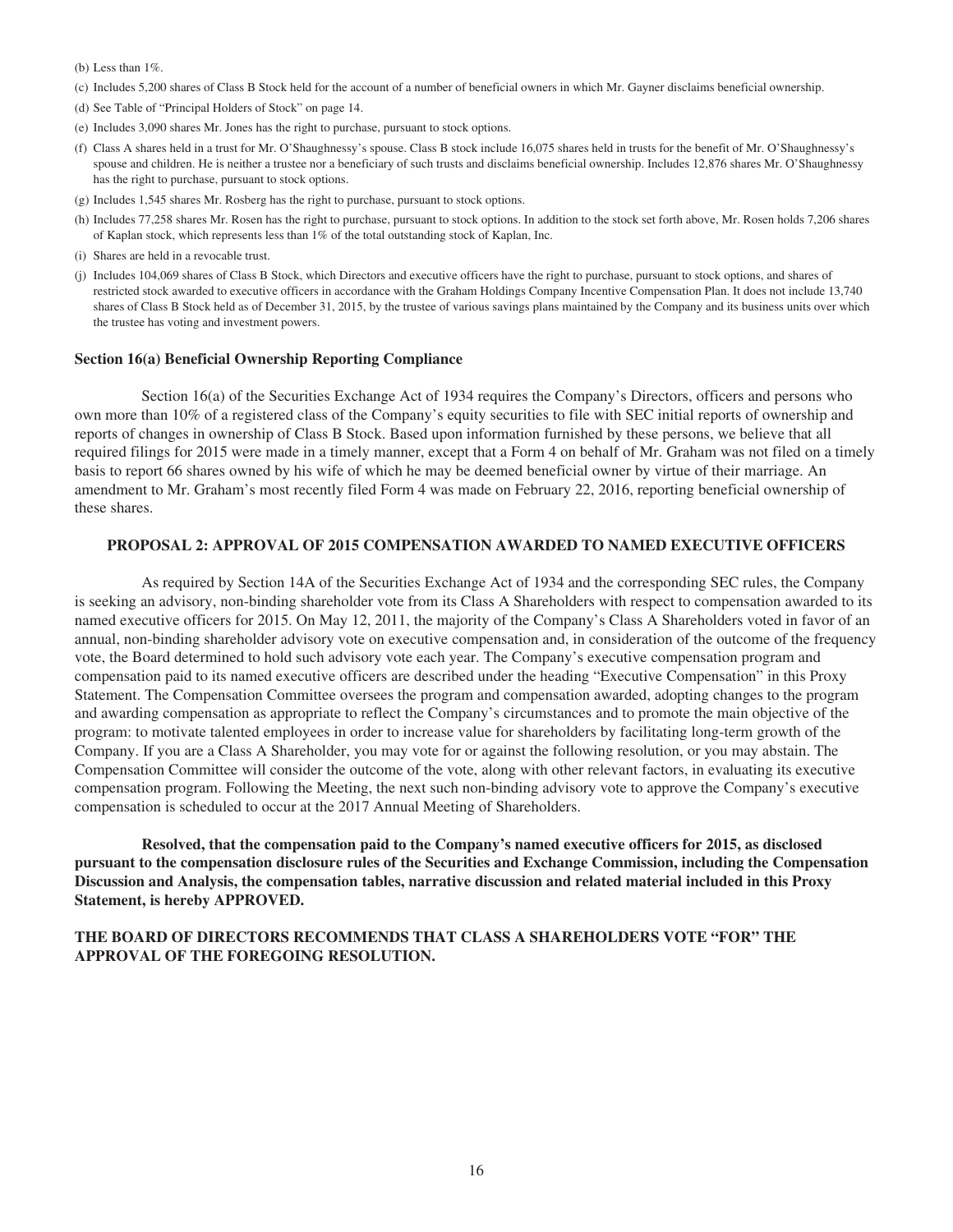(b) Less than 1%.

(c) Includes 5,200 shares of Class B Stock held for the account of a number of beneficial owners in which Mr. Gayner disclaims beneficial ownership.

(d) See Table of "Principal Holders of Stock" on page 14.

(e) Includes 3,090 shares Mr. Jones has the right to purchase, pursuant to stock options.

(f) Class A shares held in a trust for Mr. O'Shaughnessy's spouse. Class B stock include 16,075 shares held in trusts for the benefit of Mr. O'Shaughnessy's spouse and children. He is neither a trustee nor a beneficiary of such trusts and disclaims beneficial ownership. Includes 12,876 shares Mr. O'Shaughnessy has the right to purchase, pursuant to stock options.

(g) Includes 1,545 shares Mr. Rosberg has the right to purchase, pursuant to stock options.

(h) Includes 77,258 shares Mr. Rosen has the right to purchase, pursuant to stock options. In addition to the stock set forth above, Mr. Rosen holds 7,206 shares of Kaplan stock, which represents less than 1% of the total outstanding stock of Kaplan, Inc.

(i) Shares are held in a revocable trust.

(j) Includes 104,069 shares of Class B Stock, which Directors and executive officers have the right to purchase, pursuant to stock options, and shares of restricted stock awarded to executive officers in accordance with the Graham Holdings Company Incentive Compensation Plan. It does not include 13,740 shares of Class B Stock held as of December 31, 2015, by the trustee of various savings plans maintained by the Company and its business units over which the trustee has voting and investment powers.

### Section 16(a) Beneficial Ownership Reporting Compliance

Section 16(a) of the Securities Exchange Act of 1934 requires the Company's Directors, officers and persons who own more than 10% of a registered class of the Company's equity securities to file with SEC initial reports of ownership and reports of changes in ownership of Class B Stock. Based upon information furnished by these persons, we believe that all required filings for 2015 were made in a timely manner, except that a Form 4 on behalf of Mr. Graham was not filed on a timely basis to report 66 shares owned by his wife of which he may be deemed beneficial owner by virtue of their marriage. An amendment to Mr. Graham's most recently filed Form 4 was made on February 22, 2016, reporting beneficial ownership of these shares.

## PROPOSAL 2: APPROVAL OF 2015 COMPENSATION AWARDED TO NAMED EXECUTIVE OFFICERS

As required by Section 14A of the Securities Exchange Act of 1934 and the corresponding SEC rules, the Company is seeking an advisory, non-binding shareholder vote from its Class A Shareholders with respect to compensation awarded to its named executive officers for 2015. On May 12, 2011, the majority of the Company's Class A Shareholders voted in favor of an annual, non-binding shareholder advisory vote on executive compensation and, in consideration of the outcome of the frequency vote, the Board determined to hold such advisory vote each year. The Company's executive compensation program and compensation paid to its named executive officers are described under the heading "Executive Compensation" in this Proxy Statement. The Compensation Committee oversees the program and compensation awarded, adopting changes to the program and awarding compensation as appropriate to reflect the Company's circumstances and to promote the main objective of the program: to motivate talented employees in order to increase value for shareholders by facilitating long-term growth of the Company. If you are a Class A Shareholder, you may vote for or against the following resolution, or you may abstain. The Compensation Committee will consider the outcome of the vote, along with other relevant factors, in evaluating its executive compensation program. Following the Meeting, the next such non-binding advisory vote to approve the Company's executive compensation is scheduled to occur at the 2017 Annual Meeting of Shareholders.

**Resolved, that the compensation paid to the Company's named executive officers for 2015, as disclosed pursuant to the compensation disclosure rules of the Securities and Exchange Commission, including the Compensation Discussion and Analysis, the compensation tables, narrative discussion and related material included in this Proxy Statement, is hereby APPROVED.**

**THE BOARD OF DIRECTORS RECOMMENDS THAT CLASS A SHAREHOLDERS VOTE "FOR" THE APPROVAL OF THE FOREGOING RESOLUTION.**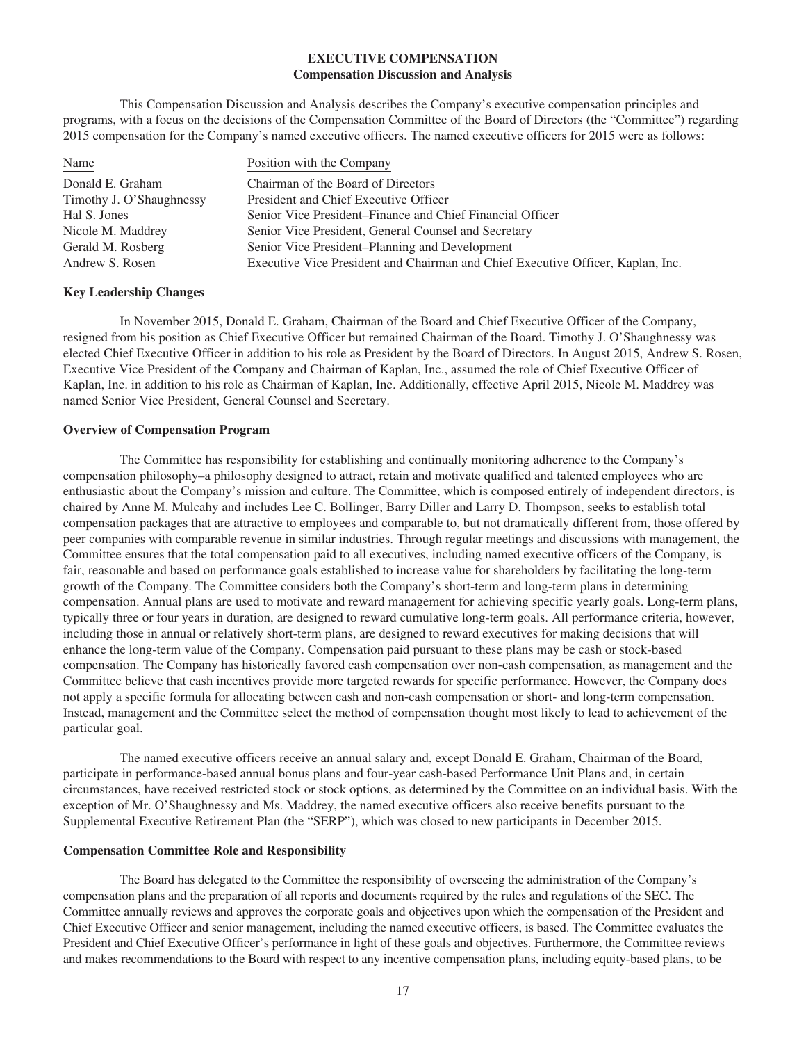# EXECUTIVE COMPENSATION

## Compensation Discussion and Analysis

This Compensation Discussion and Analysis describes the Company's executive compensation principles and programs, with a focus on the decisions of the Compensation Committee of the Board of Directors (the "Committee") regarding 2015 compensation for the Company's named executive officers. The named executive officers for 2015 were as follows:

| Name | Position with the Company |
|---|---|
| Donald E. Graham | Chairman of the Board of Directors |
| Timothy J. O'Shaughnessy | President and Chief Executive Officer |
| Hal S. Jones | Senior Vice President–Finance and Chief Financial Officer |
| Nicole M. Maddrey | Senior Vice President, General Counsel and Secretary |
| Gerald M. Rosberg | Senior Vice President–Planning and Development |
| Andrew S. Rosen | Executive Vice President and Chairman and Chief Executive Officer, Kaplan, Inc. |

### Key Leadership Changes

In November 2015, Donald E. Graham, Chairman of the Board and Chief Executive Officer of the Company, resigned from his position as Chief Executive Officer but remained Chairman of the Board. Timothy J. O'Shaughnessy was elected Chief Executive Officer in addition to his role as President by the Board of Directors. In August 2015, Andrew S. Rosen, Executive Vice President of the Company and Chairman of Kaplan, Inc., assumed the role of Chief Executive Officer of Kaplan, Inc. in addition to his role as Chairman of Kaplan, Inc. Additionally, effective April 2015, Nicole M. Maddrey was named Senior Vice President, General Counsel and Secretary.

### Overview of Compensation Program

The Committee has responsibility for establishing and continually monitoring adherence to the Company's compensation philosophy–a philosophy designed to attract, retain and motivate qualified and talented employees who are enthusiastic about the Company's mission and culture. The Committee, which is composed entirely of independent directors, is chaired by Anne M. Mulcahy and includes Lee C. Bollinger, Barry Diller and Larry D. Thompson, seeks to establish total compensation packages that are attractive to employees and comparable to, but not dramatically different from, those offered by peer companies with comparable revenue in similar industries. Through regular meetings and discussions with management, the Committee ensures that the total compensation paid to all executives, including named executive officers of the Company, is fair, reasonable and based on performance goals established to increase value for shareholders by facilitating the long-term growth of the Company. The Committee considers both the Company's short-term and long-term plans in determining compensation. Annual plans are used to motivate and reward management for achieving specific yearly goals. Long-term plans, typically three or four years in duration, are designed to reward cumulative long-term goals. All performance criteria, however, including those in annual or relatively short-term plans, are designed to reward executives for making decisions that will enhance the long-term value of the Company. Compensation paid pursuant to these plans may be cash or stock-based compensation. The Company has historically favored cash compensation over non-cash compensation, as management and the Committee believe that cash incentives provide more targeted rewards for specific performance. However, the Company does not apply a specific formula for allocating between cash and non-cash compensation or short- and long-term compensation. Instead, management and the Committee select the method of compensation thought most likely to lead to achievement of the particular goal.

The named executive officers receive an annual salary and, except Donald E. Graham, Chairman of the Board, participate in performance-based annual bonus plans and four-year cash-based Performance Unit Plans and, in certain circumstances, have received restricted stock or stock options, as determined by the Committee on an individual basis. With the exception of Mr. O'Shaughnessy and Ms. Maddrey, the named executive officers also receive benefits pursuant to the Supplemental Executive Retirement Plan (the "SERP"), which was closed to new participants in December 2015.

### Compensation Committee Role and Responsibility

The Board has delegated to the Committee the responsibility of overseeing the administration of the Company's compensation plans and the preparation of all reports and documents required by the rules and regulations of the SEC. The Committee annually reviews and approves the corporate goals and objectives upon which the compensation of the President and Chief Executive Officer and senior management, including the named executive officers, is based. The Committee evaluates the President and Chief Executive Officer's performance in light of these goals and objectives. Furthermore, the Committee reviews and makes recommendations to the Board with respect to any incentive compensation plans, including equity-based plans, to be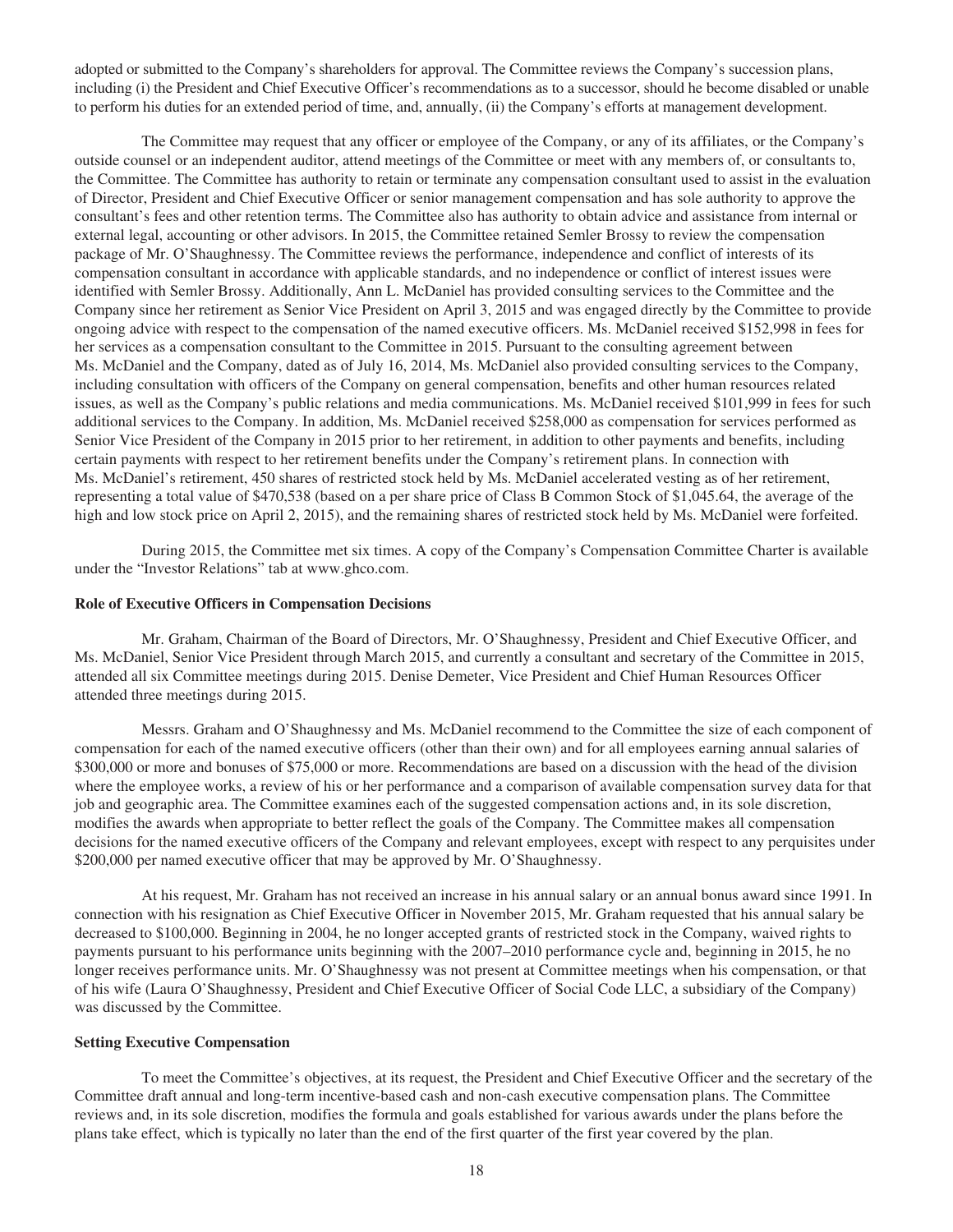adopted or submitted to the Company's shareholders for approval. The Committee reviews the Company's succession plans, including (i) the President and Chief Executive Officer's recommendations as to a successor, should he become disabled or unable to perform his duties for an extended period of time, and, annually, (ii) the Company's efforts at management development.

The Committee may request that any officer or employee of the Company, or any of its affiliates, or the Company's outside counsel or an independent auditor, attend meetings of the Committee or meet with any members of, or consultants to, the Committee. The Committee has authority to retain or terminate any compensation consultant used to assist in the evaluation of Director, President and Chief Executive Officer or senior management compensation and has sole authority to approve the consultant's fees and other retention terms. The Committee also has authority to obtain advice and assistance from internal or external legal, accounting or other advisors. In 2015, the Committee retained Semler Brossy to review the compensation package of Mr. O'Shaughnessy. The Committee reviews the performance, independence and conflict of interests of its compensation consultant in accordance with applicable standards, and no independence or conflict of interest issues were identified with Semler Brossy. Additionally, Ann L. McDaniel has provided consulting services to the Committee and the Company since her retirement as Senior Vice President on April 3, 2015 and was engaged directly by the Committee to provide ongoing advice with respect to the compensation of the named executive officers. Ms. McDaniel received $152,998 in fees for her services as a compensation consultant to the Committee in 2015. Pursuant to the consulting agreement between Ms. McDaniel and the Company, dated as of July 16, 2014, Ms. McDaniel also provided consulting services to the Company, including consultation with officers of the Company on general compensation, benefits and other human resources related issues, as well as the Company's public relations and media communications. Ms. McDaniel received $101,999 in fees for such additional services to the Company. In addition, Ms. McDaniel received $258,000 as compensation for services performed as Senior Vice President of the Company in 2015 prior to her retirement, in addition to other payments and benefits, including certain payments with respect to her retirement benefits under the Company's retirement plans. In connection with Ms. McDaniel's retirement, 450 shares of restricted stock held by Ms. McDaniel accelerated vesting as of her retirement, representing a total value of $470,538 (based on a per share price of Class B Common Stock of $1,045.64, the average of the high and low stock price on April 2, 2015), and the remaining shares of restricted stock held by Ms. McDaniel were forfeited.

During 2015, the Committee met six times. A copy of the Company's Compensation Committee Charter is available under the "Investor Relations" tab at www.ghco.com.

### Role of Executive Officers in Compensation Decisions

Mr. Graham, Chairman of the Board of Directors, Mr. O'Shaughnessy, President and Chief Executive Officer, and Ms. McDaniel, Senior Vice President through March 2015, and currently a consultant and secretary of the Committee in 2015, attended all six Committee meetings during 2015. Denise Demeter, Vice President and Chief Human Resources Officer attended three meetings during 2015.

Messrs. Graham and O'Shaughnessy and Ms. McDaniel recommend to the Committee the size of each component of compensation for each of the named executive officers (other than their own) and for all employees earning annual salaries of $300,000 or more and bonuses of $75,000 or more. Recommendations are based on a discussion with the head of the division where the employee works, a review of his or her performance and a comparison of available compensation survey data for that job and geographic area. The Committee examines each of the suggested compensation actions and, in its sole discretion, modifies the awards when appropriate to better reflect the goals of the Company. The Committee makes all compensation decisions for the named executive officers of the Company and relevant employees, except with respect to any perquisites under $200,000 per named executive officer that may be approved by Mr. O'Shaughnessy.

At his request, Mr. Graham has not received an increase in his annual salary or an annual bonus award since 1991. In connection with his resignation as Chief Executive Officer in November 2015, Mr. Graham requested that his annual salary be decreased to $100,000. Beginning in 2004, he no longer accepted grants of restricted stock in the Company, waived rights to payments pursuant to his performance units beginning with the 2007–2010 performance cycle and, beginning in 2015, he no longer receives performance units. Mr. O'Shaughnessy was not present at Committee meetings when his compensation, or that of his wife (Laura O'Shaughnessy, President and Chief Executive Officer of Social Code LLC, a subsidiary of the Company) was discussed by the Committee.

### Setting Executive Compensation

To meet the Committee's objectives, at its request, the President and Chief Executive Officer and the secretary of the Committee draft annual and long-term incentive-based cash and non-cash executive compensation plans. The Committee reviews and, in its sole discretion, modifies the formula and goals established for various awards under the plans before the plans take effect, which is typically no later than the end of the first quarter of the first year covered by the plan.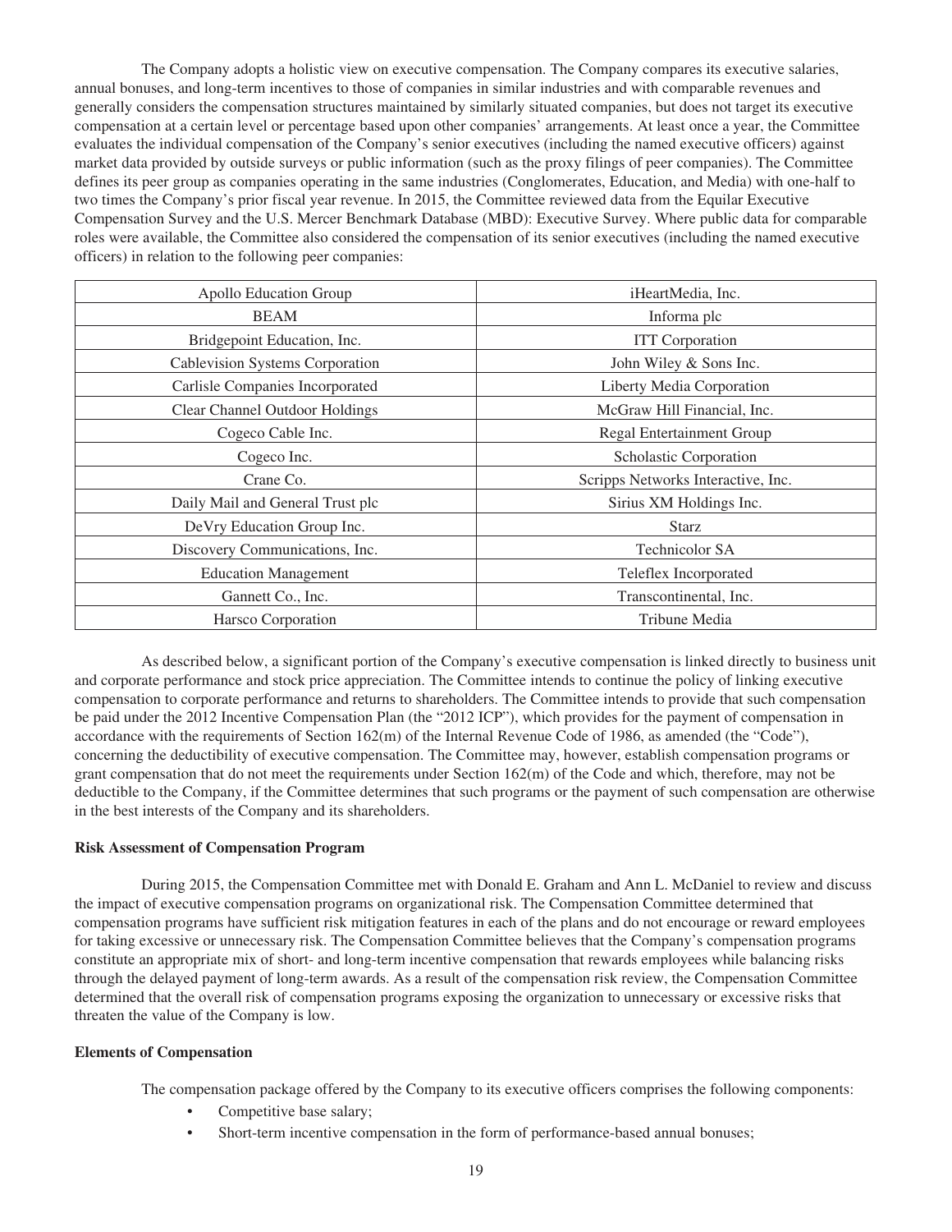The Company adopts a holistic view on executive compensation. The Company compares its executive salaries, annual bonuses, and long-term incentives to those of companies in similar industries and with comparable revenues and generally considers the compensation structures maintained by similarly situated companies, but does not target its executive compensation at a certain level or percentage based upon other companies' arrangements. At least once a year, the Committee evaluates the individual compensation of the Company's senior executives (including the named executive officers) against market data provided by outside surveys or public information (such as the proxy filings of peer companies). The Committee defines its peer group as companies operating in the same industries (Conglomerates, Education, and Media) with one-half to two times the Company's prior fiscal year revenue. In 2015, the Committee reviewed data from the Equilar Executive Compensation Survey and the U.S. Mercer Benchmark Database (MBD): Executive Survey. Where public data for comparable roles were available, the Committee also considered the compensation of its senior executives (including the named executive officers) in relation to the following peer companies:

| | |
|---|---|
| Apollo Education Group | iHeartMedia, Inc. |
| BEAM | Informa plc |
| Bridgepoint Education, Inc. | ITT Corporation |
| Cablevision Systems Corporation | John Wiley & Sons Inc. |
| Carlisle Companies Incorporated | Liberty Media Corporation |
| Clear Channel Outdoor Holdings | McGraw Hill Financial, Inc. |
| Cogeco Cable Inc. | Regal Entertainment Group |
| Cogeco Inc. | Scholastic Corporation |
| Crane Co. | Scripps Networks Interactive, Inc. |
| Daily Mail and General Trust plc | Sirius XM Holdings Inc. |
| DeVry Education Group Inc. | Starz |
| Discovery Communications, Inc. | Technicolor SA |
| Education Management | Teleflex Incorporated |
| Gannett Co., Inc. | Transcontinental, Inc. |
| Harsco Corporation | Tribune Media |

As described below, a significant portion of the Company's executive compensation is linked directly to business unit and corporate performance and stock price appreciation. The Committee intends to continue the policy of linking executive compensation to corporate performance and returns to shareholders. The Committee intends to provide that such compensation be paid under the 2012 Incentive Compensation Plan (the "2012 ICP"), which provides for the payment of compensation in accordance with the requirements of Section 162(m) of the Internal Revenue Code of 1986, as amended (the "Code"), concerning the deductibility of executive compensation. The Committee may, however, establish compensation programs or grant compensation that do not meet the requirements under Section 162(m) of the Code and which, therefore, may not be deductible to the Company, if the Committee determines that such programs or the payment of such compensation are otherwise in the best interests of the Company and its shareholders.

**Risk Assessment of Compensation Program**

During 2015, the Compensation Committee met with Donald E. Graham and Ann L. McDaniel to review and discuss the impact of executive compensation programs on organizational risk. The Compensation Committee determined that compensation programs have sufficient risk mitigation features in each of the plans and do not encourage or reward employees for taking excessive or unnecessary risk. The Compensation Committee believes that the Company's compensation programs constitute an appropriate mix of short- and long-term incentive compensation that rewards employees while balancing risks through the delayed payment of long-term awards. As a result of the compensation risk review, the Compensation Committee determined that the overall risk of compensation programs exposing the organization to unnecessary or excessive risks that threaten the value of the Company is low.

**Elements of Compensation**

The compensation package offered by the Company to its executive officers comprises the following components:

- Competitive base salary;
- Short-term incentive compensation in the form of performance-based annual bonuses;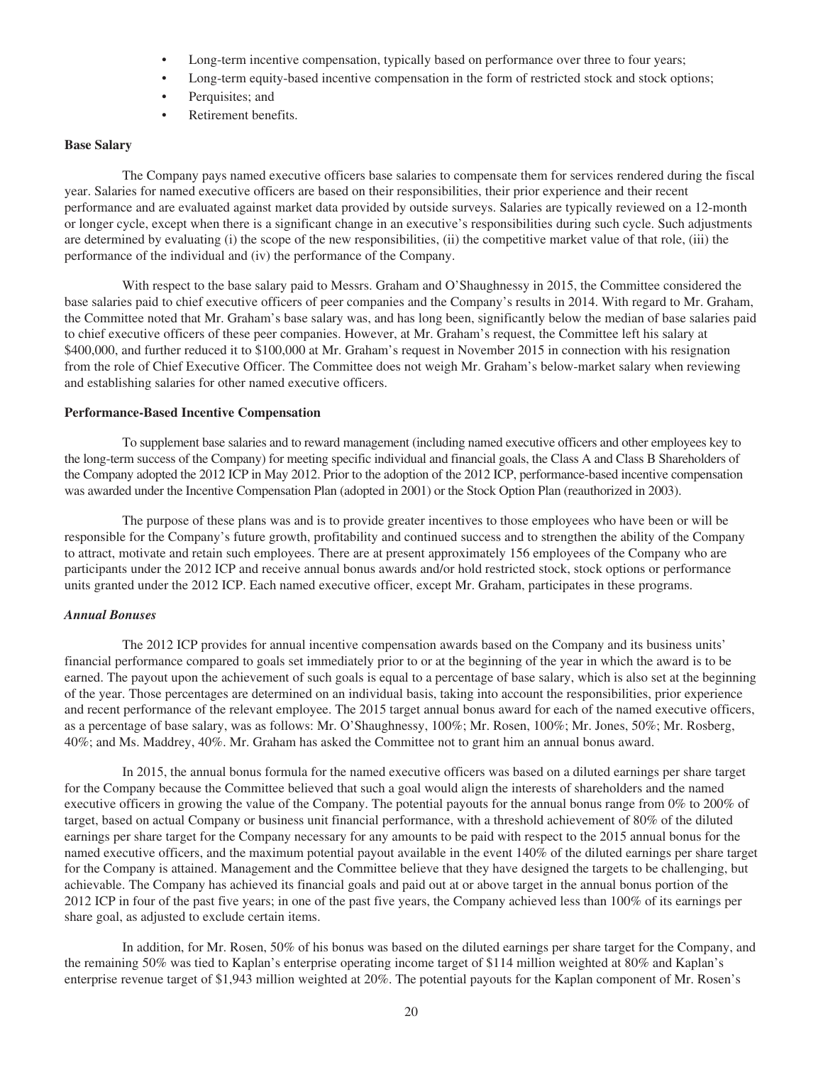- Long-term incentive compensation, typically based on performance over three to four years;
- Long-term equity-based incentive compensation in the form of restricted stock and stock options;
- Perquisites; and
- Retirement benefits.

**Base Salary**

The Company pays named executive officers base salaries to compensate them for services rendered during the fiscal year. Salaries for named executive officers are based on their responsibilities, their prior experience and their recent performance and are evaluated against market data provided by outside surveys. Salaries are typically reviewed on a 12-month or longer cycle, except when there is a significant change in an executive's responsibilities during such cycle. Such adjustments are determined by evaluating (i) the scope of the new responsibilities, (ii) the competitive market value of that role, (iii) the performance of the individual and (iv) the performance of the Company.

With respect to the base salary paid to Messrs. Graham and O'Shaughnessy in 2015, the Committee considered the base salaries paid to chief executive officers of peer companies and the Company's results in 2014. With regard to Mr. Graham, the Committee noted that Mr. Graham's base salary was, and has long been, significantly below the median of base salaries paid to chief executive officers of these peer companies. However, at Mr. Graham's request, the Committee left his salary at \$400,000, and further reduced it to \$100,000 at Mr. Graham's request in November 2015 in connection with his resignation from the role of Chief Executive Officer. The Committee does not weigh Mr. Graham's below-market salary when reviewing and establishing salaries for other named executive officers.

**Performance-Based Incentive Compensation**

To supplement base salaries and to reward management (including named executive officers and other employees key to the long-term success of the Company) for meeting specific individual and financial goals, the Class A and Class B Shareholders of the Company adopted the 2012 ICP in May 2012. Prior to the adoption of the 2012 ICP, performance-based incentive compensation was awarded under the Incentive Compensation Plan (adopted in 2001) or the Stock Option Plan (reauthorized in 2003).

The purpose of these plans was and is to provide greater incentives to those employees who have been or will be responsible for the Company's future growth, profitability and continued success and to strengthen the ability of the Company to attract, motivate and retain such employees. There are at present approximately 156 employees of the Company who are participants under the 2012 ICP and receive annual bonus awards and/or hold restricted stock, stock options or performance units granted under the 2012 ICP. Each named executive officer, except Mr. Graham, participates in these programs.

***Annual Bonuses***

The 2012 ICP provides for annual incentive compensation awards based on the Company and its business units' financial performance compared to goals set immediately prior to or at the beginning of the year in which the award is to be earned. The payout upon the achievement of such goals is equal to a percentage of base salary, which is also set at the beginning of the year. Those percentages are determined on an individual basis, taking into account the responsibilities, prior experience and recent performance of the relevant employee. The 2015 target annual bonus award for each of the named executive officers, as a percentage of base salary, was as follows: Mr. O'Shaughnessy, 100%; Mr. Rosen, 100%; Mr. Jones, 50%; Mr. Rosberg, 40%; and Ms. Maddrey, 40%. Mr. Graham has asked the Committee not to grant him an annual bonus award.

In 2015, the annual bonus formula for the named executive officers was based on a diluted earnings per share target for the Company because the Committee believed that such a goal would align the interests of shareholders and the named executive officers in growing the value of the Company. The potential payouts for the annual bonus range from 0% to 200% of target, based on actual Company or business unit financial performance, with a threshold achievement of 80% of the diluted earnings per share target for the Company necessary for any amounts to be paid with respect to the 2015 annual bonus for the named executive officers, and the maximum potential payout available in the event 140% of the diluted earnings per share target for the Company is attained. Management and the Committee believe that they have designed the targets to be challenging, but achievable. The Company has achieved its financial goals and paid out at or above target in the annual bonus portion of the 2012 ICP in four of the past five years; in one of the past five years, the Company achieved less than 100% of its earnings per share goal, as adjusted to exclude certain items.

In addition, for Mr. Rosen, 50% of his bonus was based on the diluted earnings per share target for the Company, and the remaining 50% was tied to Kaplan's enterprise operating income target of \$114 million weighted at 80% and Kaplan's enterprise revenue target of \$1,943 million weighted at 20%. The potential payouts for the Kaplan component of Mr. Rosen's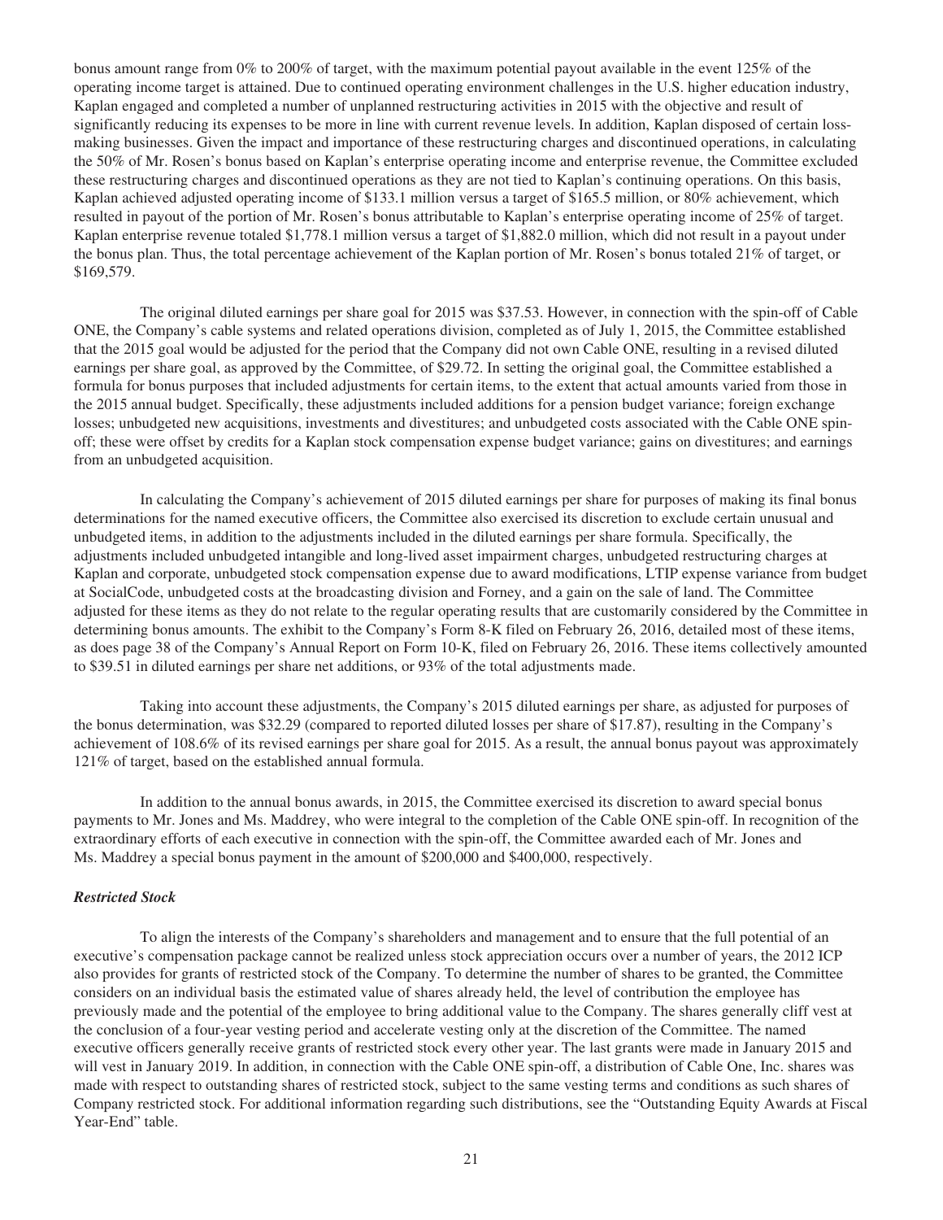bonus amount range from 0% to 200% of target, with the maximum potential payout available in the event 125% of the operating income target is attained. Due to continued operating environment challenges in the U.S. higher education industry, Kaplan engaged and completed a number of unplanned restructuring activities in 2015 with the objective and result of significantly reducing its expenses to be more in line with current revenue levels. In addition, Kaplan disposed of certain loss-making businesses. Given the impact and importance of these restructuring charges and discontinued operations, in calculating the 50% of Mr. Rosen's bonus based on Kaplan's enterprise operating income and enterprise revenue, the Committee excluded these restructuring charges and discontinued operations as they are not tied to Kaplan's continuing operations. On this basis, Kaplan achieved adjusted operating income of $133.1 million versus a target of $165.5 million, or 80% achievement, which resulted in payout of the portion of Mr. Rosen's bonus attributable to Kaplan's enterprise operating income of 25% of target. Kaplan enterprise revenue totaled $1,778.1 million versus a target of $1,882.0 million, which did not result in a payout under the bonus plan. Thus, the total percentage achievement of the Kaplan portion of Mr. Rosen's bonus totaled 21% of target, or $169,579.

The original diluted earnings per share goal for 2015 was $37.53. However, in connection with the spin-off of Cable ONE, the Company's cable systems and related operations division, completed as of July 1, 2015, the Committee established that the 2015 goal would be adjusted for the period that the Company did not own Cable ONE, resulting in a revised diluted earnings per share goal, as approved by the Committee, of $29.72. In setting the original goal, the Committee established a formula for bonus purposes that included adjustments for certain items, to the extent that actual amounts varied from those in the 2015 annual budget. Specifically, these adjustments included additions for a pension budget variance; foreign exchange losses; unbudgeted new acquisitions, investments and divestitures; and unbudgeted costs associated with the Cable ONE spin-off; these were offset by credits for a Kaplan stock compensation expense budget variance; gains on divestitures; and earnings from an unbudgeted acquisition.

In calculating the Company's achievement of 2015 diluted earnings per share for purposes of making its final bonus determinations for the named executive officers, the Committee also exercised its discretion to exclude certain unusual and unbudgeted items, in addition to the adjustments included in the diluted earnings per share formula. Specifically, the adjustments included unbudgeted intangible and long-lived asset impairment charges, unbudgeted restructuring charges at Kaplan and corporate, unbudgeted stock compensation expense due to award modifications, LTIP expense variance from budget at SocialCode, unbudgeted costs at the broadcasting division and Forney, and a gain on the sale of land. The Committee adjusted for these items as they do not relate to the regular operating results that are customarily considered by the Committee in determining bonus amounts. The exhibit to the Company's Form 8-K filed on February 26, 2016, detailed most of these items, as does page 38 of the Company's Annual Report on Form 10-K, filed on February 26, 2016. These items collectively amounted to $39.51 in diluted earnings per share net additions, or 93% of the total adjustments made.

Taking into account these adjustments, the Company's 2015 diluted earnings per share, as adjusted for purposes of the bonus determination, was $32.29 (compared to reported diluted losses per share of $17.87), resulting in the Company's achievement of 108.6% of its revised earnings per share goal for 2015. As a result, the annual bonus payout was approximately 121% of target, based on the established annual formula.

In addition to the annual bonus awards, in 2015, the Committee exercised its discretion to award special bonus payments to Mr. Jones and Ms. Maddrey, who were integral to the completion of the Cable ONE spin-off. In recognition of the extraordinary efforts of each executive in connection with the spin-off, the Committee awarded each of Mr. Jones and Ms. Maddrey a special bonus payment in the amount of $200,000 and $400,000, respectively.

### *Restricted Stock*

To align the interests of the Company's shareholders and management and to ensure that the full potential of an executive's compensation package cannot be realized unless stock appreciation occurs over a number of years, the 2012 ICP also provides for grants of restricted stock of the Company. To determine the number of shares to be granted, the Committee considers on an individual basis the estimated value of shares already held, the level of contribution the employee has previously made and the potential of the employee to bring additional value to the Company. The shares generally cliff vest at the conclusion of a four-year vesting period and accelerate vesting only at the discretion of the Committee. The named executive officers generally receive grants of restricted stock every other year. The last grants were made in January 2015 and will vest in January 2019. In addition, in connection with the Cable ONE spin-off, a distribution of Cable One, Inc. shares was made with respect to outstanding shares of restricted stock, subject to the same vesting terms and conditions as such shares of Company restricted stock. For additional information regarding such distributions, see the "Outstanding Equity Awards at Fiscal Year-End" table.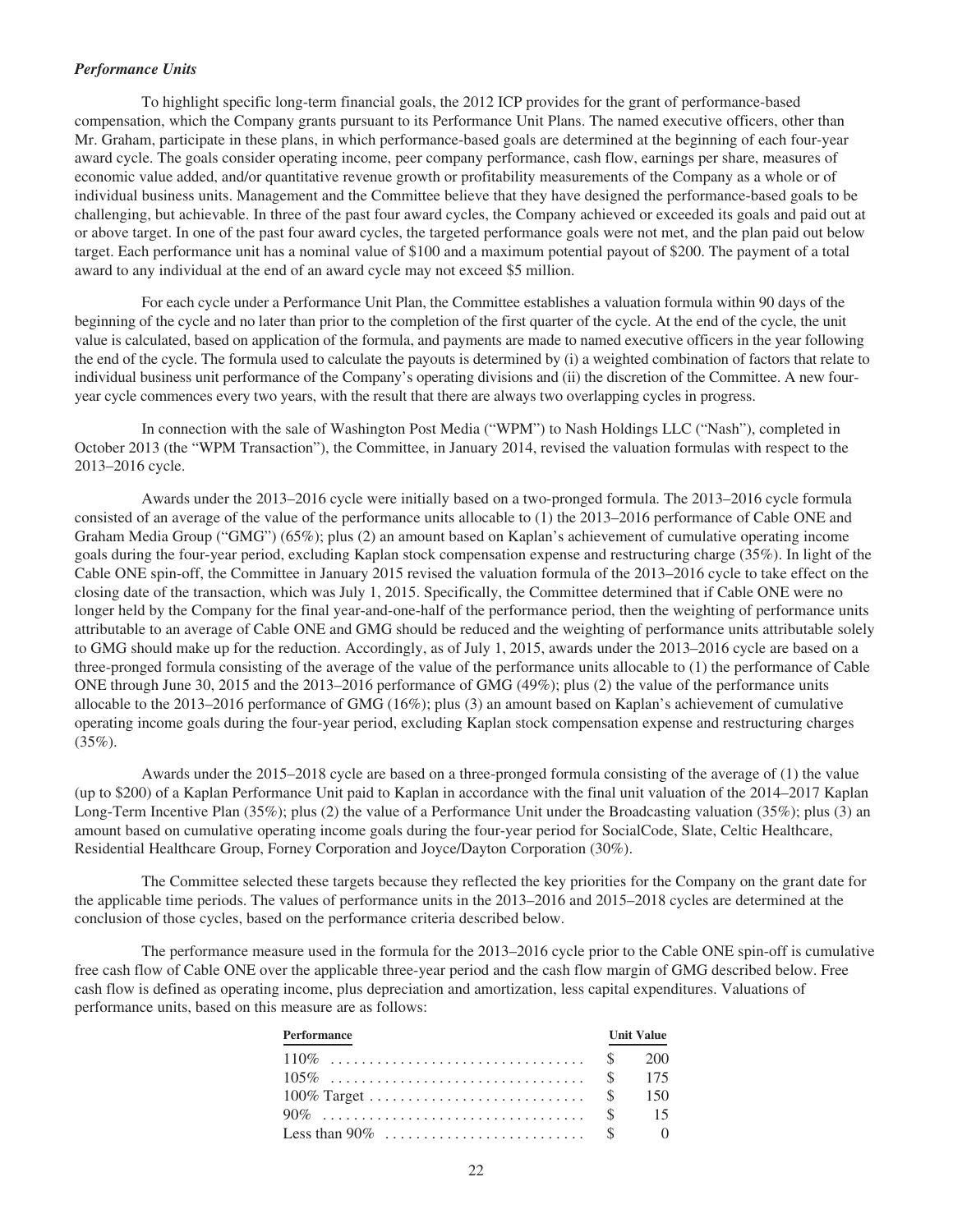***Performance Units***

To highlight specific long-term financial goals, the 2012 ICP provides for the grant of performance-based compensation, which the Company grants pursuant to its Performance Unit Plans. The named executive officers, other than Mr. Graham, participate in these plans, in which performance-based goals are determined at the beginning of each four-year award cycle. The goals consider operating income, peer company performance, cash flow, earnings per share, measures of economic value added, and/or quantitative revenue growth or profitability measurements of the Company as a whole or of individual business units. Management and the Committee believe that they have designed the performance-based goals to be challenging, but achievable. In three of the past four award cycles, the Company achieved or exceeded its goals and paid out at or above target. In one of the past four award cycles, the targeted performance goals were not met, and the plan paid out below target. Each performance unit has a nominal value of $100 and a maximum potential payout of $200. The payment of a total award to any individual at the end of an award cycle may not exceed $5 million.

For each cycle under a Performance Unit Plan, the Committee establishes a valuation formula within 90 days of the beginning of the cycle and no later than prior to the completion of the first quarter of the cycle. At the end of the cycle, the unit value is calculated, based on application of the formula, and payments are made to named executive officers in the year following the end of the cycle. The formula used to calculate the payouts is determined by (i) a weighted combination of factors that relate to individual business unit performance of the Company's operating divisions and (ii) the discretion of the Committee. A new four-year cycle commences every two years, with the result that there are always two overlapping cycles in progress.

In connection with the sale of Washington Post Media ("WPM") to Nash Holdings LLC ("Nash"), completed in October 2013 (the "WPM Transaction"), the Committee, in January 2014, revised the valuation formulas with respect to the 2013–2016 cycle.

Awards under the 2013–2016 cycle were initially based on a two-pronged formula. The 2013–2016 cycle formula consisted of an average of the value of the performance units allocable to (1) the 2013–2016 performance of Cable ONE and Graham Media Group ("GMG") (65%); plus (2) an amount based on Kaplan's achievement of cumulative operating income goals during the four-year period, excluding Kaplan stock compensation expense and restructuring charge (35%). In light of the Cable ONE spin-off, the Committee in January 2015 revised the valuation formula of the 2013–2016 cycle to take effect on the closing date of the transaction, which was July 1, 2015. Specifically, the Committee determined that if Cable ONE were no longer held by the Company for the final year-and-one-half of the performance period, then the weighting of performance units attributable to an average of Cable ONE and GMG should be reduced and the weighting of performance units attributable solely to GMG should make up for the reduction. Accordingly, as of July 1, 2015, awards under the 2013–2016 cycle are based on a three-pronged formula consisting of the average of the value of the performance units allocable to (1) the performance of Cable ONE through June 30, 2015 and the 2013–2016 performance of GMG (49%); plus (2) the value of the performance units allocable to the 2013–2016 performance of GMG (16%); plus (3) an amount based on Kaplan's achievement of cumulative operating income goals during the four-year period, excluding Kaplan stock compensation expense and restructuring charges (35%).

Awards under the 2015–2018 cycle are based on a three-pronged formula consisting of the average of (1) the value (up to $200) of a Kaplan Performance Unit paid to Kaplan in accordance with the final unit valuation of the 2014–2017 Kaplan Long-Term Incentive Plan (35%); plus (2) the value of a Performance Unit under the Broadcasting valuation (35%); plus (3) an amount based on cumulative operating income goals during the four-year period for SocialCode, Slate, Celtic Healthcare, Residential Healthcare Group, Forney Corporation and Joyce/Dayton Corporation (30%).

The Committee selected these targets because they reflected the key priorities for the Company on the grant date for the applicable time periods. The values of performance units in the 2013–2016 and 2015–2018 cycles are determined at the conclusion of those cycles, based on the performance criteria described below.

The performance measure used in the formula for the 2013–2016 cycle prior to the Cable ONE spin-off is cumulative free cash flow of Cable ONE over the applicable three-year period and the cash flow margin of GMG described below. Free cash flow is defined as operating income, plus depreciation and amortization, less capital expenditures. Valuations of performance units, based on this measure are as follows:

| Performance | Unit Value |
|---|---|
| 110% | $ 200 |
| 105% | $ 175 |
| 100% Target | $ 150 |
| 90% | $ 15 |
| Less than 90% | $ 0 |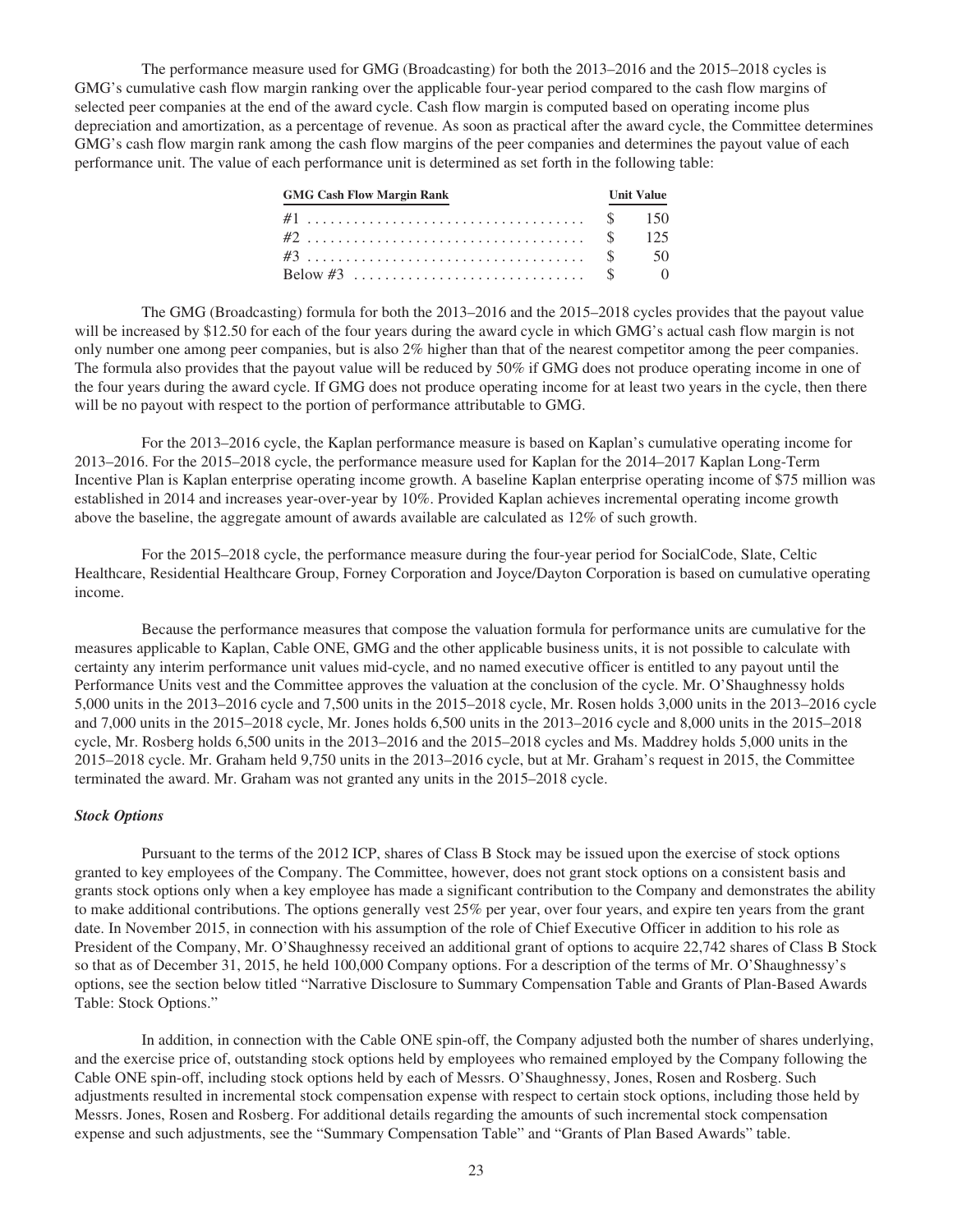The performance measure used for GMG (Broadcasting) for both the 2013–2016 and the 2015–2018 cycles is GMG's cumulative cash flow margin ranking over the applicable four-year period compared to the cash flow margins of selected peer companies at the end of the award cycle. Cash flow margin is computed based on operating income plus depreciation and amortization, as a percentage of revenue. As soon as practical after the award cycle, the Committee determines GMG's cash flow margin rank among the cash flow margins of the peer companies and determines the payout value of each performance unit. The value of each performance unit is determined as set forth in the following table:

| GMG Cash Flow Margin Rank | Unit Value |
|---|---|
| #1 | $ 150 |
| #2 | $ 125 |
| #3 | $ 50 |
| Below #3 | $ 0 |

The GMG (Broadcasting) formula for both the 2013–2016 and the 2015–2018 cycles provides that the payout value will be increased by $12.50 for each of the four years during the award cycle in which GMG's actual cash flow margin is not only number one among peer companies, but is also 2% higher than that of the nearest competitor among the peer companies. The formula also provides that the payout value will be reduced by 50% if GMG does not produce operating income in one of the four years during the award cycle. If GMG does not produce operating income for at least two years in the cycle, then there will be no payout with respect to the portion of performance attributable to GMG.

For the 2013–2016 cycle, the Kaplan performance measure is based on Kaplan's cumulative operating income for 2013–2016. For the 2015–2018 cycle, the performance measure used for Kaplan for the 2014–2017 Kaplan Long-Term Incentive Plan is Kaplan enterprise operating income growth. A baseline Kaplan enterprise operating income of $75 million was established in 2014 and increases year-over-year by 10%. Provided Kaplan achieves incremental operating income growth above the baseline, the aggregate amount of awards available are calculated as 12% of such growth.

For the 2015–2018 cycle, the performance measure during the four-year period for SocialCode, Slate, Celtic Healthcare, Residential Healthcare Group, Forney Corporation and Joyce/Dayton Corporation is based on cumulative operating income.

Because the performance measures that compose the valuation formula for performance units are cumulative for the measures applicable to Kaplan, Cable ONE, GMG and the other applicable business units, it is not possible to calculate with certainty any interim performance unit values mid-cycle, and no named executive officer is entitled to any payout until the Performance Units vest and the Committee approves the valuation at the conclusion of the cycle. Mr. O'Shaughnessy holds 5,000 units in the 2013–2016 cycle and 7,500 units in the 2015–2018 cycle, Mr. Rosen holds 3,000 units in the 2013–2016 cycle and 7,000 units in the 2015–2018 cycle, Mr. Jones holds 6,500 units in the 2013–2016 cycle and 8,000 units in the 2015–2018 cycle, Mr. Rosberg holds 6,500 units in the 2013–2016 and the 2015–2018 cycles and Ms. Maddrey holds 5,000 units in the 2015–2018 cycle. Mr. Graham held 9,750 units in the 2013–2016 cycle, but at Mr. Graham's request in 2015, the Committee terminated the award. Mr. Graham was not granted any units in the 2015–2018 cycle.

***Stock Options***

Pursuant to the terms of the 2012 ICP, shares of Class B Stock may be issued upon the exercise of stock options granted to key employees of the Company. The Committee, however, does not grant stock options on a consistent basis and grants stock options only when a key employee has made a significant contribution to the Company and demonstrates the ability to make additional contributions. The options generally vest 25% per year, over four years, and expire ten years from the grant date. In November 2015, in connection with his assumption of the role of Chief Executive Officer in addition to his role as President of the Company, Mr. O'Shaughnessy received an additional grant of options to acquire 22,742 shares of Class B Stock so that as of December 31, 2015, he held 100,000 Company options. For a description of the terms of Mr. O'Shaughnessy's options, see the section below titled "Narrative Disclosure to Summary Compensation Table and Grants of Plan-Based Awards Table: Stock Options."

In addition, in connection with the Cable ONE spin-off, the Company adjusted both the number of shares underlying, and the exercise price of, outstanding stock options held by employees who remained employed by the Company following the Cable ONE spin-off, including stock options held by each of Messrs. O'Shaughnessy, Jones, Rosen and Rosberg. Such adjustments resulted in incremental stock compensation expense with respect to certain stock options, including those held by Messrs. Jones, Rosen and Rosberg. For additional details regarding the amounts of such incremental stock compensation expense and such adjustments, see the "Summary Compensation Table" and "Grants of Plan Based Awards" table.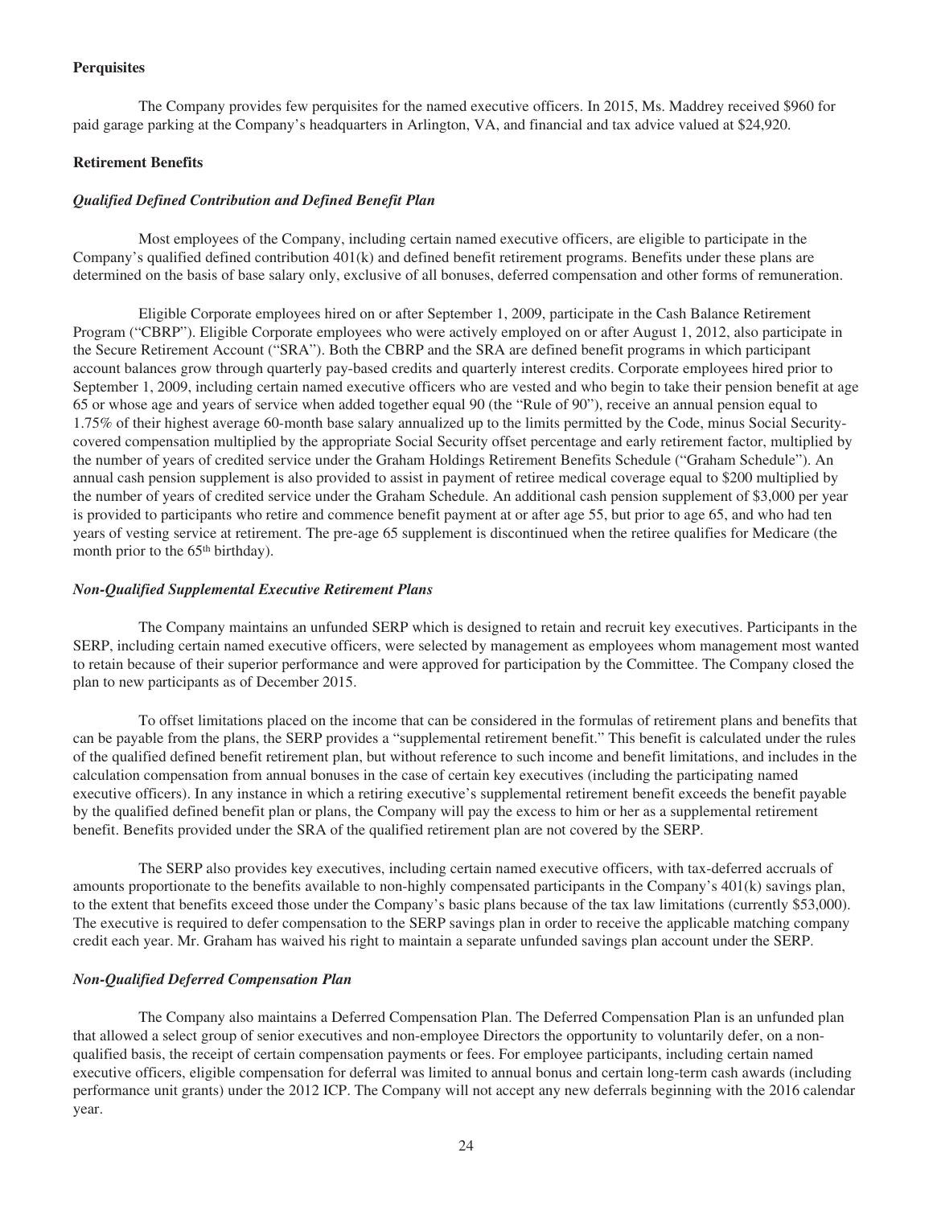**Perquisites**

The Company provides few perquisites for the named executive officers. In 2015, Ms. Maddrey received $960 for paid garage parking at the Company's headquarters in Arlington, VA, and financial and tax advice valued at $24,920.

**Retirement Benefits**

***Qualified Defined Contribution and Defined Benefit Plan***

Most employees of the Company, including certain named executive officers, are eligible to participate in the Company's qualified defined contribution 401(k) and defined benefit retirement programs. Benefits under these plans are determined on the basis of base salary only, exclusive of all bonuses, deferred compensation and other forms of remuneration.

Eligible Corporate employees hired on or after September 1, 2009, participate in the Cash Balance Retirement Program ("CBRP"). Eligible Corporate employees who were actively employed on or after August 1, 2012, also participate in the Secure Retirement Account ("SRA"). Both the CBRP and the SRA are defined benefit programs in which participant account balances grow through quarterly pay-based credits and quarterly interest credits. Corporate employees hired prior to September 1, 2009, including certain named executive officers who are vested and who begin to take their pension benefit at age 65 or whose age and years of service when added together equal 90 (the "Rule of 90"), receive an annual pension equal to 1.75% of their highest average 60-month base salary annualized up to the limits permitted by the Code, minus Social Security-covered compensation multiplied by the appropriate Social Security offset percentage and early retirement factor, multiplied by the number of years of credited service under the Graham Holdings Retirement Benefits Schedule ("Graham Schedule"). An annual cash pension supplement is also provided to assist in payment of retiree medical coverage equal to $200 multiplied by the number of years of credited service under the Graham Schedule. An additional cash pension supplement of $3,000 per year is provided to participants who retire and commence benefit payment at or after age 55, but prior to age 65, and who had ten years of vesting service at retirement. The pre-age 65 supplement is discontinued when the retiree qualifies for Medicare (the month prior to the 65th birthday).

***Non-Qualified Supplemental Executive Retirement Plans***

The Company maintains an unfunded SERP which is designed to retain and recruit key executives. Participants in the SERP, including certain named executive officers, were selected by management as employees whom management most wanted to retain because of their superior performance and were approved for participation by the Committee. The Company closed the plan to new participants as of December 2015.

To offset limitations placed on the income that can be considered in the formulas of retirement plans and benefits that can be payable from the plans, the SERP provides a "supplemental retirement benefit." This benefit is calculated under the rules of the qualified defined benefit retirement plan, but without reference to such income and benefit limitations, and includes in the calculation compensation from annual bonuses in the case of certain key executives (including the participating named executive officers). In any instance in which a retiring executive's supplemental retirement benefit exceeds the benefit payable by the qualified defined benefit plan or plans, the Company will pay the excess to him or her as a supplemental retirement benefit. Benefits provided under the SRA of the qualified retirement plan are not covered by the SERP.

The SERP also provides key executives, including certain named executive officers, with tax-deferred accruals of amounts proportionate to the benefits available to non-highly compensated participants in the Company's 401(k) savings plan, to the extent that benefits exceed those under the Company's basic plans because of the tax law limitations (currently $53,000). The executive is required to defer compensation to the SERP savings plan in order to receive the applicable matching company credit each year. Mr. Graham has waived his right to maintain a separate unfunded savings plan account under the SERP.

***Non-Qualified Deferred Compensation Plan***

The Company also maintains a Deferred Compensation Plan. The Deferred Compensation Plan is an unfunded plan that allowed a select group of senior executives and non-employee Directors the opportunity to voluntarily defer, on a non-qualified basis, the receipt of certain compensation payments or fees. For employee participants, including certain named executive officers, eligible compensation for deferral was limited to annual bonus and certain long-term cash awards (including performance unit grants) under the 2012 ICP. The Company will not accept any new deferrals beginning with the 2016 calendar year.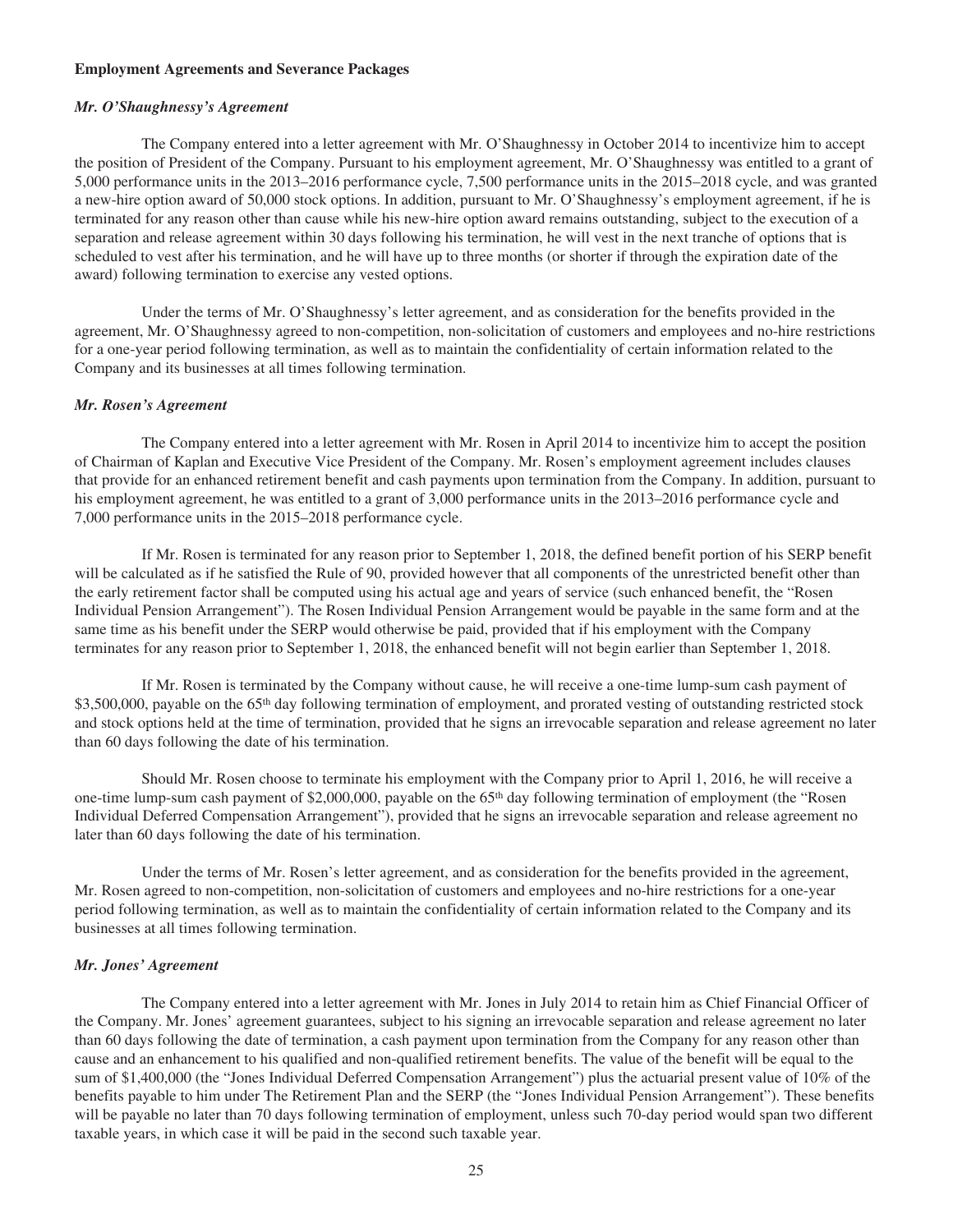## Employment Agreements and Severance Packages

### *Mr. O'Shaughnessy's Agreement*

The Company entered into a letter agreement with Mr. O'Shaughnessy in October 2014 to incentivize him to accept the position of President of the Company. Pursuant to his employment agreement, Mr. O'Shaughnessy was entitled to a grant of 5,000 performance units in the 2013–2016 performance cycle, 7,500 performance units in the 2015–2018 cycle, and was granted a new-hire option award of 50,000 stock options. In addition, pursuant to Mr. O'Shaughnessy's employment agreement, if he is terminated for any reason other than cause while his new-hire option award remains outstanding, subject to the execution of a separation and release agreement within 30 days following his termination, he will vest in the next tranche of options that is scheduled to vest after his termination, and he will have up to three months (or shorter if through the expiration date of the award) following termination to exercise any vested options.

Under the terms of Mr. O'Shaughnessy's letter agreement, and as consideration for the benefits provided in the agreement, Mr. O'Shaughnessy agreed to non-competition, non-solicitation of customers and employees and no-hire restrictions for a one-year period following termination, as well as to maintain the confidentiality of certain information related to the Company and its businesses at all times following termination.

### *Mr. Rosen's Agreement*

The Company entered into a letter agreement with Mr. Rosen in April 2014 to incentivize him to accept the position of Chairman of Kaplan and Executive Vice President of the Company. Mr. Rosen's employment agreement includes clauses that provide for an enhanced retirement benefit and cash payments upon termination from the Company. In addition, pursuant to his employment agreement, he was entitled to a grant of 3,000 performance units in the 2013–2016 performance cycle and 7,000 performance units in the 2015–2018 performance cycle.

If Mr. Rosen is terminated for any reason prior to September 1, 2018, the defined benefit portion of his SERP benefit will be calculated as if he satisfied the Rule of 90, provided however that all components of the unrestricted benefit other than the early retirement factor shall be computed using his actual age and years of service (such enhanced benefit, the "Rosen Individual Pension Arrangement"). The Rosen Individual Pension Arrangement would be payable in the same form and at the same time as his benefit under the SERP would otherwise be paid, provided that if his employment with the Company terminates for any reason prior to September 1, 2018, the enhanced benefit will not begin earlier than September 1, 2018.

If Mr. Rosen is terminated by the Company without cause, he will receive a one-time lump-sum cash payment of \$3,500,000, payable on the 65th day following termination of employment, and prorated vesting of outstanding restricted stock and stock options held at the time of termination, provided that he signs an irrevocable separation and release agreement no later than 60 days following the date of his termination.

Should Mr. Rosen choose to terminate his employment with the Company prior to April 1, 2016, he will receive a one-time lump-sum cash payment of \$2,000,000, payable on the 65th day following termination of employment (the "Rosen Individual Deferred Compensation Arrangement"), provided that he signs an irrevocable separation and release agreement no later than 60 days following the date of his termination.

Under the terms of Mr. Rosen's letter agreement, and as consideration for the benefits provided in the agreement, Mr. Rosen agreed to non-competition, non-solicitation of customers and employees and no-hire restrictions for a one-year period following termination, as well as to maintain the confidentiality of certain information related to the Company and its businesses at all times following termination.

### *Mr. Jones' Agreement*

The Company entered into a letter agreement with Mr. Jones in July 2014 to retain him as Chief Financial Officer of the Company. Mr. Jones' agreement guarantees, subject to his signing an irrevocable separation and release agreement no later than 60 days following the date of termination, a cash payment upon termination from the Company for any reason other than cause and an enhancement to his qualified and non-qualified retirement benefits. The value of the benefit will be equal to the sum of \$1,400,000 (the "Jones Individual Deferred Compensation Arrangement") plus the actuarial present value of 10% of the benefits payable to him under The Retirement Plan and the SERP (the "Jones Individual Pension Arrangement"). These benefits will be payable no later than 70 days following termination of employment, unless such 70-day period would span two different taxable years, in which case it will be paid in the second such taxable year.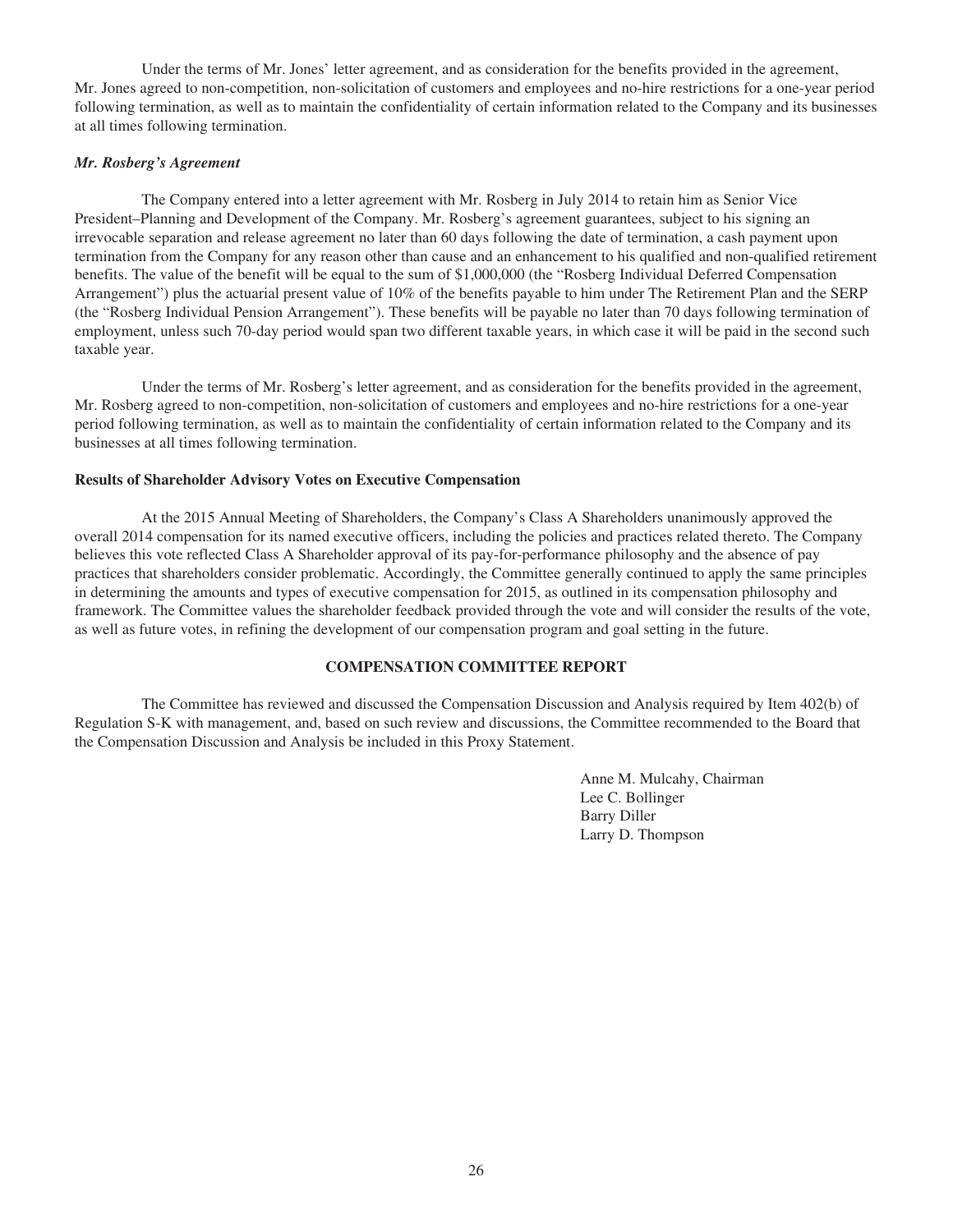Under the terms of Mr. Jones' letter agreement, and as consideration for the benefits provided in the agreement, Mr. Jones agreed to non-competition, non-solicitation of customers and employees and no-hire restrictions for a one-year period following termination, as well as to maintain the confidentiality of certain information related to the Company and its businesses at all times following termination.

***Mr. Rosberg's Agreement***

The Company entered into a letter agreement with Mr. Rosberg in July 2014 to retain him as Senior Vice President–Planning and Development of the Company. Mr. Rosberg's agreement guarantees, subject to his signing an irrevocable separation and release agreement no later than 60 days following the date of termination, a cash payment upon termination from the Company for any reason other than cause and an enhancement to his qualified and non-qualified retirement benefits. The value of the benefit will be equal to the sum of $1,000,000 (the "Rosberg Individual Deferred Compensation Arrangement") plus the actuarial present value of 10% of the benefits payable to him under The Retirement Plan and the SERP (the "Rosberg Individual Pension Arrangement"). These benefits will be payable no later than 70 days following termination of employment, unless such 70-day period would span two different taxable years, in which case it will be paid in the second such taxable year.

Under the terms of Mr. Rosberg's letter agreement, and as consideration for the benefits provided in the agreement, Mr. Rosberg agreed to non-competition, non-solicitation of customers and employees and no-hire restrictions for a one-year period following termination, as well as to maintain the confidentiality of certain information related to the Company and its businesses at all times following termination.

**Results of Shareholder Advisory Votes on Executive Compensation**

At the 2015 Annual Meeting of Shareholders, the Company's Class A Shareholders unanimously approved the overall 2014 compensation for its named executive officers, including the policies and practices related thereto. The Company believes this vote reflected Class A Shareholder approval of its pay-for-performance philosophy and the absence of pay practices that shareholders consider problematic. Accordingly, the Committee generally continued to apply the same principles in determining the amounts and types of executive compensation for 2015, as outlined in its compensation philosophy and framework. The Committee values the shareholder feedback provided through the vote and will consider the results of the vote, as well as future votes, in refining the development of our compensation program and goal setting in the future.

## COMPENSATION COMMITTEE REPORT

The Committee has reviewed and discussed the Compensation Discussion and Analysis required by Item 402(b) of Regulation S-K with management, and, based on such review and discussions, the Committee recommended to the Board that the Compensation Discussion and Analysis be included in this Proxy Statement.

Anne M. Mulcahy, Chairman
Lee C. Bollinger
Barry Diller
Larry D. Thompson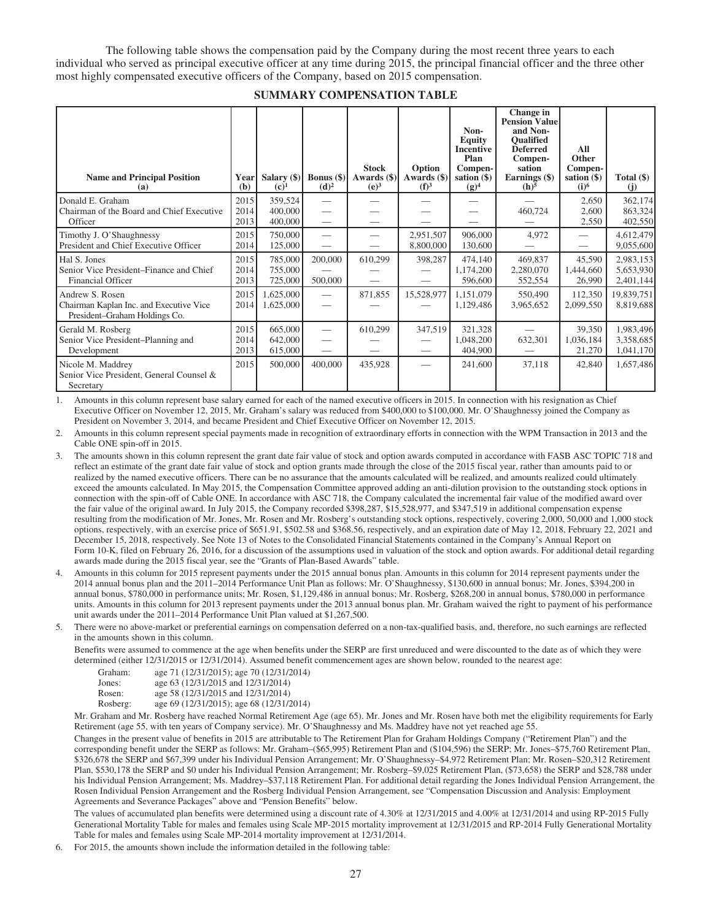The following table shows the compensation paid by the Company during the most recent three years to each individual who served as principal executive officer at any time during 2015, the principal financial officer and the three other most highly compensated executive officers of the Company, based on 2015 compensation.

## SUMMARY COMPENSATION TABLE

| Name and Principal Position (a) | Year (b) | Salary ($) (c)[1] | Bonus ($) (d)[2] | Stock Awards ($) (e)[3] | Option Awards ($) (f)[3] | Non-Equity Incentive Plan Compensation ($) (g)[4] | Change in Pension Value and Non-Qualified Deferred Compensation Earnings ($) (h)[5] | All Other Compensation ($) (i)[6] | Total ($) (j) |
|---|---|---|---|---|---|---|---|---|---|
| Donald E. Graham | 2015 | 359,524 | — | — | — | — | — | 2,650 | 362,174 |
| Chairman of the Board and Chief Executive | 2014 | 400,000 | — | — | — | — | 460,724 | 2,600 | 863,324 |
| Officer | 2013 | 400,000 | — | — | — | — | — | 2,550 | 402,550 |
| Timothy J. O'Shaughnessy | 2015 | 750,000 | — | — | 2,951,507 | 906,000 | 4,972 | — | 4,612,479 |
| President and Chief Executive Officer | 2014 | 125,000 | — | — | 8,800,000 | 130,600 | — | — | 9,055,600 |
| Hal S. Jones | 2015 | 785,000 | 200,000 | 610,299 | 398,287 | 474,140 | 469,837 | 45,590 | 2,983,153 |
| Senior Vice President–Finance and Chief | 2014 | 755,000 | — | — | — | 1,174,200 | 2,280,070 | 1,444,660 | 5,653,930 |
| Financial Officer | 2013 | 725,000 | 500,000 | — | — | 596,600 | 552,554 | 26,990 | 2,401,144 |
| Andrew S. Rosen | 2015 | 1,625,000 | — | 871,855 | 15,528,977 | 1,151,079 | 550,490 | 112,350 | 19,839,751 |
| Chairman Kaplan Inc. and Executive Vice President–Graham Holdings Co. | 2014 | 1,625,000 | — | — | — | 1,129,486 | 3,965,652 | 2,099,550 | 8,819,688 |
| Gerald M. Rosberg | 2015 | 665,000 | — | 610,299 | 347,519 | 321,328 | — | 39,350 | 1,983,496 |
| Senior Vice President–Planning and | 2014 | 642,000 | — | — | — | 1,048,200 | 632,301 | 1,036,184 | 3,358,685 |
| Development | 2013 | 615,000 | — | — | — | 404,900 | — | 21,270 | 1,041,170 |
| Nicole M. Maddrey Senior Vice President, General Counsel & Secretary | 2015 | 500,000 | 400,000 | 435,928 | — | 241,600 | 37,118 | 42,840 | 1,657,486 |

1. Amounts in this column represent base salary earned for each of the named executive officers in 2015. In connection with his resignation as Chief Executive Officer on November 12, 2015, Mr. Graham's salary was reduced from $400,000 to $100,000. Mr. O'Shaughnessy joined the Company as President on November 3, 2014, and became President and Chief Executive Officer on November 12, 2015.

2. Amounts in this column represent special payments made in recognition of extraordinary efforts in connection with the WPM Transaction in 2013 and the Cable ONE spin-off in 2015.

3. The amounts shown in this column represent the grant date fair value of stock and option awards computed in accordance with FASB ASC TOPIC 718 and reflect an estimate of the grant date fair value of stock and option grants made through the close of the 2015 fiscal year, rather than amounts paid to or realized by the named executive officers. There can be no assurance that the amounts calculated will be realized, and amounts realized could ultimately exceed the amounts calculated. In May 2015, the Compensation Committee approved adding an anti-dilution provision to the outstanding stock options in connection with the spin-off of Cable ONE. In accordance with ASC 718, the Company calculated the incremental fair value of the modified award over the fair value of the original award. In July 2015, the Company recorded $398,287, $15,528,977, and $347,519 in additional compensation expense resulting from the modification of Mr. Jones, Mr. Rosen and Mr. Rosberg's outstanding stock options, respectively, covering 2,000, 50,000 and 1,000 stock options, respectively, with an exercise price of $651.91, $502.58 and $368.56, respectively, and an expiration date of May 12, 2018, February 22, 2021 and December 15, 2018, respectively. See Note 13 of Notes to the Consolidated Financial Statements contained in the Company's Annual Report on Form 10-K, filed on February 26, 2016, for a discussion of the assumptions used in valuation of the stock and option awards. For additional detail regarding awards made during the 2015 fiscal year, see the "Grants of Plan-Based Awards" table.

4. Amounts in this column for 2015 represent payments under the 2015 annual bonus plan. Amounts in this column for 2014 represent payments under the 2014 annual bonus plan and the 2011–2014 Performance Unit Plan as follows: Mr. O'Shaughnessy, $130,600 in annual bonus; Mr. Jones, $394,200 in annual bonus, $780,000 in performance units; Mr. Rosen, $1,129,486 in annual bonus; Mr. Rosberg, $268,200 in annual bonus, $780,000 in performance units. Amounts in this column for 2013 represent payments under the 2013 annual bonus plan. Mr. Graham waived the right to payment of his performance unit awards under the 2011–2014 Performance Unit Plan valued at $1,267,500.

5. There were no above-market or preferential earnings on compensation deferred on a non-tax-qualified basis, and, therefore, no such earnings are reflected in the amounts shown in this column.

   Benefits were assumed to commence at the age when benefits under the SERP are first unreduced and were discounted to the date as of which they were determined (either 12/31/2015 or 12/31/2014). Assumed benefit commencement ages are shown below, rounded to the nearest age:

   Graham: age 71 (12/31/2015); age 70 (12/31/2014)
   Jones: age 63 (12/31/2015 and 12/31/2014)
   Rosen: age 58 (12/31/2015 and 12/31/2014)
   Rosberg: age 69 (12/31/2015); age 68 (12/31/2014)

   Mr. Graham and Mr. Rosberg have reached Normal Retirement Age (age 65). Mr. Jones and Mr. Rosen have both met the eligibility requirements for Early Retirement (age 55, with ten years of Company service). Mr. O'Shaughnessy and Ms. Maddrey have not yet reached age 55.

   Changes in the present value of benefits in 2015 are attributable to The Retirement Plan for Graham Holdings Company ("Retirement Plan") and the corresponding benefit under the SERP as follows: Mr. Graham–($65,995) Retirement Plan and ($104,596) the SERP; Mr. Jones–$75,760 Retirement Plan, $326,678 the SERP and $67,399 under his Individual Pension Arrangement; Mr. O'Shaughnessy–$4,972 Retirement Plan; Mr. Rosen–$20,312 Retirement Plan, $530,178 the SERP and $0 under his Individual Pension Arrangement; Mr. Rosberg–$9,025 Retirement Plan, ($73,658) the SERP and $28,788 under his Individual Pension Arrangement; Ms. Maddrey–$37,118 Retirement Plan. For additional detail regarding the Jones Individual Pension Arrangement, the Rosen Individual Pension Arrangement and the Rosberg Individual Pension Arrangement, see "Compensation Discussion and Analysis: Employment Agreements and Severance Packages" above and "Pension Benefits" below.

   The values of accumulated plan benefits were determined using a discount rate of 4.30% at 12/31/2015 and 4.00% at 12/31/2014 and using RP-2015 Fully Generational Mortality Table for males and females using Scale MP-2015 mortality improvement at 12/31/2015 and RP-2014 Fully Generational Mortality Table for males and females using Scale MP-2014 mortality improvement at 12/31/2014.

6. For 2015, the amounts shown include the information detailed in the following table: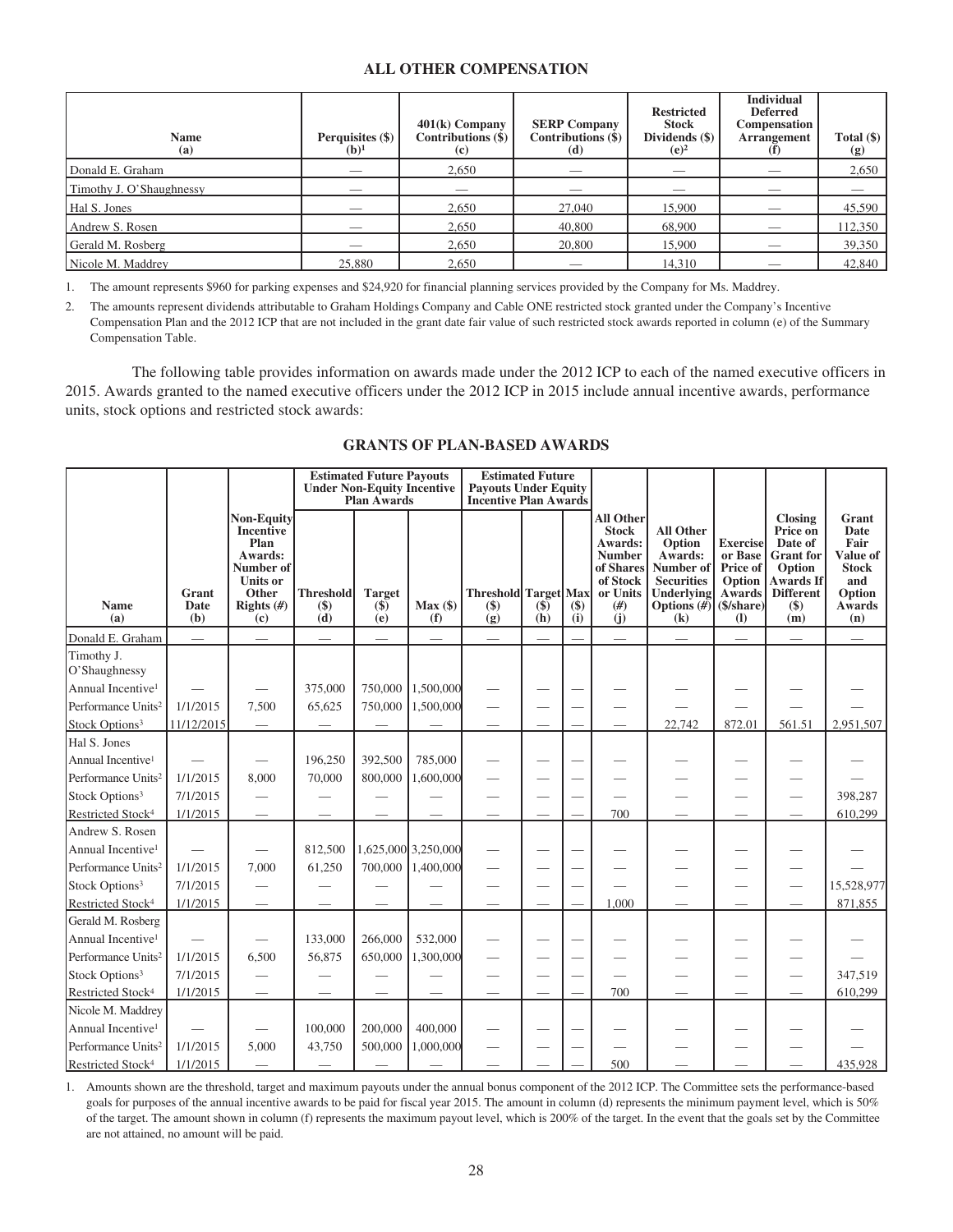## ALL OTHER COMPENSATION

| Name (a) | Perquisites ($) (b)[1] | 401(k) Company Contributions ($) (c) | SERP Company Contributions ($) (d) | Restricted Stock Dividends ($) (e)[2] | Individual Deferred Compensation Arrangement (f) | Total ($) (g) |
|---|---|---|---|---|---|---|
| Donald E. Graham | — | 2,650 | — | — | — | 2,650 |
| Timothy J. O'Shaughnessy | — | — | — | — | — | — |
| Hal S. Jones | — | 2,650 | 27,040 | 15,900 | — | 45,590 |
| Andrew S. Rosen | — | 2,650 | 40,800 | 68,900 | — | 112,350 |
| Gerald M. Rosberg | — | 2,650 | 20,800 | 15,900 | — | 39,350 |
| Nicole M. Maddrey | 25,880 | 2,650 | — | 14,310 | — | 42,840 |

1. The amount represents $960 for parking expenses and $24,920 for financial planning services provided by the Company for Ms. Maddrey.

2. The amounts represent dividends attributable to Graham Holdings Company and Cable ONE restricted stock granted under the Company's Incentive Compensation Plan and the 2012 ICP that are not included in the grant date fair value of such restricted stock awards reported in column (e) of the Summary Compensation Table.

The following table provides information on awards made under the 2012 ICP to each of the named executive officers in 2015. Awards granted to the named executive officers under the 2012 ICP in 2015 include annual incentive awards, performance units, stock options and restricted stock awards:

## GRANTS OF PLAN-BASED AWARDS

| | | | Estimated Future Payouts Under Non-Equity Incentive Plan Awards | | | Estimated Future Payouts Under Equity Incentive Plan Awards | | | | | | | |
|---|---|---|---|---|---|---|---|---|---|---|---|---|---|
| Name (a) | Grant Date (b) | Non-Equity Incentive Plan Awards: Number of Units or Other Rights (#) (c) | Threshold ($) (d) | Target ($) (e) | Max ($) (f) | Threshold ($) (g) | Target ($) (h) | Max ($) (i) | All Other Stock Awards: Number of Shares of Stock or Units (#) (j) | All Other Option Awards: Number of Securities Underlying Options (#) (k) | Exercise or Base Price of Option Awards ($/share) (l) | Closing Price on Date of Grant for Option Awards If Different ($) (m) | Grant Date Fair Value of Stock and Option Awards (n) |
| Donald E. Graham | — | — | — | — | — | — | — | — | — | — | — | — | — |
| Timothy J. O'Shaughnessy | | | | | | | | | | | | | |
| Annual Incentive[1] | — | — | 375,000 | 750,000 | 1,500,000 | — | — | — | — | — | — | — | — |
| Performance Units[2] | 1/1/2015 | 7,500 | 65,625 | 750,000 | 1,500,000 | — | — | — | — | — | — | — | — |
| Stock Options[3] | 11/12/2015 | — | — | — | — | — | — | — | — | 22,742 | 872.01 | 561.51 | 2,951,507 |
| Hal S. Jones | | | | | | | | | | | | | |
| Annual Incentive[1] | — | — | 196,250 | 392,500 | 785,000 | — | — | — | — | — | — | — | — |
| Performance Units[2] | 1/1/2015 | 8,000 | 70,000 | 800,000 | 1,600,000 | — | — | — | — | — | — | — | — |
| Stock Options[3] | 7/1/2015 | — | — | — | — | — | — | — | — | — | — | — | 398,287 |
| Restricted Stock[4] | 1/1/2015 | — | — | — | — | — | — | — | 700 | — | — | — | 610,299 |
| Andrew S. Rosen | | | | | | | | | | | | | |
| Annual Incentive[1] | — | — | 812,500 | 1,625,000 | 3,250,000 | — | — | — | — | — | — | — | — |
| Performance Units[2] | 1/1/2015 | 7,000 | 61,250 | 700,000 | 1,400,000 | — | — | — | — | — | — | — | — |
| Stock Options[3] | 7/1/2015 | — | — | — | — | — | — | — | — | — | — | — | 15,528,977 |
| Restricted Stock[4] | 1/1/2015 | — | — | — | — | — | — | — | 1,000 | — | — | — | 871,855 |
| Gerald M. Rosberg | | | | | | | | | | | | | |
| Annual Incentive[1] | — | — | 133,000 | 266,000 | 532,000 | — | — | — | — | — | — | — | — |
| Performance Units[2] | 1/1/2015 | 6,500 | 56,875 | 650,000 | 1,300,000 | — | — | — | — | — | — | — | — |
| Stock Options[3] | 7/1/2015 | — | — | — | — | — | — | — | — | — | — | — | 347,519 |
| Restricted Stock[4] | 1/1/2015 | — | — | — | — | — | — | — | 700 | — | — | — | 610,299 |
| Nicole M. Maddrey | | | | | | | | | | | | | |
| Annual Incentive[1] | — | — | 100,000 | 200,000 | 400,000 | — | — | — | — | — | — | — | — |
| Performance Units[2] | 1/1/2015 | 5,000 | 43,750 | 500,000 | 1,000,000 | — | — | — | — | — | — | — | — |
| Restricted Stock[4] | 1/1/2015 | — | — | — | — | — | — | — | 500 | — | — | — | 435,928 |

1. Amounts shown are the threshold, target and maximum payouts under the annual bonus component of the 2012 ICP. The Committee sets the performance-based goals for purposes of the annual incentive awards to be paid for fiscal year 2015. The amount in column (d) represents the minimum payment level, which is 50% of the target. The amount shown in column (f) represents the maximum payout level, which is 200% of the target. In the event that the goals set by the Committee are not attained, no amount will be paid.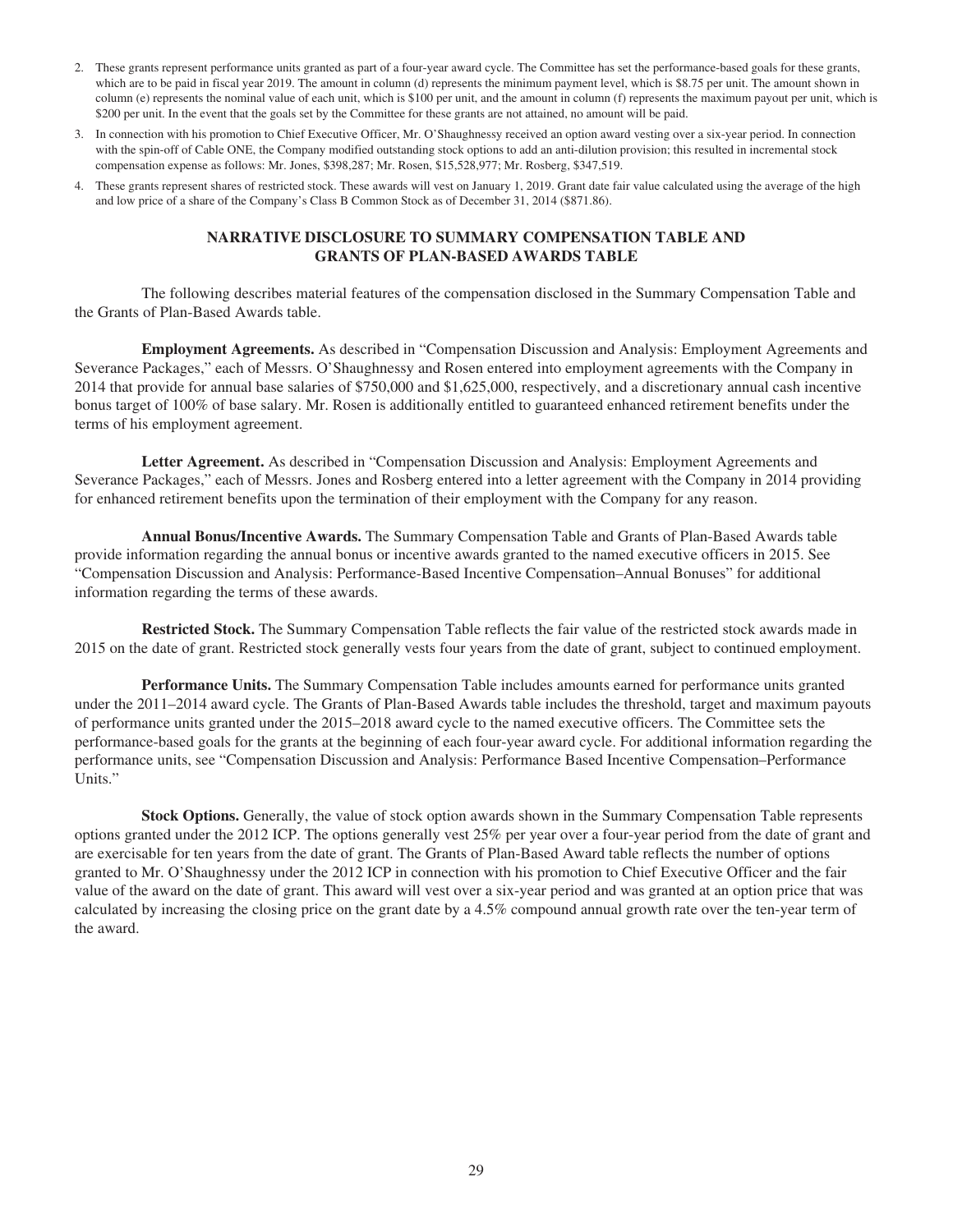2. These grants represent performance units granted as part of a four-year award cycle. The Committee has set the performance-based goals for these grants, which are to be paid in fiscal year 2019. The amount in column (d) represents the minimum payment level, which is $8.75 per unit. The amount shown in column (e) represents the nominal value of each unit, which is $100 per unit, and the amount in column (f) represents the maximum payout per unit, which is $200 per unit. In the event that the goals set by the Committee for these grants are not attained, no amount will be paid.

3. In connection with his promotion to Chief Executive Officer, Mr. O'Shaughnessy received an option award vesting over a six-year period. In connection with the spin-off of Cable ONE, the Company modified outstanding stock options to add an anti-dilution provision; this resulted in incremental stock compensation expense as follows: Mr. Jones, $398,287; Mr. Rosen, $15,528,977; Mr. Rosberg, $347,519.

4. These grants represent shares of restricted stock. These awards will vest on January 1, 2019. Grant date fair value calculated using the average of the high and low price of a share of the Company's Class B Common Stock as of December 31, 2014 ($871.86).

## NARRATIVE DISCLOSURE TO SUMMARY COMPENSATION TABLE AND GRANTS OF PLAN-BASED AWARDS TABLE

The following describes material features of the compensation disclosed in the Summary Compensation Table and the Grants of Plan-Based Awards table.

**Employment Agreements.** As described in "Compensation Discussion and Analysis: Employment Agreements and Severance Packages," each of Messrs. O'Shaughnessy and Rosen entered into employment agreements with the Company in 2014 that provide for annual base salaries of $750,000 and $1,625,000, respectively, and a discretionary annual cash incentive bonus target of 100% of base salary. Mr. Rosen is additionally entitled to guaranteed enhanced retirement benefits under the terms of his employment agreement.

**Letter Agreement.** As described in "Compensation Discussion and Analysis: Employment Agreements and Severance Packages," each of Messrs. Jones and Rosberg entered into a letter agreement with the Company in 2014 providing for enhanced retirement benefits upon the termination of their employment with the Company for any reason.

**Annual Bonus/Incentive Awards.** The Summary Compensation Table and Grants of Plan-Based Awards table provide information regarding the annual bonus or incentive awards granted to the named executive officers in 2015. See "Compensation Discussion and Analysis: Performance-Based Incentive Compensation–Annual Bonuses" for additional information regarding the terms of these awards.

**Restricted Stock.** The Summary Compensation Table reflects the fair value of the restricted stock awards made in 2015 on the date of grant. Restricted stock generally vests four years from the date of grant, subject to continued employment.

**Performance Units.** The Summary Compensation Table includes amounts earned for performance units granted under the 2011–2014 award cycle. The Grants of Plan-Based Awards table includes the threshold, target and maximum payouts of performance units granted under the 2015–2018 award cycle to the named executive officers. The Committee sets the performance-based goals for the grants at the beginning of each four-year award cycle. For additional information regarding the performance units, see "Compensation Discussion and Analysis: Performance Based Incentive Compensation–Performance Units."

**Stock Options.** Generally, the value of stock option awards shown in the Summary Compensation Table represents options granted under the 2012 ICP. The options generally vest 25% per year over a four-year period from the date of grant and are exercisable for ten years from the date of grant. The Grants of Plan-Based Award table reflects the number of options granted to Mr. O'Shaughnessy under the 2012 ICP in connection with his promotion to Chief Executive Officer and the fair value of the award on the date of grant. This award will vest over a six-year period and was granted at an option price that was calculated by increasing the closing price on the grant date by a 4.5% compound annual growth rate over the ten-year term of the award.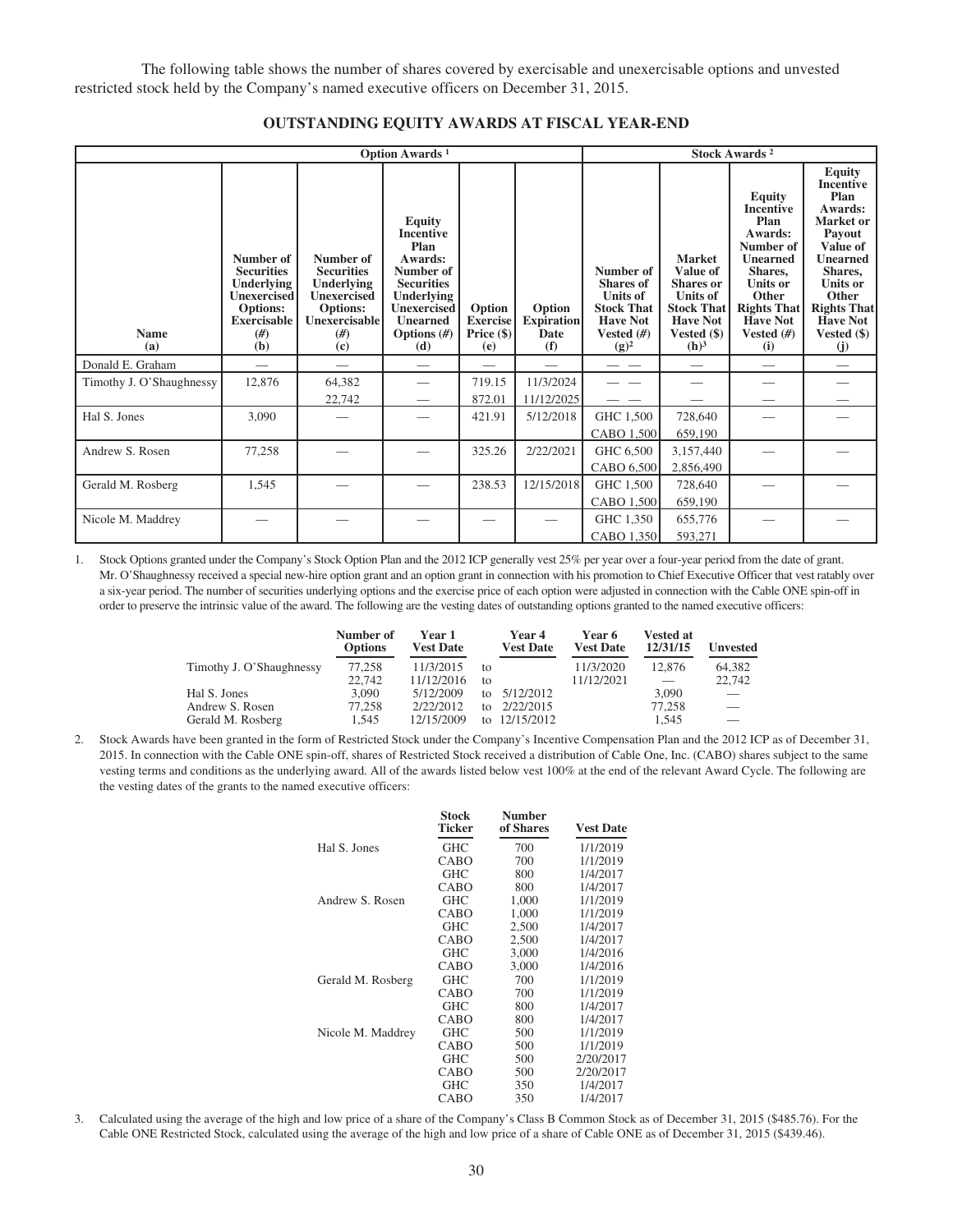The following table shows the number of shares covered by exercisable and unexercisable options and unvested restricted stock held by the Company's named executive officers on December 31, 2015.

## OUTSTANDING EQUITY AWARDS AT FISCAL YEAR-END

| | Option Awards [1] | | | | | Stock Awards [2] | | | |
|---|---|---|---|---|---|---|---|---|---|
| Name (a) | Number of Securities Underlying Unexercised Options: Exercisable (#) (b) | Number of Securities Underlying Unexercised Options: Unexercisable (#) (c) | Equity Incentive Plan Awards: Number of Securities Underlying Unexercised Unearned Options (#) (d) | Option Exercise Price ($) (e) | Option Expiration Date (f) | Number of Shares or Units of Stock That Have Not Vested (#) (g)[2] | Market Value of Shares or Units of Stock That Have Not Vested ($) (h)[3] | Equity Incentive Plan Awards: Number of Unearned Shares, Units or Other Rights That Have Not Vested (#) (i) | Equity Incentive Plan Awards: Market or Payout Value of Unearned Shares, Units or Other Rights That Have Not Vested ($) (j) |
| Donald E. Graham | — | — | — | — | — | — — | — | — | — |
| Timothy J. O'Shaughnessy | 12,876 | 64,382 | — | 719.15 | 11/3/2024 | — — | — | — | — |
| | | 22,742 | — | 872.01 | 11/12/2025 | — — | — | — | — |
| Hal S. Jones | 3,090 | — | — | 421.91 | 5/12/2018 | GHC 1,500 | 728,640 | — | — |
| | | | | | | CABO 1,500 | 659,190 | | |
| Andrew S. Rosen | 77,258 | — | — | 325.26 | 2/22/2021 | GHC 6,500 | 3,157,440 | — | — |
| | | | | | | CABO 6,500 | 2,856,490 | | |
| Gerald M. Rosberg | 1,545 | — | — | 238.53 | 12/15/2018 | GHC 1,500 | 728,640 | — | — |
| | | | | | | CABO 1,500 | 659,190 | | |
| Nicole M. Maddrey | — | — | — | — | — | GHC 1,350 | 655,776 | — | — |
| | | | | | | CABO 1,350 | 593,271 | | |

1. Stock Options granted under the Company's Stock Option Plan and the 2012 ICP generally vest 25% per year over a four-year period from the date of grant. Mr. O'Shaughnessy received a special new-hire option grant and an option grant in connection with his promotion to Chief Executive Officer that vest ratably over a six-year period. The number of securities underlying options and the exercise price of each option were adjusted in connection with the Cable ONE spin-off in order to preserve the intrinsic value of the award. The following are the vesting dates of outstanding options granted to the named executive officers:

| | Number of Options | Year 1 Vest Date | | Year 4 Vest Date | Year 6 Vest Date | Vested at 12/31/15 | Unvested |
|---|---|---|---|---|---|---|---|
| Timothy J. O'Shaughnessy | 77,258 | 11/3/2015 | to | | 11/3/2020 | 12,876 | 64,382 |
| | 22,742 | 11/12/2016 | to | | 11/12/2021 | — | 22,742 |
| Hal S. Jones | 3,090 | 5/12/2009 | to | 5/12/2012 | | 3,090 | — |
| Andrew S. Rosen | 77,258 | 2/22/2012 | to | 2/22/2015 | | 77,258 | — |
| Gerald M. Rosberg | 1,545 | 12/15/2009 | to | 12/15/2012 | | 1,545 | — |

2. Stock Awards have been granted in the form of Restricted Stock under the Company's Incentive Compensation Plan and the 2012 ICP as of December 31, 2015. In connection with the Cable ONE spin-off, shares of Restricted Stock received a distribution of Cable One, Inc. (CABO) shares subject to the same vesting terms and conditions as the underlying award. All of the awards listed below vest 100% at the end of the relevant Award Cycle. The following are the vesting dates of the grants to the named executive officers:

| | Stock Ticker | Number of Shares | Vest Date |
|---|---|---|---|
| Hal S. Jones | GHC | 700 | 1/1/2019 |
| | CABO | 700 | 1/1/2019 |
| | GHC | 800 | 1/4/2017 |
| | CABO | 800 | 1/4/2017 |
| Andrew S. Rosen | GHC | 1,000 | 1/1/2019 |
| | CABO | 1,000 | 1/1/2019 |
| | GHC | 2,500 | 1/4/2017 |
| | CABO | 2,500 | 1/4/2017 |
| | GHC | 3,000 | 1/4/2016 |
| | CABO | 3,000 | 1/4/2016 |
| Gerald M. Rosberg | GHC | 700 | 1/1/2019 |
| | CABO | 700 | 1/1/2019 |
| | GHC | 800 | 1/4/2017 |
| | CABO | 800 | 1/4/2017 |
| Nicole M. Maddrey | GHC | 500 | 1/1/2019 |
| | CABO | 500 | 1/1/2019 |
| | GHC | 500 | 2/20/2017 |
| | CABO | 500 | 2/20/2017 |
| | GHC | 350 | 1/4/2017 |
| | CABO | 350 | 1/4/2017 |

3. Calculated using the average of the high and low price of a share of the Company's Class B Common Stock as of December 31, 2015 ($485.76). For the Cable ONE Restricted Stock, calculated using the average of the high and low price of a share of Cable ONE as of December 31, 2015 ($439.46).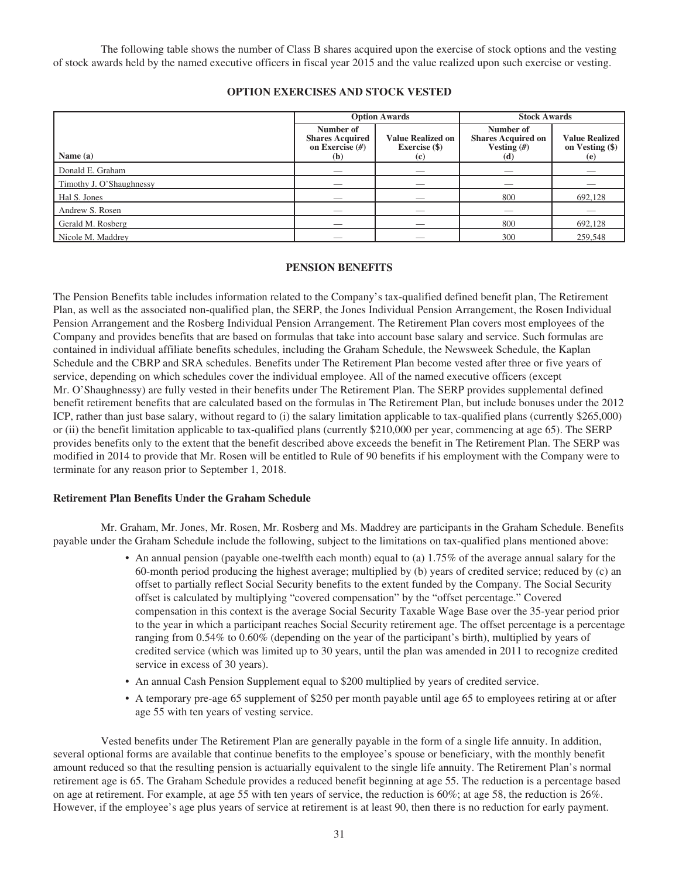The following table shows the number of Class B shares acquired upon the exercise of stock options and the vesting of stock awards held by the named executive officers in fiscal year 2015 and the value realized upon such exercise or vesting.

## OPTION EXERCISES AND STOCK VESTED

| | Option Awards | | Stock Awards | |
|---|---|---|---|---|
| Name (a) | Number of Shares Acquired on Exercise (#) (b) | Value Realized on Exercise ($) (c) | Number of Shares Acquired on Vesting (#) (d) | Value Realized on Vesting ($) (e) |
| Donald E. Graham | — | — | — | — |
| Timothy J. O'Shaughnessy | — | — | — | — |
| Hal S. Jones | — | — | 800 | 692,128 |
| Andrew S. Rosen | — | — | — | — |
| Gerald M. Rosberg | — | — | 800 | 692,128 |
| Nicole M. Maddrey | — | — | 300 | 259,548 |

## PENSION BENEFITS

The Pension Benefits table includes information related to the Company's tax-qualified defined benefit plan, The Retirement Plan, as well as the associated non-qualified plan, the SERP, the Jones Individual Pension Arrangement, the Rosen Individual Pension Arrangement and the Rosberg Individual Pension Arrangement. The Retirement Plan covers most employees of the Company and provides benefits that are based on formulas that take into account base salary and service. Such formulas are contained in individual affiliate benefits schedules, including the Graham Schedule, the Newsweek Schedule, the Kaplan Schedule and the CBRP and SRA schedules. Benefits under The Retirement Plan become vested after three or five years of service, depending on which schedules cover the individual employee. All of the named executive officers (except Mr. O'Shaughnessy) are fully vested in their benefits under The Retirement Plan. The SERP provides supplemental defined benefit retirement benefits that are calculated based on the formulas in The Retirement Plan, but include bonuses under the 2012 ICP, rather than just base salary, without regard to (i) the salary limitation applicable to tax-qualified plans (currently $265,000) or (ii) the benefit limitation applicable to tax-qualified plans (currently $210,000 per year, commencing at age 65). The SERP provides benefits only to the extent that the benefit described above exceeds the benefit in The Retirement Plan. The SERP was modified in 2014 to provide that Mr. Rosen will be entitled to Rule of 90 benefits if his employment with the Company were to terminate for any reason prior to September 1, 2018.

### Retirement Plan Benefits Under the Graham Schedule

Mr. Graham, Mr. Jones, Mr. Rosen, Mr. Rosberg and Ms. Maddrey are participants in the Graham Schedule. Benefits payable under the Graham Schedule include the following, subject to the limitations on tax-qualified plans mentioned above:

- An annual pension (payable one-twelfth each month) equal to (a) 1.75% of the average annual salary for the 60-month period producing the highest average; multiplied by (b) years of credited service; reduced by (c) an offset to partially reflect Social Security benefits to the extent funded by the Company. The Social Security offset is calculated by multiplying "covered compensation" by the "offset percentage." Covered compensation in this context is the average Social Security Taxable Wage Base over the 35-year period prior to the year in which a participant reaches Social Security retirement age. The offset percentage is a percentage ranging from 0.54% to 0.60% (depending on the year of the participant's birth), multiplied by years of credited service (which was limited up to 30 years, until the plan was amended in 2011 to recognize credited service in excess of 30 years).
- An annual Cash Pension Supplement equal to $200 multiplied by years of credited service.
- A temporary pre-age 65 supplement of $250 per month payable until age 65 to employees retiring at or after age 55 with ten years of vesting service.

Vested benefits under The Retirement Plan are generally payable in the form of a single life annuity. In addition, several optional forms are available that continue benefits to the employee's spouse or beneficiary, with the monthly benefit amount reduced so that the resulting pension is actuarially equivalent to the single life annuity. The Retirement Plan's normal retirement age is 65. The Graham Schedule provides a reduced benefit beginning at age 55. The reduction is a percentage based on age at retirement. For example, at age 55 with ten years of service, the reduction is 60%; at age 58, the reduction is 26%. However, if the employee's age plus years of service at retirement is at least 90, then there is no reduction for early payment.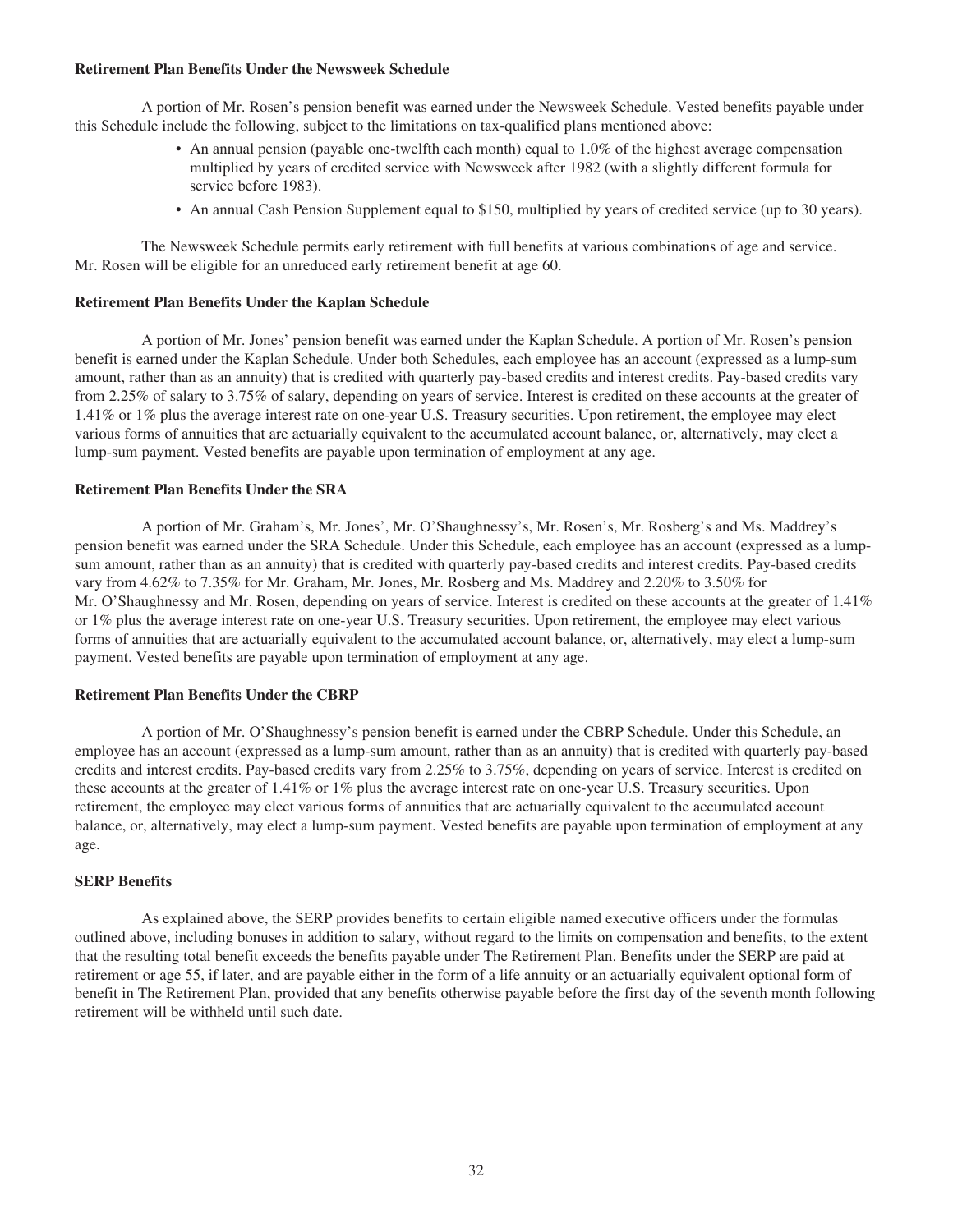**Retirement Plan Benefits Under the Newsweek Schedule**

A portion of Mr. Rosen's pension benefit was earned under the Newsweek Schedule. Vested benefits payable under this Schedule include the following, subject to the limitations on tax-qualified plans mentioned above:

- An annual pension (payable one-twelfth each month) equal to 1.0% of the highest average compensation multiplied by years of credited service with Newsweek after 1982 (with a slightly different formula for service before 1983).
- An annual Cash Pension Supplement equal to $150, multiplied by years of credited service (up to 30 years).

The Newsweek Schedule permits early retirement with full benefits at various combinations of age and service. Mr. Rosen will be eligible for an unreduced early retirement benefit at age 60.

**Retirement Plan Benefits Under the Kaplan Schedule**

A portion of Mr. Jones' pension benefit was earned under the Kaplan Schedule. A portion of Mr. Rosen's pension benefit is earned under the Kaplan Schedule. Under both Schedules, each employee has an account (expressed as a lump-sum amount, rather than as an annuity) that is credited with quarterly pay-based credits and interest credits. Pay-based credits vary from 2.25% of salary to 3.75% of salary, depending on years of service. Interest is credited on these accounts at the greater of 1.41% or 1% plus the average interest rate on one-year U.S. Treasury securities. Upon retirement, the employee may elect various forms of annuities that are actuarially equivalent to the accumulated account balance, or, alternatively, may elect a lump-sum payment. Vested benefits are payable upon termination of employment at any age.

**Retirement Plan Benefits Under the SRA**

A portion of Mr. Graham's, Mr. Jones', Mr. O'Shaughnessy's, Mr. Rosen's, Mr. Rosberg's and Ms. Maddrey's pension benefit was earned under the SRA Schedule. Under this Schedule, each employee has an account (expressed as a lump-sum amount, rather than as an annuity) that is credited with quarterly pay-based credits and interest credits. Pay-based credits vary from 4.62% to 7.35% for Mr. Graham, Mr. Jones, Mr. Rosberg and Ms. Maddrey and 2.20% to 3.50% for Mr. O'Shaughnessy and Mr. Rosen, depending on years of service. Interest is credited on these accounts at the greater of 1.41% or 1% plus the average interest rate on one-year U.S. Treasury securities. Upon retirement, the employee may elect various forms of annuities that are actuarially equivalent to the accumulated account balance, or, alternatively, may elect a lump-sum payment. Vested benefits are payable upon termination of employment at any age.

**Retirement Plan Benefits Under the CBRP**

A portion of Mr. O'Shaughnessy's pension benefit is earned under the CBRP Schedule. Under this Schedule, an employee has an account (expressed as a lump-sum amount, rather than as an annuity) that is credited with quarterly pay-based credits and interest credits. Pay-based credits vary from 2.25% to 3.75%, depending on years of service. Interest is credited on these accounts at the greater of 1.41% or 1% plus the average interest rate on one-year U.S. Treasury securities. Upon retirement, the employee may elect various forms of annuities that are actuarially equivalent to the accumulated account balance, or, alternatively, may elect a lump-sum payment. Vested benefits are payable upon termination of employment at any age.

**SERP Benefits**

As explained above, the SERP provides benefits to certain eligible named executive officers under the formulas outlined above, including bonuses in addition to salary, without regard to the limits on compensation and benefits, to the extent that the resulting total benefit exceeds the benefits payable under The Retirement Plan. Benefits under the SERP are paid at retirement or age 55, if later, and are payable either in the form of a life annuity or an actuarially equivalent optional form of benefit in The Retirement Plan, provided that any benefits otherwise payable before the first day of the seventh month following retirement will be withheld until such date.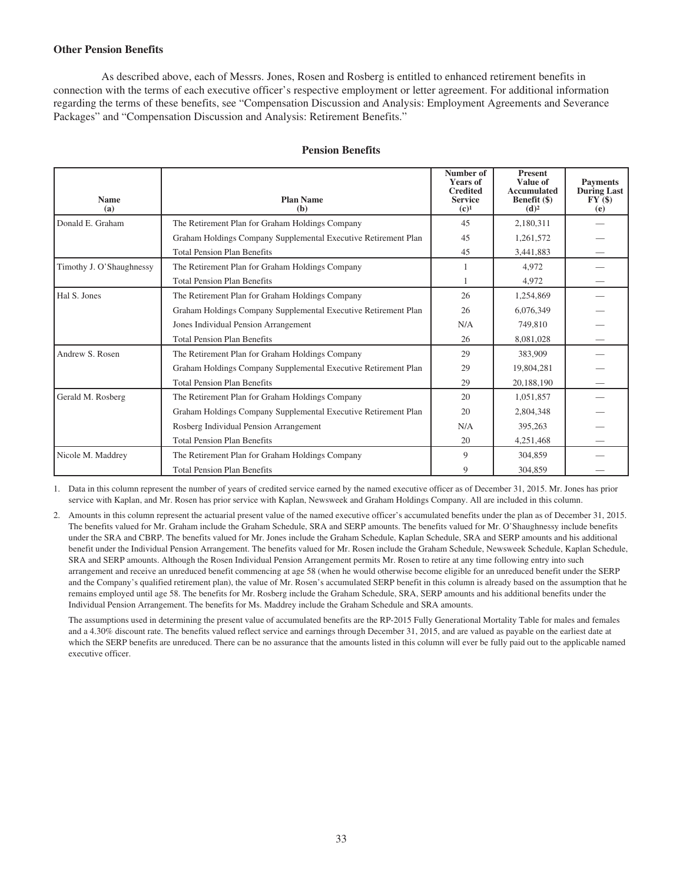### Other Pension Benefits

As described above, each of Messrs. Jones, Rosen and Rosberg is entitled to enhanced retirement benefits in connection with the terms of each executive officer's respective employment or letter agreement. For additional information regarding the terms of these benefits, see "Compensation Discussion and Analysis: Employment Agreements and Severance Packages" and "Compensation Discussion and Analysis: Retirement Benefits."

### Pension Benefits

| Name (a) | Plan Name (b) | Number of Years of Credited Service (c)[1] | Present Value of Accumulated Benefit ($) (d)[2] | Payments During Last FY ($) (e) |
|---|---|---|---|---|
| Donald E. Graham | The Retirement Plan for Graham Holdings Company | 45 | 2,180,311 | — |
| | Graham Holdings Company Supplemental Executive Retirement Plan | 45 | 1,261,572 | — |
| | Total Pension Plan Benefits | 45 | 3,441,883 | — |
| Timothy J. O'Shaughnessy | The Retirement Plan for Graham Holdings Company | 1 | 4,972 | — |
| | Total Pension Plan Benefits | 1 | 4,972 | — |
| Hal S. Jones | The Retirement Plan for Graham Holdings Company | 26 | 1,254,869 | — |
| | Graham Holdings Company Supplemental Executive Retirement Plan | 26 | 6,076,349 | — |
| | Jones Individual Pension Arrangement | N/A | 749,810 | — |
| | Total Pension Plan Benefits | 26 | 8,081,028 | — |
| Andrew S. Rosen | The Retirement Plan for Graham Holdings Company | 29 | 383,909 | — |
| | Graham Holdings Company Supplemental Executive Retirement Plan | 29 | 19,804,281 | — |
| | Total Pension Plan Benefits | 29 | 20,188,190 | — |
| Gerald M. Rosberg | The Retirement Plan for Graham Holdings Company | 20 | 1,051,857 | — |
| | Graham Holdings Company Supplemental Executive Retirement Plan | 20 | 2,804,348 | — |
| | Rosberg Individual Pension Arrangement | N/A | 395,263 | — |
| | Total Pension Plan Benefits | 20 | 4,251,468 | — |
| Nicole M. Maddrey | The Retirement Plan for Graham Holdings Company | 9 | 304,859 | — |
| | Total Pension Plan Benefits | 9 | 304,859 | — |

1. Data in this column represent the number of years of credited service earned by the named executive officer as of December 31, 2015. Mr. Jones has prior service with Kaplan, and Mr. Rosen has prior service with Kaplan, Newsweek and Graham Holdings Company. All are included in this column.

2. Amounts in this column represent the actuarial present value of the named executive officer's accumulated benefits under the plan as of December 31, 2015. The benefits valued for Mr. Graham include the Graham Schedule, SRA and SERP amounts. The benefits valued for Mr. O'Shaughnessy include benefits under the SRA and CBRP. The benefits valued for Mr. Jones include the Graham Schedule, Kaplan Schedule, SRA and SERP amounts and his additional benefit under the Individual Pension Arrangement. The benefits valued for Mr. Rosen include the Graham Schedule, Newsweek Schedule, Kaplan Schedule, SRA and SERP amounts. Although the Rosen Individual Pension Arrangement permits Mr. Rosen to retire at any time following entry into such arrangement and receive an unreduced benefit commencing at age 58 (when he would otherwise become eligible for an unreduced benefit under the SERP and the Company's qualified retirement plan), the value of Mr. Rosen's accumulated SERP benefit in this column is already based on the assumption that he remains employed until age 58. The benefits for Mr. Rosberg include the Graham Schedule, SRA, SERP amounts and his additional benefits under the Individual Pension Arrangement. The benefits for Ms. Maddrey include the Graham Schedule and SRA amounts.

   The assumptions used in determining the present value of accumulated benefits are the RP-2015 Fully Generational Mortality Table for males and females and a 4.30% discount rate. The benefits valued reflect service and earnings through December 31, 2015, and are valued as payable on the earliest date at which the SERP benefits are unreduced. There can be no assurance that the amounts listed in this column will ever be fully paid out to the applicable named executive officer.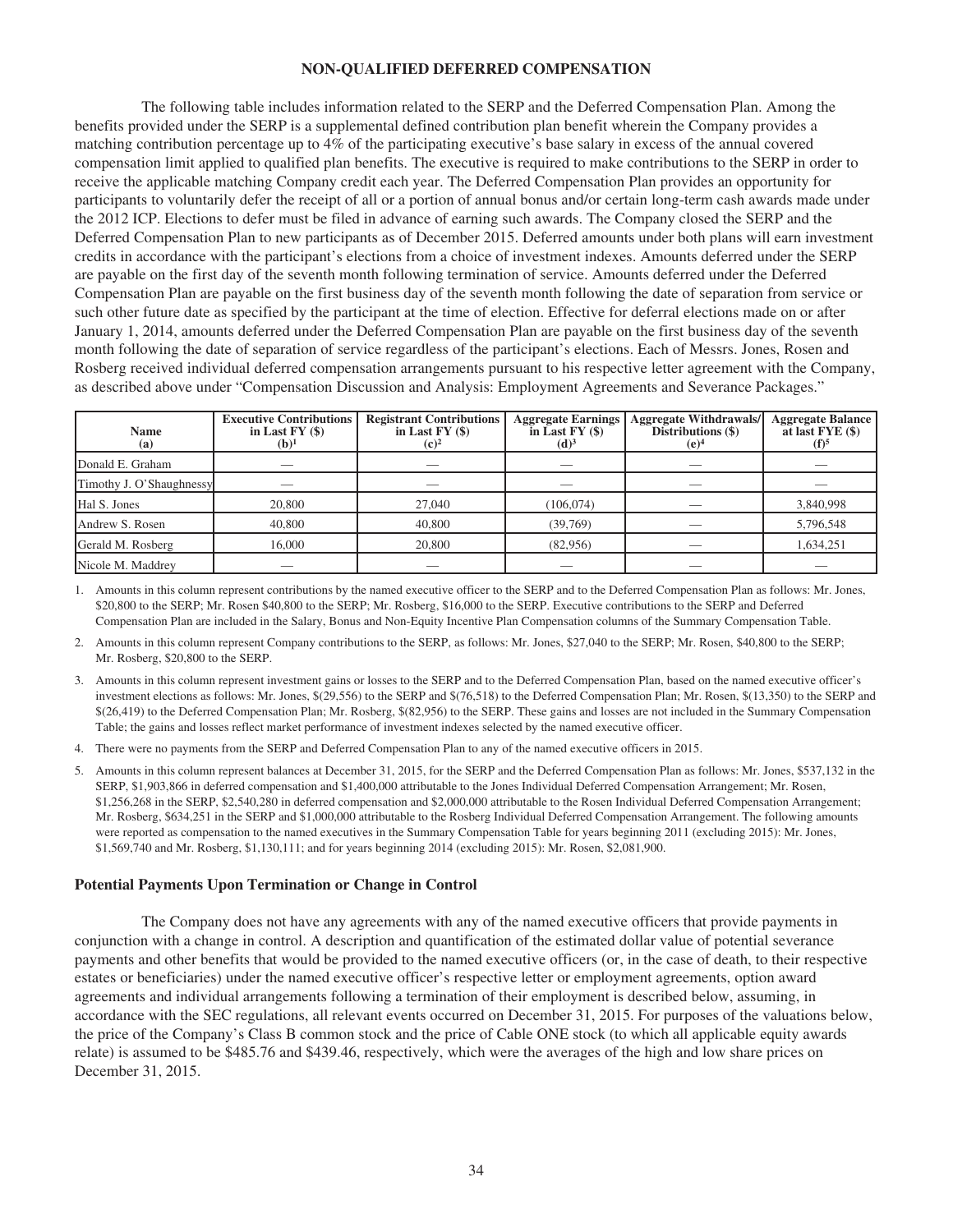## NON-QUALIFIED DEFERRED COMPENSATION

The following table includes information related to the SERP and the Deferred Compensation Plan. Among the benefits provided under the SERP is a supplemental defined contribution plan benefit wherein the Company provides a matching contribution percentage up to 4% of the participating executive's base salary in excess of the annual covered compensation limit applied to qualified plan benefits. The executive is required to make contributions to the SERP in order to receive the applicable matching Company credit each year. The Deferred Compensation Plan provides an opportunity for participants to voluntarily defer the receipt of all or a portion of annual bonus and/or certain long-term cash awards made under the 2012 ICP. Elections to defer must be filed in advance of earning such awards. The Company closed the SERP and the Deferred Compensation Plan to new participants as of December 2015. Deferred amounts under both plans will earn investment credits in accordance with the participant's elections from a choice of investment indexes. Amounts deferred under the SERP are payable on the first day of the seventh month following termination of service. Amounts deferred under the Deferred Compensation Plan are payable on the first business day of the seventh month following the date of separation from service or such other future date as specified by the participant at the time of election. Effective for deferral elections made on or after January 1, 2014, amounts deferred under the Deferred Compensation Plan are payable on the first business day of the seventh month following the date of separation of service regardless of the participant's elections. Each of Messrs. Jones, Rosen and Rosberg received individual deferred compensation arrangements pursuant to his respective letter agreement with the Company, as described above under "Compensation Discussion and Analysis: Employment Agreements and Severance Packages."

| Name (a) | Executive Contributions in Last FY ($) (b)[1] | Registrant Contributions in Last FY ($) (c)[2] | Aggregate Earnings in Last FY ($) (d)[3] | Aggregate Withdrawals/ Distributions ($) (e)[4] | Aggregate Balance at last FYE ($) (f)[5] |
|---|---|---|---|---|---|
| Donald E. Graham | — | — | — | — | — |
| Timothy J. O'Shaughnessy | — | — | — | — | — |
| Hal S. Jones | 20,800 | 27,040 | (106,074) | — | 3,840,998 |
| Andrew S. Rosen | 40,800 | 40,800 | (39,769) | — | 5,796,548 |
| Gerald M. Rosberg | 16,000 | 20,800 | (82,956) | — | 1,634,251 |
| Nicole M. Maddrey | — | — | — | — | — |

1. Amounts in this column represent contributions by the named executive officer to the SERP and to the Deferred Compensation Plan as follows: Mr. Jones, $20,800 to the SERP; Mr. Rosen $40,800 to the SERP; Mr. Rosberg, $16,000 to the SERP. Executive contributions to the SERP and Deferred Compensation Plan are included in the Salary, Bonus and Non-Equity Incentive Plan Compensation columns of the Summary Compensation Table.

2. Amounts in this column represent Company contributions to the SERP, as follows: Mr. Jones, $27,040 to the SERP; Mr. Rosen, $40,800 to the SERP; Mr. Rosberg, $20,800 to the SERP.

3. Amounts in this column represent investment gains or losses to the SERP and to the Deferred Compensation Plan, based on the named executive officer's investment elections as follows: Mr. Jones, $(29,556) to the SERP and $(76,518) to the Deferred Compensation Plan; Mr. Rosen, $(13,350) to the SERP and $(26,419) to the Deferred Compensation Plan; Mr. Rosberg, $(82,956) to the SERP. These gains and losses are not included in the Summary Compensation Table; the gains and losses reflect market performance of investment indexes selected by the named executive officer.

4. There were no payments from the SERP and Deferred Compensation Plan to any of the named executive officers in 2015.

5. Amounts in this column represent balances at December 31, 2015, for the SERP and the Deferred Compensation Plan as follows: Mr. Jones, $537,132 in the SERP, $1,903,866 in deferred compensation and $1,400,000 attributable to the Jones Individual Deferred Compensation Arrangement; Mr. Rosen, $1,256,268 in the SERP, $2,540,280 in deferred compensation and $2,000,000 attributable to the Rosen Individual Deferred Compensation Arrangement; Mr. Rosberg, $634,251 in the SERP and $1,000,000 attributable to the Rosberg Individual Deferred Compensation Arrangement. The following amounts were reported as compensation to the named executives in the Summary Compensation Table for years beginning 2011 (excluding 2015): Mr. Jones, $1,569,740 and Mr. Rosberg, $1,130,111; and for years beginning 2014 (excluding 2015): Mr. Rosen, $2,081,900.

### Potential Payments Upon Termination or Change in Control

The Company does not have any agreements with any of the named executive officers that provide payments in conjunction with a change in control. A description and quantification of the estimated dollar value of potential severance payments and other benefits that would be provided to the named executive officers (or, in the case of death, to their respective estates or beneficiaries) under the named executive officer's respective letter or employment agreements, option award agreements and individual arrangements following a termination of their employment is described below, assuming, in accordance with the SEC regulations, all relevant events occurred on December 31, 2015. For purposes of the valuations below, the price of the Company's Class B common stock and the price of Cable ONE stock (to which all applicable equity awards relate) is assumed to be $485.76 and $439.46, respectively, which were the averages of the high and low share prices on December 31, 2015.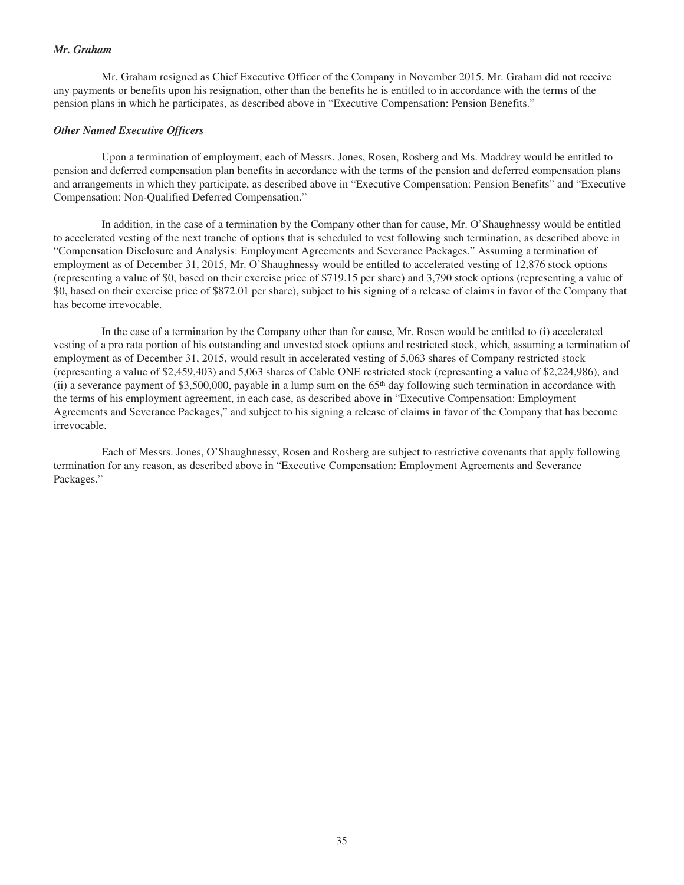***Mr. Graham***

Mr. Graham resigned as Chief Executive Officer of the Company in November 2015. Mr. Graham did not receive any payments or benefits upon his resignation, other than the benefits he is entitled to in accordance with the terms of the pension plans in which he participates, as described above in "Executive Compensation: Pension Benefits."

***Other Named Executive Officers***

Upon a termination of employment, each of Messrs. Jones, Rosen, Rosberg and Ms. Maddrey would be entitled to pension and deferred compensation plan benefits in accordance with the terms of the pension and deferred compensation plans and arrangements in which they participate, as described above in "Executive Compensation: Pension Benefits" and "Executive Compensation: Non-Qualified Deferred Compensation."

In addition, in the case of a termination by the Company other than for cause, Mr. O'Shaughnessy would be entitled to accelerated vesting of the next tranche of options that is scheduled to vest following such termination, as described above in "Compensation Disclosure and Analysis: Employment Agreements and Severance Packages." Assuming a termination of employment as of December 31, 2015, Mr. O'Shaughnessy would be entitled to accelerated vesting of 12,876 stock options (representing a value of $0, based on their exercise price of $719.15 per share) and 3,790 stock options (representing a value of $0, based on their exercise price of $872.01 per share), subject to his signing of a release of claims in favor of the Company that has become irrevocable.

In the case of a termination by the Company other than for cause, Mr. Rosen would be entitled to (i) accelerated vesting of a pro rata portion of his outstanding and unvested stock options and restricted stock, which, assuming a termination of employment as of December 31, 2015, would result in accelerated vesting of 5,063 shares of Company restricted stock (representing a value of $2,459,403) and 5,063 shares of Cable ONE restricted stock (representing a value of $2,224,986), and (ii) a severance payment of $3,500,000, payable in a lump sum on the 65th day following such termination in accordance with the terms of his employment agreement, in each case, as described above in "Executive Compensation: Employment Agreements and Severance Packages," and subject to his signing a release of claims in favor of the Company that has become irrevocable.

Each of Messrs. Jones, O'Shaughnessy, Rosen and Rosberg are subject to restrictive covenants that apply following termination for any reason, as described above in "Executive Compensation: Employment Agreements and Severance Packages."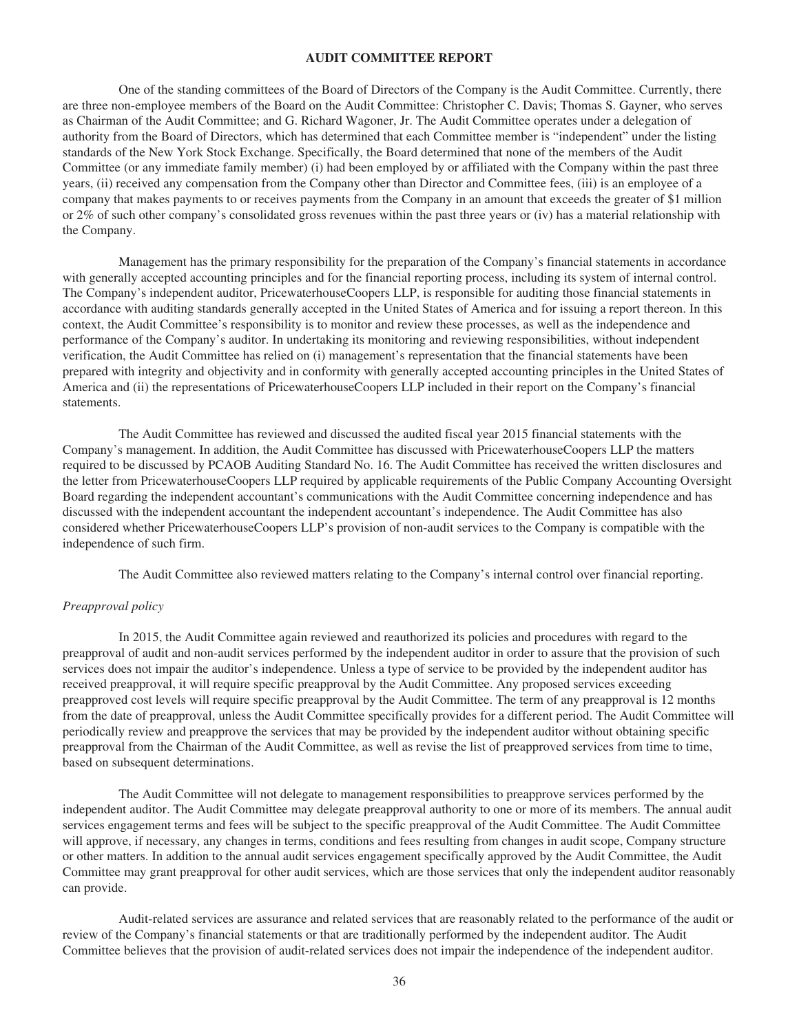## AUDIT COMMITTEE REPORT

One of the standing committees of the Board of Directors of the Company is the Audit Committee. Currently, there are three non-employee members of the Board on the Audit Committee: Christopher C. Davis; Thomas S. Gayner, who serves as Chairman of the Audit Committee; and G. Richard Wagoner, Jr. The Audit Committee operates under a delegation of authority from the Board of Directors, which has determined that each Committee member is "independent" under the listing standards of the New York Stock Exchange. Specifically, the Board determined that none of the members of the Audit Committee (or any immediate family member) (i) had been employed by or affiliated with the Company within the past three years, (ii) received any compensation from the Company other than Director and Committee fees, (iii) is an employee of a company that makes payments to or receives payments from the Company in an amount that exceeds the greater of $1 million or 2% of such other company's consolidated gross revenues within the past three years or (iv) has a material relationship with the Company.

Management has the primary responsibility for the preparation of the Company's financial statements in accordance with generally accepted accounting principles and for the financial reporting process, including its system of internal control. The Company's independent auditor, PricewaterhouseCoopers LLP, is responsible for auditing those financial statements in accordance with auditing standards generally accepted in the United States of America and for issuing a report thereon. In this context, the Audit Committee's responsibility is to monitor and review these processes, as well as the independence and performance of the Company's auditor. In undertaking its monitoring and reviewing responsibilities, without independent verification, the Audit Committee has relied on (i) management's representation that the financial statements have been prepared with integrity and objectivity and in conformity with generally accepted accounting principles in the United States of America and (ii) the representations of PricewaterhouseCoopers LLP included in their report on the Company's financial statements.

The Audit Committee has reviewed and discussed the audited fiscal year 2015 financial statements with the Company's management. In addition, the Audit Committee has discussed with PricewaterhouseCoopers LLP the matters required to be discussed by PCAOB Auditing Standard No. 16. The Audit Committee has received the written disclosures and the letter from PricewaterhouseCoopers LLP required by applicable requirements of the Public Company Accounting Oversight Board regarding the independent accountant's communications with the Audit Committee concerning independence and has discussed with the independent accountant the independent accountant's independence. The Audit Committee has also considered whether PricewaterhouseCoopers LLP's provision of non-audit services to the Company is compatible with the independence of such firm.

The Audit Committee also reviewed matters relating to the Company's internal control over financial reporting.

*Preapproval policy*

In 2015, the Audit Committee again reviewed and reauthorized its policies and procedures with regard to the preapproval of audit and non-audit services performed by the independent auditor in order to assure that the provision of such services does not impair the auditor's independence. Unless a type of service to be provided by the independent auditor has received preapproval, it will require specific preapproval by the Audit Committee. Any proposed services exceeding preapproved cost levels will require specific preapproval by the Audit Committee. The term of any preapproval is 12 months from the date of preapproval, unless the Audit Committee specifically provides for a different period. The Audit Committee will periodically review and preapprove the services that may be provided by the independent auditor without obtaining specific preapproval from the Chairman of the Audit Committee, as well as revise the list of preapproved services from time to time, based on subsequent determinations.

The Audit Committee will not delegate to management responsibilities to preapprove services performed by the independent auditor. The Audit Committee may delegate preapproval authority to one or more of its members. The annual audit services engagement terms and fees will be subject to the specific preapproval of the Audit Committee. The Audit Committee will approve, if necessary, any changes in terms, conditions and fees resulting from changes in audit scope, Company structure or other matters. In addition to the annual audit services engagement specifically approved by the Audit Committee, the Audit Committee may grant preapproval for other audit services, which are those services that only the independent auditor reasonably can provide.

Audit-related services are assurance and related services that are reasonably related to the performance of the audit or review of the Company's financial statements or that are traditionally performed by the independent auditor. The Audit Committee believes that the provision of audit-related services does not impair the independence of the independent auditor.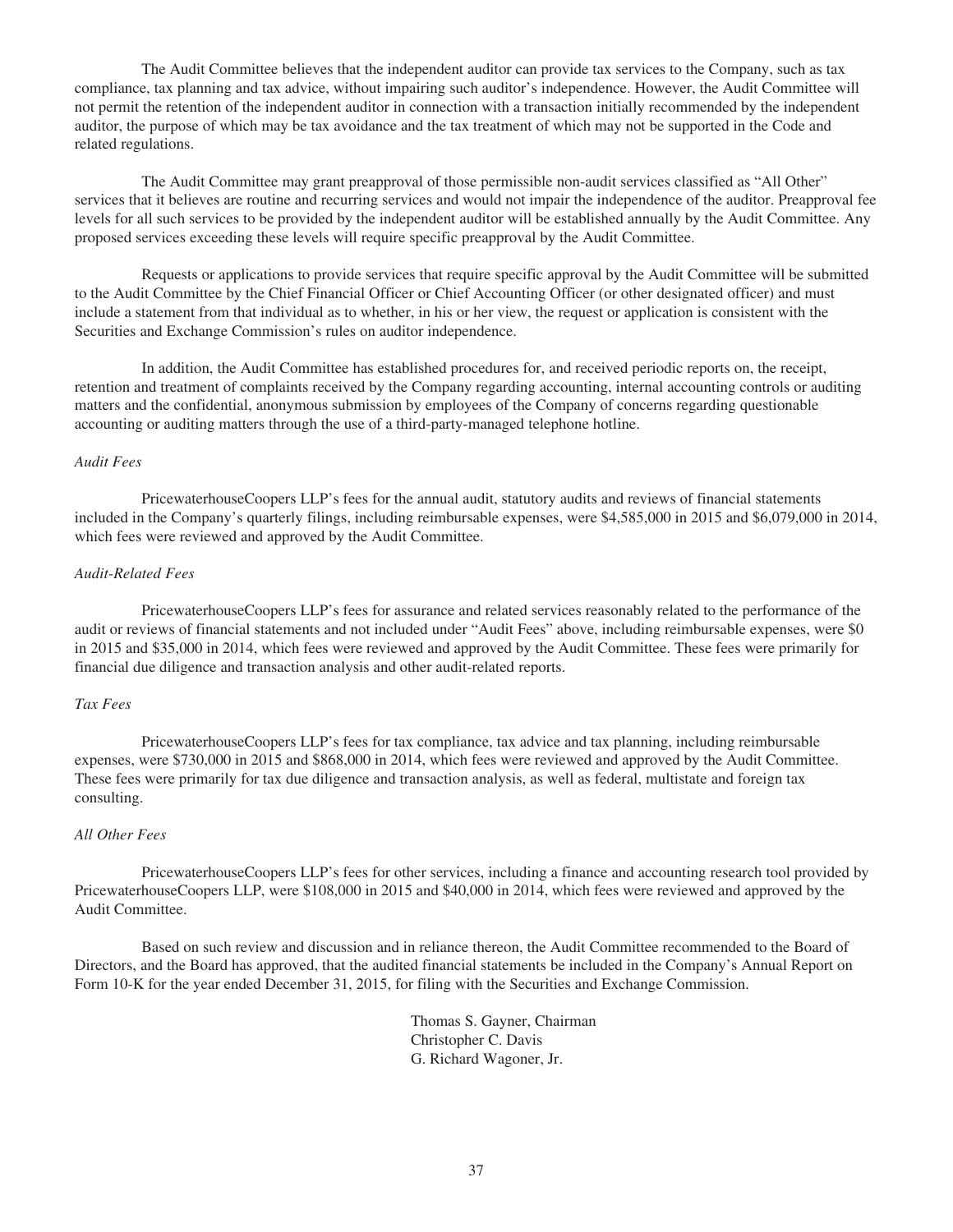The Audit Committee believes that the independent auditor can provide tax services to the Company, such as tax compliance, tax planning and tax advice, without impairing such auditor's independence. However, the Audit Committee will not permit the retention of the independent auditor in connection with a transaction initially recommended by the independent auditor, the purpose of which may be tax avoidance and the tax treatment of which may not be supported in the Code and related regulations.

The Audit Committee may grant preapproval of those permissible non-audit services classified as "All Other" services that it believes are routine and recurring services and would not impair the independence of the auditor. Preapproval fee levels for all such services to be provided by the independent auditor will be established annually by the Audit Committee. Any proposed services exceeding these levels will require specific preapproval by the Audit Committee.

Requests or applications to provide services that require specific approval by the Audit Committee will be submitted to the Audit Committee by the Chief Financial Officer or Chief Accounting Officer (or other designated officer) and must include a statement from that individual as to whether, in his or her view, the request or application is consistent with the Securities and Exchange Commission's rules on auditor independence.

In addition, the Audit Committee has established procedures for, and received periodic reports on, the receipt, retention and treatment of complaints received by the Company regarding accounting, internal accounting controls or auditing matters and the confidential, anonymous submission by employees of the Company of concerns regarding questionable accounting or auditing matters through the use of a third-party-managed telephone hotline.

*Audit Fees*

PricewaterhouseCoopers LLP's fees for the annual audit, statutory audits and reviews of financial statements included in the Company's quarterly filings, including reimbursable expenses, were $4,585,000 in 2015 and $6,079,000 in 2014, which fees were reviewed and approved by the Audit Committee.

*Audit-Related Fees*

PricewaterhouseCoopers LLP's fees for assurance and related services reasonably related to the performance of the audit or reviews of financial statements and not included under "Audit Fees" above, including reimbursable expenses, were $0 in 2015 and $35,000 in 2014, which fees were reviewed and approved by the Audit Committee. These fees were primarily for financial due diligence and transaction analysis and other audit-related reports.

*Tax Fees*

PricewaterhouseCoopers LLP's fees for tax compliance, tax advice and tax planning, including reimbursable expenses, were $730,000 in 2015 and $868,000 in 2014, which fees were reviewed and approved by the Audit Committee. These fees were primarily for tax due diligence and transaction analysis, as well as federal, multistate and foreign tax consulting.

*All Other Fees*

PricewaterhouseCoopers LLP's fees for other services, including a finance and accounting research tool provided by PricewaterhouseCoopers LLP, were $108,000 in 2015 and $40,000 in 2014, which fees were reviewed and approved by the Audit Committee.

Based on such review and discussion and in reliance thereon, the Audit Committee recommended to the Board of Directors, and the Board has approved, that the audited financial statements be included in the Company's Annual Report on Form 10-K for the year ended December 31, 2015, for filing with the Securities and Exchange Commission.

Thomas S. Gayner, Chairman
Christopher C. Davis
G. Richard Wagoner, Jr.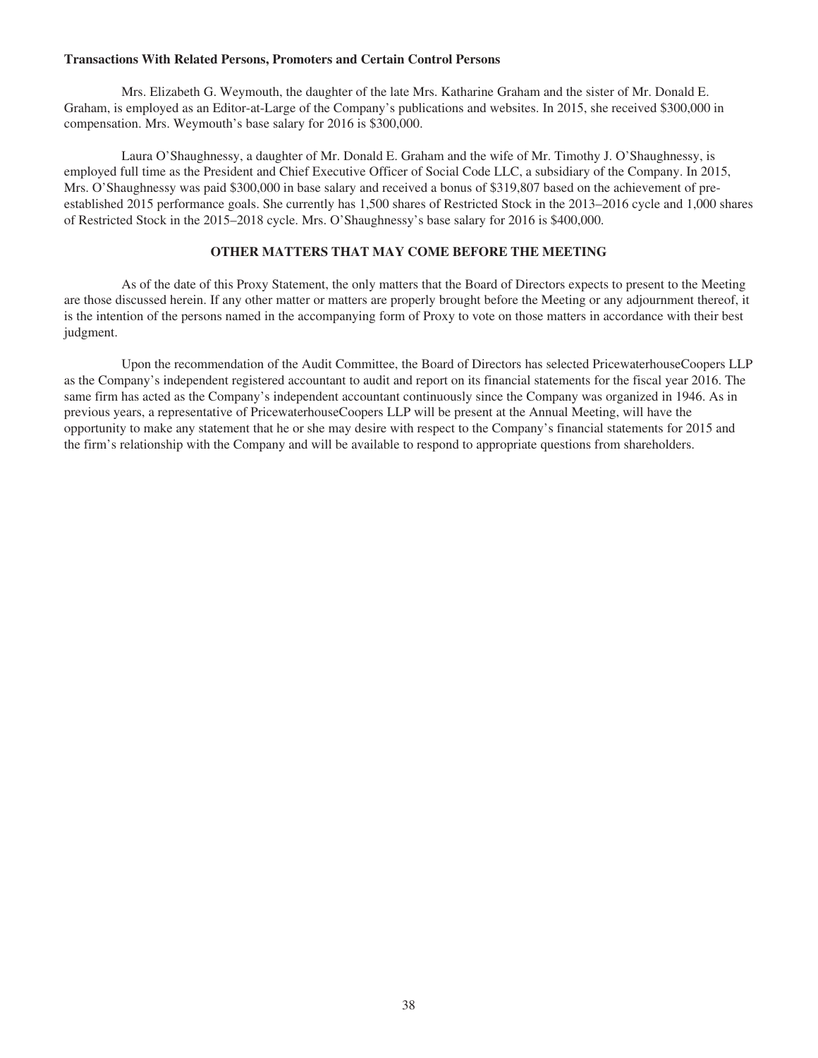**Transactions With Related Persons, Promoters and Certain Control Persons**

Mrs. Elizabeth G. Weymouth, the daughter of the late Mrs. Katharine Graham and the sister of Mr. Donald E. Graham, is employed as an Editor-at-Large of the Company's publications and websites. In 2015, she received $300,000 in compensation. Mrs. Weymouth's base salary for 2016 is $300,000.

Laura O'Shaughnessy, a daughter of Mr. Donald E. Graham and the wife of Mr. Timothy J. O'Shaughnessy, is employed full time as the President and Chief Executive Officer of Social Code LLC, a subsidiary of the Company. In 2015, Mrs. O'Shaughnessy was paid $300,000 in base salary and received a bonus of $319,807 based on the achievement of pre-established 2015 performance goals. She currently has 1,500 shares of Restricted Stock in the 2013–2016 cycle and 1,000 shares of Restricted Stock in the 2015–2018 cycle. Mrs. O'Shaughnessy's base salary for 2016 is $400,000.

## OTHER MATTERS THAT MAY COME BEFORE THE MEETING

As of the date of this Proxy Statement, the only matters that the Board of Directors expects to present to the Meeting are those discussed herein. If any other matter or matters are properly brought before the Meeting or any adjournment thereof, it is the intention of the persons named in the accompanying form of Proxy to vote on those matters in accordance with their best judgment.

Upon the recommendation of the Audit Committee, the Board of Directors has selected PricewaterhouseCoopers LLP as the Company's independent registered accountant to audit and report on its financial statements for the fiscal year 2016. The same firm has acted as the Company's independent accountant continuously since the Company was organized in 1946. As in previous years, a representative of PricewaterhouseCoopers LLP will be present at the Annual Meeting, will have the opportunity to make any statement that he or she may desire with respect to the Company's financial statements for 2015 and the firm's relationship with the Company and will be available to respond to appropriate questions from shareholders.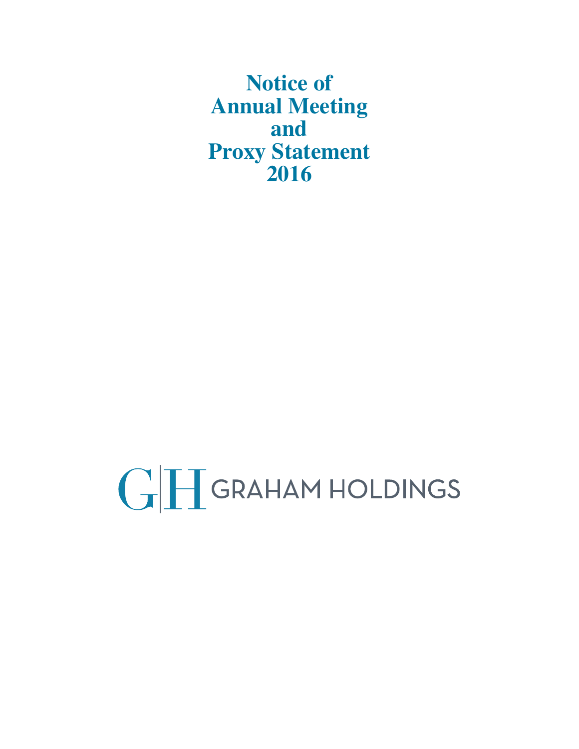# Notice of Annual Meeting and Proxy Statement 2016

GRAHAM HOLDINGS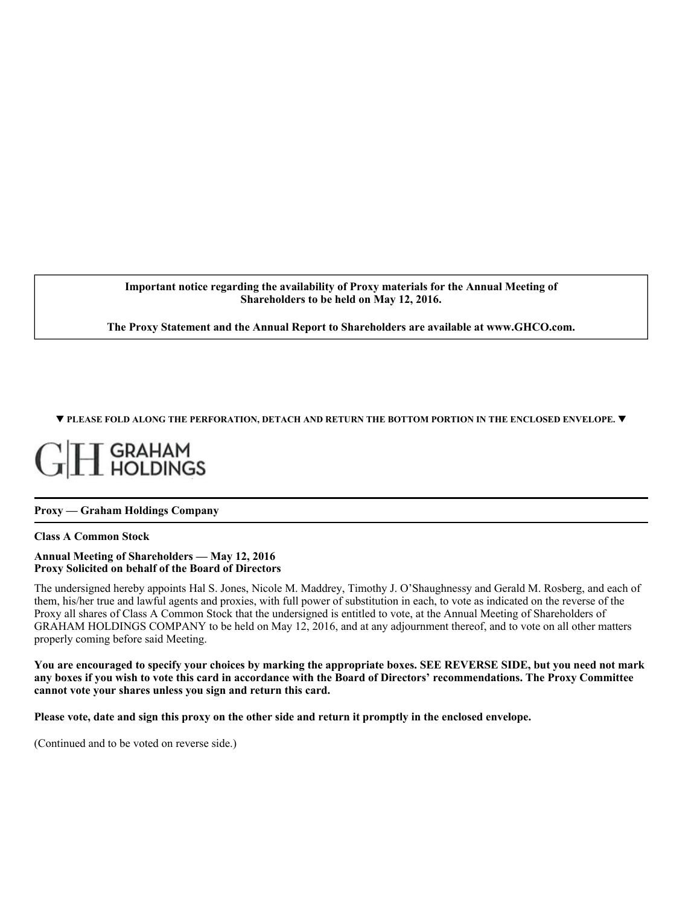**Important notice regarding the availability of Proxy materials for the Annual Meeting of Shareholders to be held on May 12, 2016.**

**The Proxy Statement and the Annual Report to Shareholders are available at www.GHCO.com.**

▼ **PLEASE FOLD ALONG THE PERFORATION, DETACH AND RETURN THE BOTTOM PORTION IN THE ENCLOSED ENVELOPE.** ▼

G|H GRAHAM HOLDINGS

**Proxy — Graham Holdings Company**

**Class A Common Stock**

**Annual Meeting of Shareholders — May 12, 2016**
**Proxy Solicited on behalf of the Board of Directors**

The undersigned hereby appoints Hal S. Jones, Nicole M. Maddrey, Timothy J. O'Shaughnessy and Gerald M. Rosberg, and each of them, his/her true and lawful agents and proxies, with full power of substitution in each, to vote as indicated on the reverse of the Proxy all shares of Class A Common Stock that the undersigned is entitled to vote, at the Annual Meeting of Shareholders of GRAHAM HOLDINGS COMPANY to be held on May 12, 2016, and at any adjournment thereof, and to vote on all other matters properly coming before said Meeting.

**You are encouraged to specify your choices by marking the appropriate boxes. SEE REVERSE SIDE, but you need not mark any boxes if you wish to vote this card in accordance with the Board of Directors' recommendations. The Proxy Committee cannot vote your shares unless you sign and return this card.**

**Please vote, date and sign this proxy on the other side and return it promptly in the enclosed envelope.**

(Continued and to be voted on reverse side.)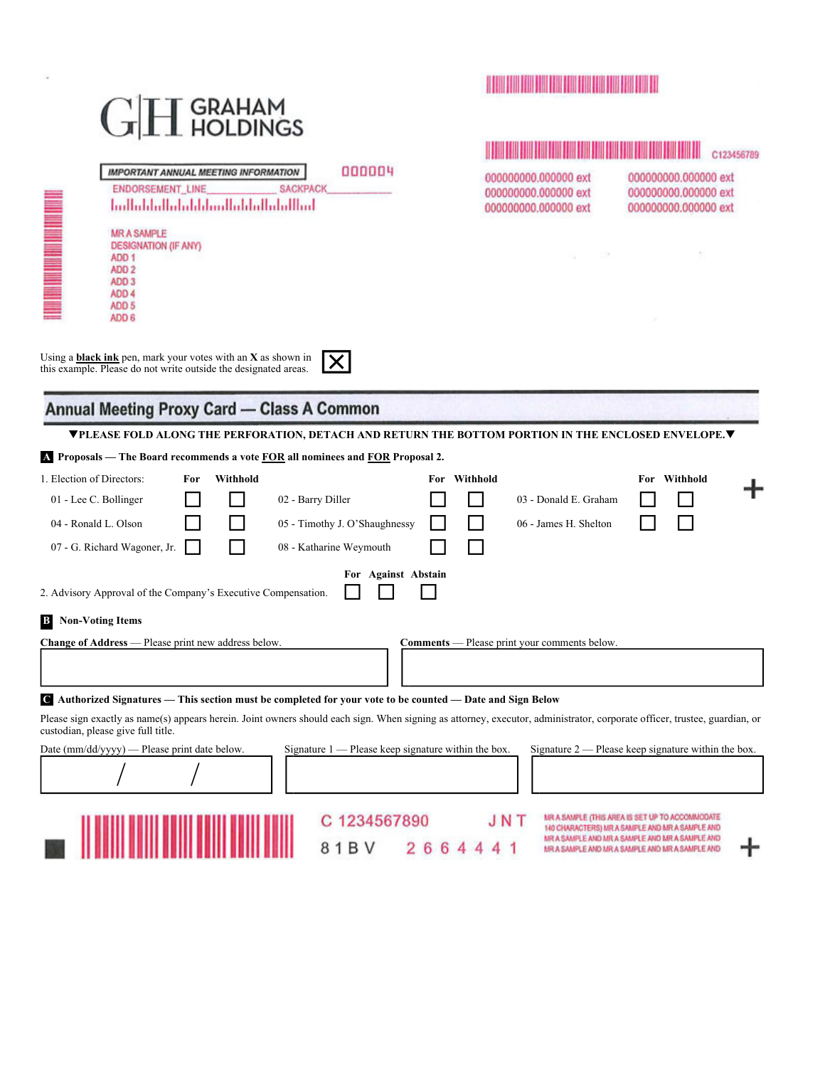GRAHAM HOLDINGS

IMPORTANT ANNUAL MEETING INFORMATION

000004

C123456789

ENDORSEMENT_LINE______________ SACKPACK_______________

000000000.000000 ext 000000000.000000 ext
000000000.000000 ext 000000000.000000 ext
000000000.000000 ext 000000000.000000 ext

MR A SAMPLE
DESIGNATION (IF ANY)
ADD 1
ADD 2
ADD 3
ADD 4
ADD 5
ADD 6

Using a **black ink** pen, mark your votes with an **X** as shown in this example. Please do not write outside the designated areas. ☒

## Annual Meeting Proxy Card — Class A Common

**▼PLEASE FOLD ALONG THE PERFORATION, DETACH AND RETURN THE BOTTOM PORTION IN THE ENCLOSED ENVELOPE.▼**

**A Proposals — The Board recommends a vote FOR all nominees and FOR Proposal 2.**

1. Election of Directors:

| | For | Withhold | | For | Withhold | | For | Withhold |
|---|---|---|---|---|---|---|---|---|
| 01 - Lee C. Bollinger | ☐ | ☐ | 02 - Barry Diller | ☐ | ☐ | 03 - Donald E. Graham | ☐ | ☐ |
| 04 - Ronald L. Olson | ☐ | ☐ | 05 - Timothy J. O'Shaughnessy | ☐ | ☐ | 06 - James H. Shelton | ☐ | ☐ |
| 07 - G. Richard Wagoner, Jr. | ☐ | ☐ | 08 - Katharine Weymouth | ☐ | ☐ | | | |

| | For | Against | Abstain |
|---|---|---|---|
| 2. Advisory Approval of the Company's Executive Compensation. | ☐ | ☐ | ☐ |

**B Non-Voting Items**

**Change of Address** — Please print new address below.

**Comments** — Please print your comments below.

**C Authorized Signatures — This section must be completed for your vote to be counted — Date and Sign Below**

Please sign exactly as name(s) appears herein. Joint owners should each sign. When signing as attorney, executor, administrator, corporate officer, trustee, guardian, or custodian, please give full title.

Date (mm/dd/yyyy) — Please print date below. / /

Signature 1 — Please keep signature within the box.

Signature 2 — Please keep signature within the box.

C 1234567890 J N T

8 1 B V 2 6 6 4 4 4 1

MR A SAMPLE (THIS AREA IS SET UP TO ACCOMMODATE 140 CHARACTERS) MR A SAMPLE AND MR A SAMPLE AND MR A SAMPLE AND MR A SAMPLE AND MR A SAMPLE AND MR A SAMPLE AND MR A SAMPLE AND MR A SAMPLE AND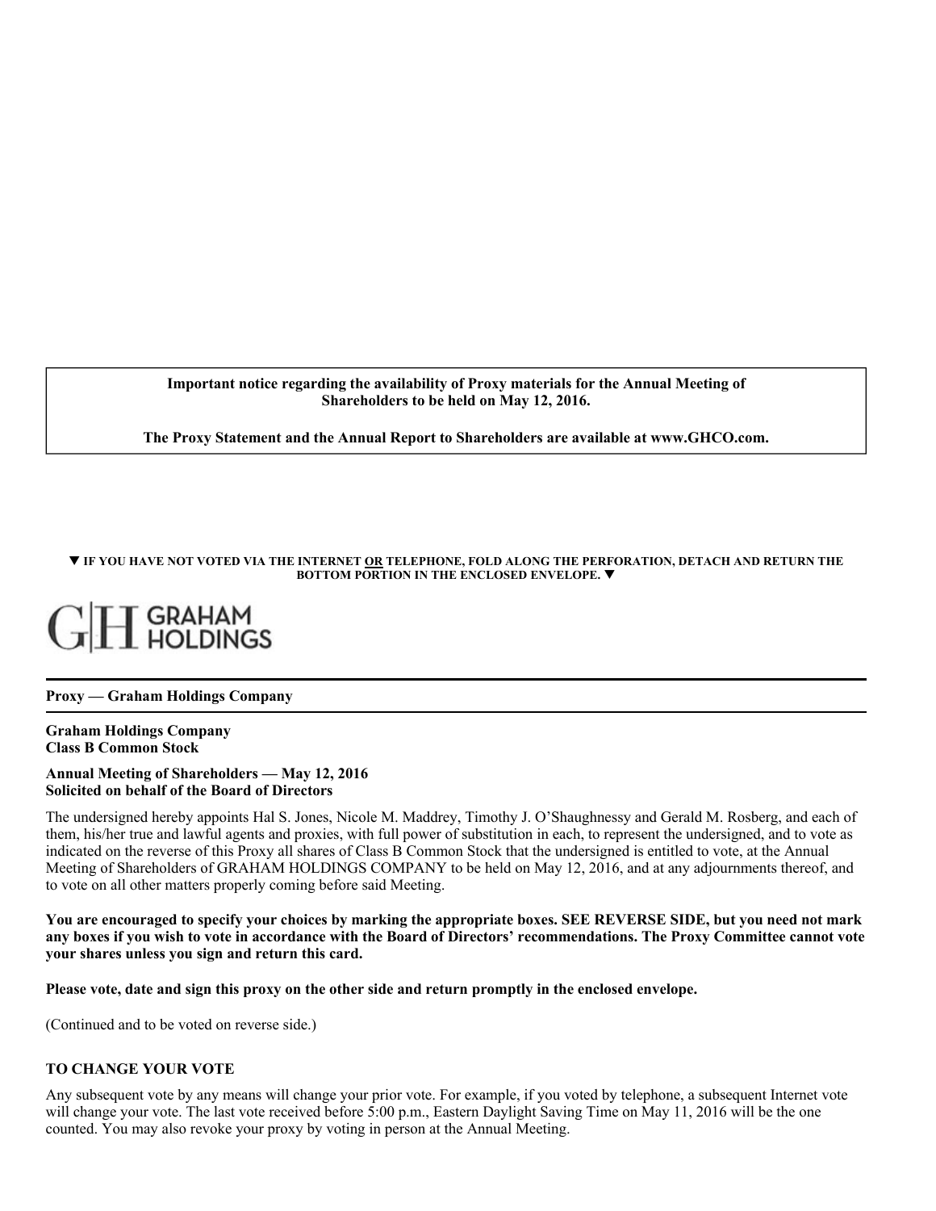**Important notice regarding the availability of Proxy materials for the Annual Meeting of Shareholders to be held on May 12, 2016.**

**The Proxy Statement and the Annual Report to Shareholders are available at www.GHCO.com.**

▼ **IF YOU HAVE NOT VOTED VIA THE INTERNET OR TELEPHONE, FOLD ALONG THE PERFORATION, DETACH AND RETURN THE BOTTOM PORTION IN THE ENCLOSED ENVELOPE.** ▼

G|H GRAHAM HOLDINGS

**Proxy — Graham Holdings Company**

**Graham Holdings Company**
**Class B Common Stock**

**Annual Meeting of Shareholders — May 12, 2016**
**Solicited on behalf of the Board of Directors**

The undersigned hereby appoints Hal S. Jones, Nicole M. Maddrey, Timothy J. O'Shaughnessy and Gerald M. Rosberg, and each of them, his/her true and lawful agents and proxies, with full power of substitution in each, to represent the undersigned, and to vote as indicated on the reverse of this Proxy all shares of Class B Common Stock that the undersigned is entitled to vote, at the Annual Meeting of Shareholders of GRAHAM HOLDINGS COMPANY to be held on May 12, 2016, and at any adjournments thereof, and to vote on all other matters properly coming before said Meeting.

**You are encouraged to specify your choices by marking the appropriate boxes. SEE REVERSE SIDE, but you need not mark any boxes if you wish to vote in accordance with the Board of Directors' recommendations. The Proxy Committee cannot vote your shares unless you sign and return this card.**

**Please vote, date and sign this proxy on the other side and return promptly in the enclosed envelope.**

(Continued and to be voted on reverse side.)

**TO CHANGE YOUR VOTE**

Any subsequent vote by any means will change your prior vote. For example, if you voted by telephone, a subsequent Internet vote will change your vote. The last vote received before 5:00 p.m., Eastern Daylight Saving Time on May 11, 2016 will be the one counted. You may also revoke your proxy by voting in person at the Annual Meeting.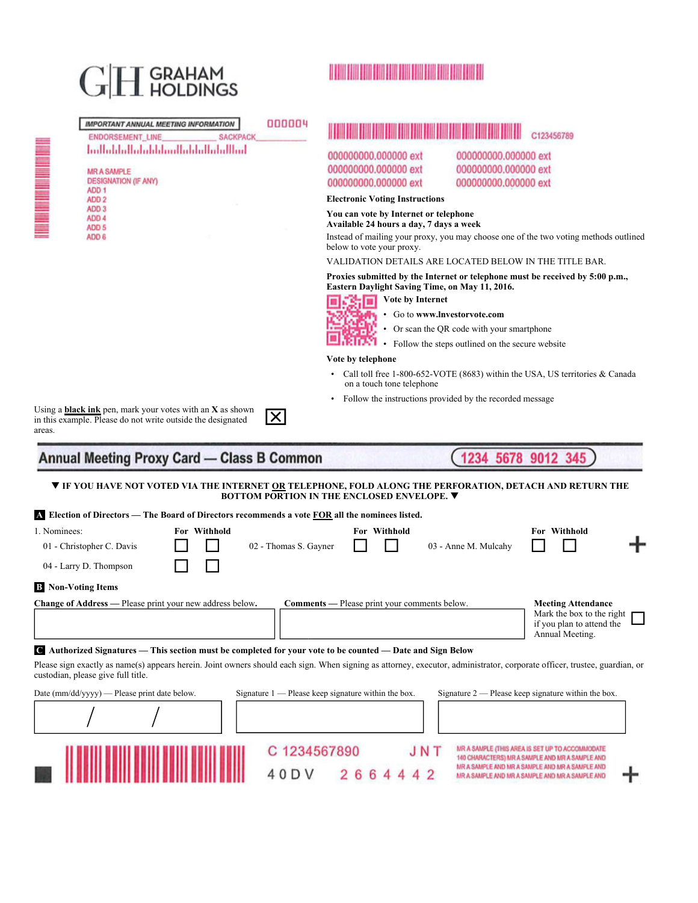GRAHAM HOLDINGS

IMPORTANT ANNUAL MEETING INFORMATION

000004

ENDORSEMENT_LINE______________ SACKPACK_______________

MR A SAMPLE
DESIGNATION (IF ANY)
ADD 1
ADD 2
ADD 3
ADD 4
ADD 5
ADD 6

C123456789

000000000.000000 ext 000000000.000000 ext
000000000.000000 ext 000000000.000000 ext
000000000.000000 ext 000000000.000000 ext

**Electronic Voting Instructions**

**You can vote by Internet or telephone**
**Available 24 hours a day, 7 days a week**

Instead of mailing your proxy, you may choose one of the two voting methods outlined below to vote your proxy.

VALIDATION DETAILS ARE LOCATED BELOW IN THE TITLE BAR.

**Proxies submitted by the Internet or telephone must be received by 5:00 p.m., Eastern Daylight Saving Time, on May 11, 2016.**

**Vote by Internet**

- Go to **www.Investorvote.com**
- Or scan the QR code with your smartphone
- Follow the steps outlined on the secure website

**Vote by telephone**

- Call toll free 1-800-652-VOTE (8683) within the USA, US territories & Canada on a touch tone telephone
- Follow the instructions provided by the recorded message

Using a **black ink** pen, mark your votes with an **X** as shown in this example. Please do not write outside the designated areas. ☒

## Annual Meeting Proxy Card — Class B Common

1234 5678 9012 345

▼ **IF YOU HAVE NOT VOTED VIA THE INTERNET OR TELEPHONE, FOLD ALONG THE PERFORATION, DETACH AND RETURN THE BOTTOM PORTION IN THE ENCLOSED ENVELOPE.** ▼

**A Election of Directors — The Board of Directors recommends a vote FOR all the nominees listed.**

1. Nominees:

| | For | Withhold | | For | Withhold | | For | Withhold |
|---|---|---|---|---|---|---|---|---|
| 01 - Christopher C. Davis | ☐ | ☐ | 02 - Thomas S. Gayner | ☐ | ☐ | 03 - Anne M. Mulcahy | ☐ | ☐ |
| 04 - Larry D. Thompson | ☐ | ☐ | | | | | | |

**B Non-Voting Items**

**Change of Address** — Please print your new address below.

**Comments** — Please print your comments below.

**Meeting Attendance**
Mark the box to the right if you plan to attend the Annual Meeting. ☐

**C Authorized Signatures — This section must be completed for your vote to be counted — Date and Sign Below**

Please sign exactly as name(s) appears herein. Joint owners should each sign. When signing as attorney, executor, administrator, corporate officer, trustee, guardian, or custodian, please give full title.

Date (mm/dd/yyyy) — Please print date below. / /

Signature 1 — Please keep signature within the box.

Signature 2 — Please keep signature within the box.

C 1234567890 J N T

4 0 D V 2 6 6 4 4 4 2

MR A SAMPLE (THIS AREA IS SET UP TO ACCOMMODATE 140 CHARACTERS) MR A SAMPLE AND MR A SAMPLE AND MR A SAMPLE AND MR A SAMPLE AND MR A SAMPLE AND MR A SAMPLE AND MR A SAMPLE AND MR A SAMPLE AND